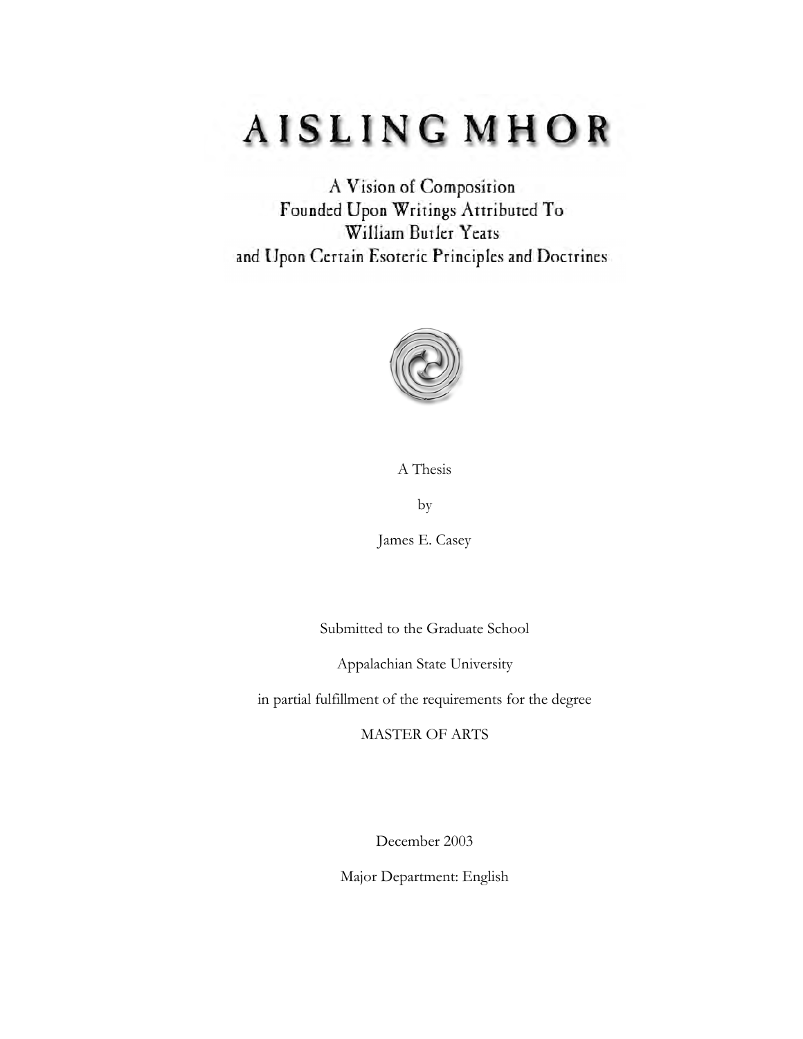# AISLING MHOR

A Vision of Composition
Founded Upon Writings Attributed To
William Butler Yeats
and Upon Certain Esoteric Principles and Doctrines

A Thesis

by

James E. Casey

Submitted to the Graduate School

Appalachian State University

in partial fulfillment of the requirements for the degree

MASTER OF ARTS

December 2003

Major Department: English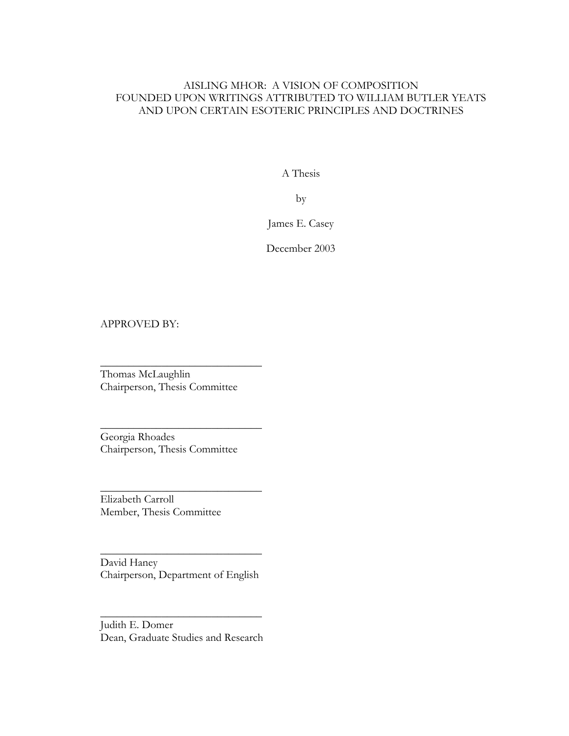# AISLING MHOR: A VISION OF COMPOSITION FOUNDED UPON WRITINGS ATTRIBUTED TO WILLIAM BUTLER YEATS AND UPON CERTAIN ESOTERIC PRINCIPLES AND DOCTRINES

A Thesis

by

James E. Casey

December 2003

APPROVED BY:

\_\_\_\_\_\_\_\_\_\_\_\_\_\_\_\_\_\_\_\_\_\_\_\_\_\_\_\_\_\_
Thomas McLaughlin
Chairperson, Thesis Committee

\_\_\_\_\_\_\_\_\_\_\_\_\_\_\_\_\_\_\_\_\_\_\_\_\_\_\_\_\_\_
Georgia Rhoades
Chairperson, Thesis Committee

\_\_\_\_\_\_\_\_\_\_\_\_\_\_\_\_\_\_\_\_\_\_\_\_\_\_\_\_\_\_
Elizabeth Carroll
Member, Thesis Committee

\_\_\_\_\_\_\_\_\_\_\_\_\_\_\_\_\_\_\_\_\_\_\_\_\_\_\_\_\_\_
David Haney
Chairperson, Department of English

\_\_\_\_\_\_\_\_\_\_\_\_\_\_\_\_\_\_\_\_\_\_\_\_\_\_\_\_\_\_
Judith E. Domer
Dean, Graduate Studies and Research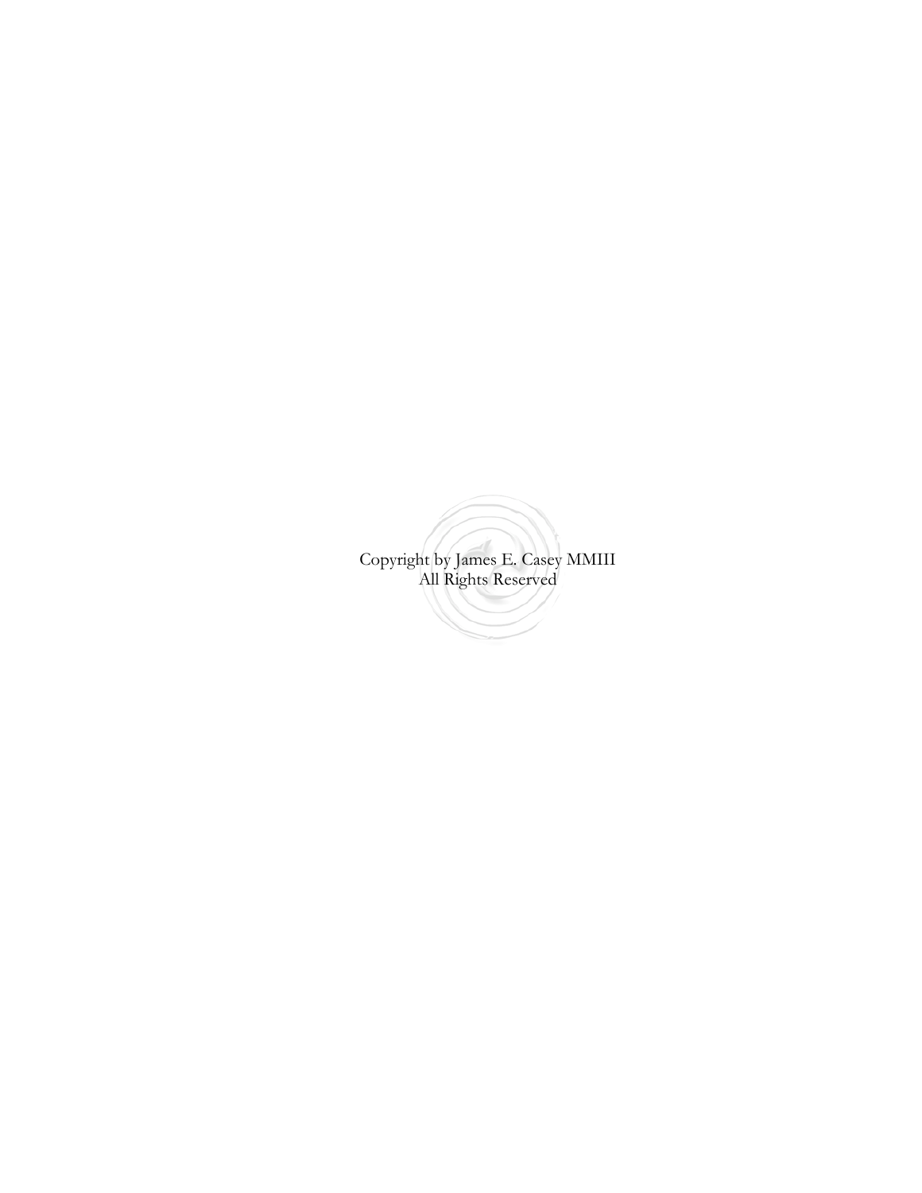Copyright by James E. Casey MMIII
All Rights Reserved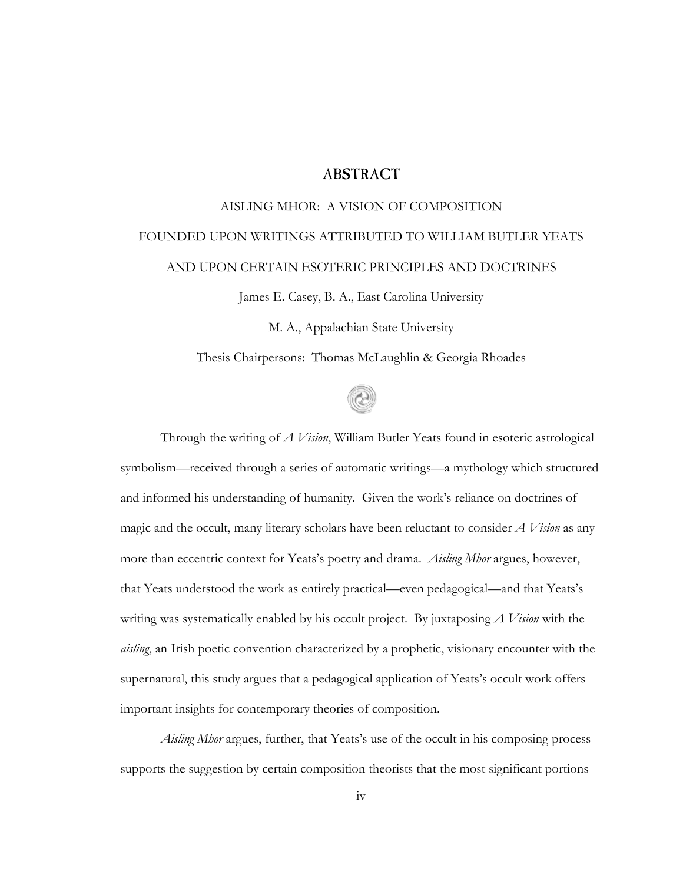# ABSTRACT

AISLING MHOR: A VISION OF COMPOSITION

FOUNDED UPON WRITINGS ATTRIBUTED TO WILLIAM BUTLER YEATS

AND UPON CERTAIN ESOTERIC PRINCIPLES AND DOCTRINES

James E. Casey, B. A., East Carolina University

M. A., Appalachian State University

Thesis Chairpersons: Thomas McLaughlin & Georgia Rhoades

Through the writing of *A Vision*, William Butler Yeats found in esoteric astrological symbolism—received through a series of automatic writings—a mythology which structured and informed his understanding of humanity. Given the work's reliance on doctrines of magic and the occult, many literary scholars have been reluctant to consider *A Vision* as any more than eccentric context for Yeats's poetry and drama. *Aisling Mhor* argues, however, that Yeats understood the work as entirely practical—even pedagogical—and that Yeats's writing was systematically enabled by his occult project. By juxtaposing *A Vision* with the *aisling*, an Irish poetic convention characterized by a prophetic, visionary encounter with the supernatural, this study argues that a pedagogical application of Yeats's occult work offers important insights for contemporary theories of composition.

*Aisling Mhor* argues, further, that Yeats's use of the occult in his composing process supports the suggestion by certain composition theorists that the most significant portions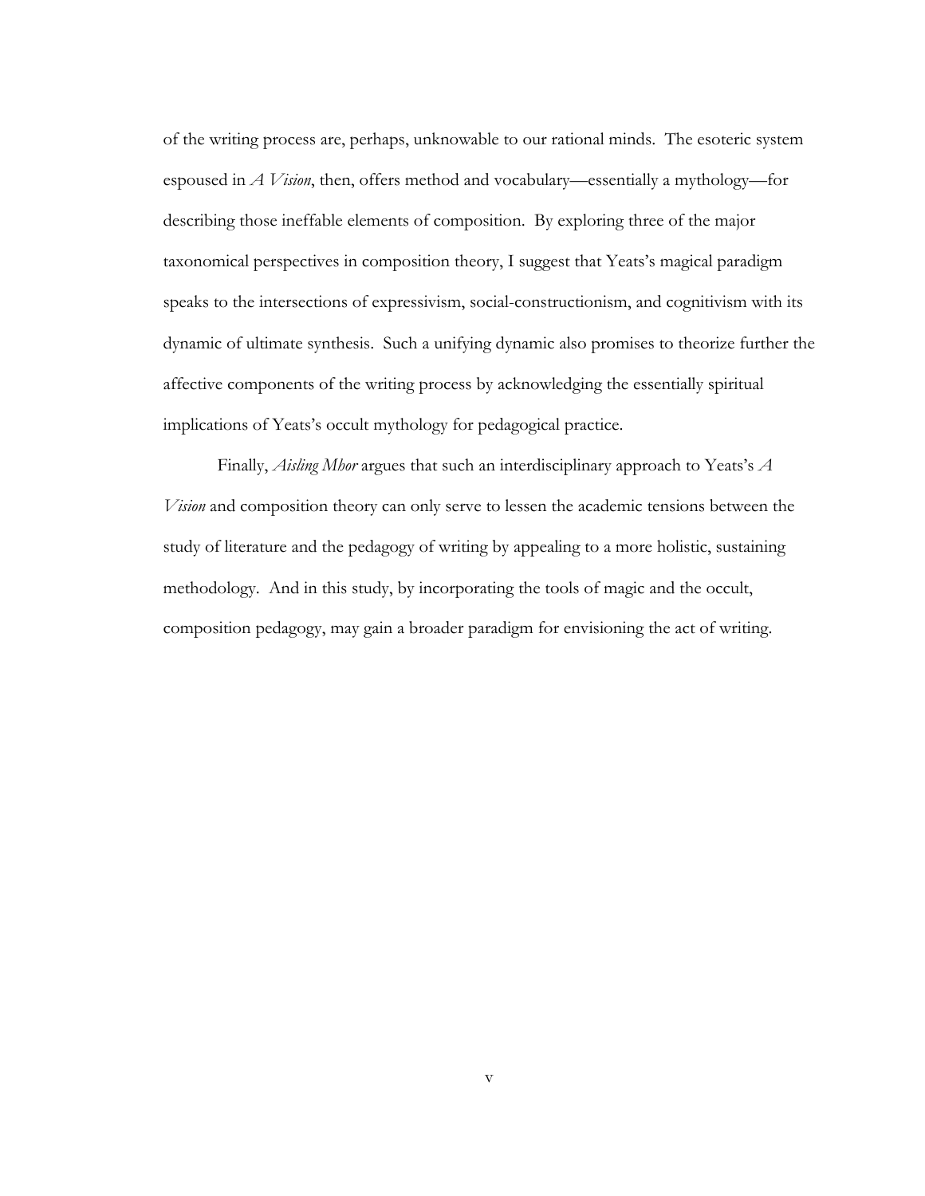of the writing process are, perhaps, unknowable to our rational minds. The esoteric system espoused in *A Vision*, then, offers method and vocabulary—essentially a mythology—for describing those ineffable elements of composition. By exploring three of the major taxonomical perspectives in composition theory, I suggest that Yeats's magical paradigm speaks to the intersections of expressivism, social-constructionism, and cognitivism with its dynamic of ultimate synthesis. Such a unifying dynamic also promises to theorize further the affective components of the writing process by acknowledging the essentially spiritual implications of Yeats's occult mythology for pedagogical practice.

Finally, *Aisling Mhor* argues that such an interdisciplinary approach to Yeats's *A Vision* and composition theory can only serve to lessen the academic tensions between the study of literature and the pedagogy of writing by appealing to a more holistic, sustaining methodology. And in this study, by incorporating the tools of magic and the occult, composition pedagogy, may gain a broader paradigm for envisioning the act of writing.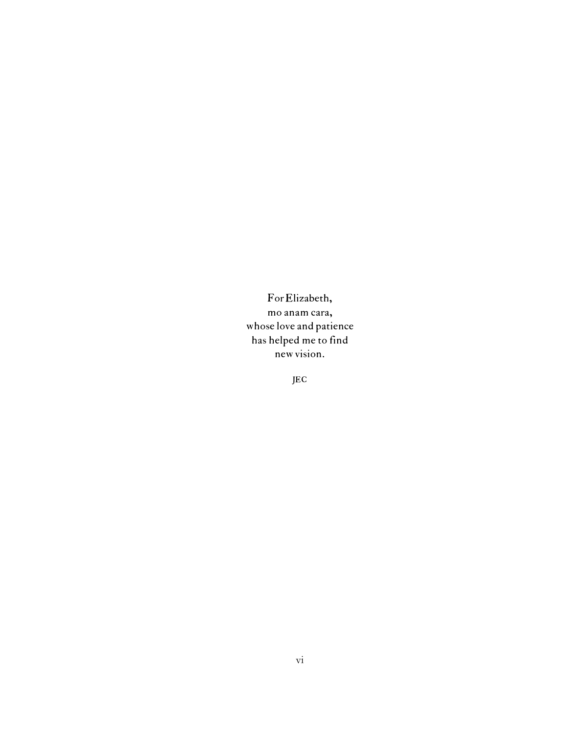For Elizabeth,  
mo anam cara,  
whose love and patience  
has helped me to find  
new vision.

JEC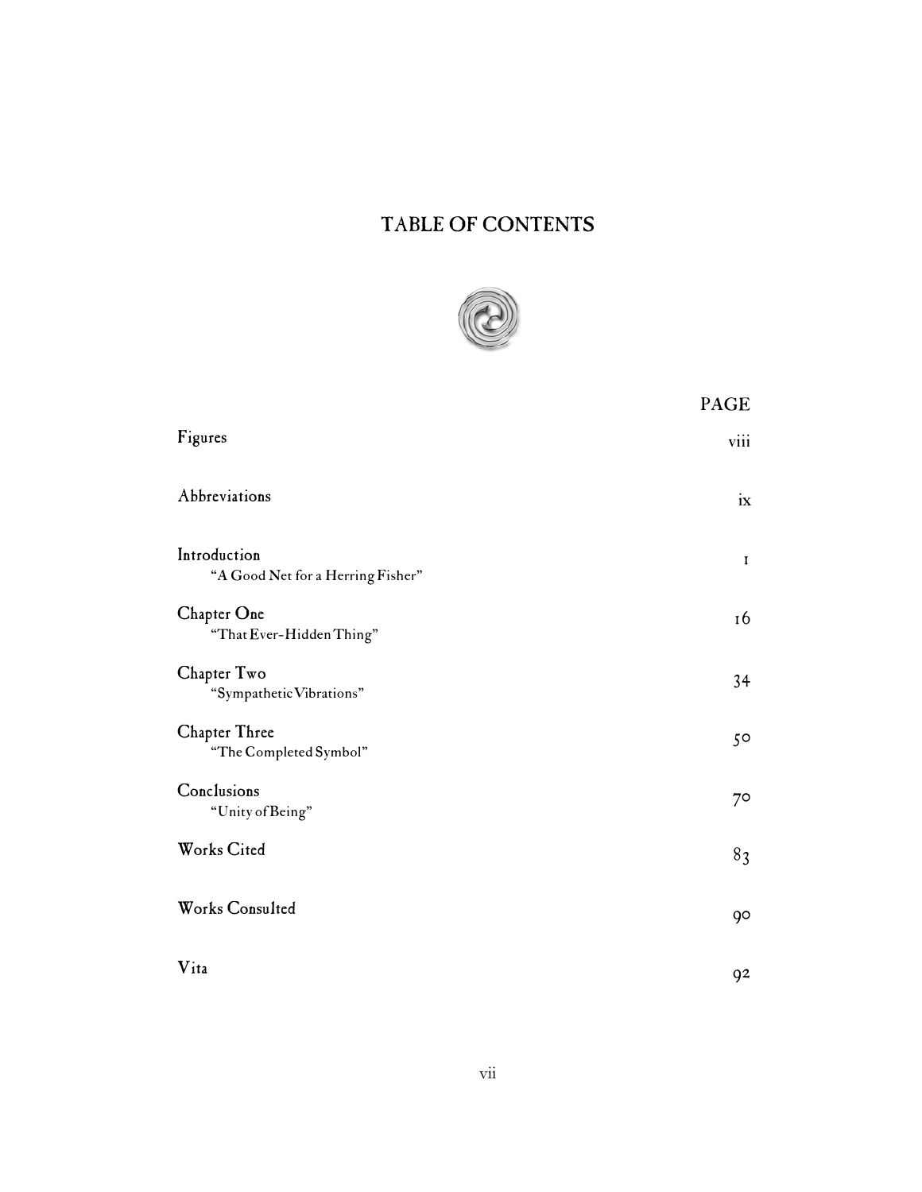# TABLE OF CONTENTS

| | PAGE |
|---|---|
| Figures | viii |
| Abbreviations | ix |
| Introduction<br>"A Good Net for a Herring Fisher" | 1 |
| Chapter One<br>"That Ever-Hidden Thing" | 16 |
| Chapter Two<br>"Sympathetic Vibrations" | 34 |
| Chapter Three<br>"The Completed Symbol" | 50 |
| Conclusions<br>"Unity of Being" | 70 |
| Works Cited | 83 |
| Works Consulted | 90 |
| Vita | 92 |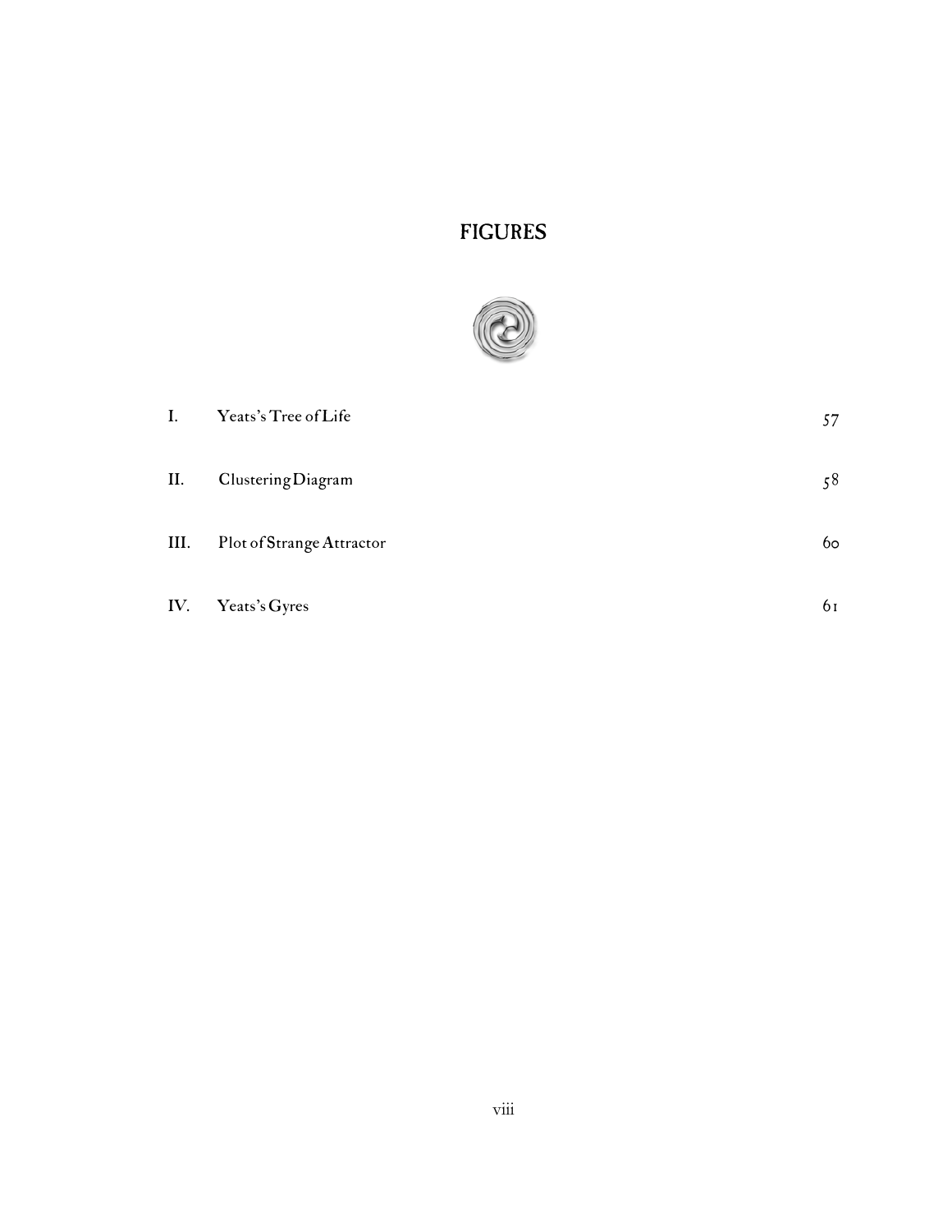# FIGURES

| | | |
|---|---|---|
| I. | Yeats's Tree of Life | 57 |
| II. | Clustering Diagram | 58 |
| III. | Plot of Strange Attractor | 60 |
| IV. | Yeats's Gyres | 61 |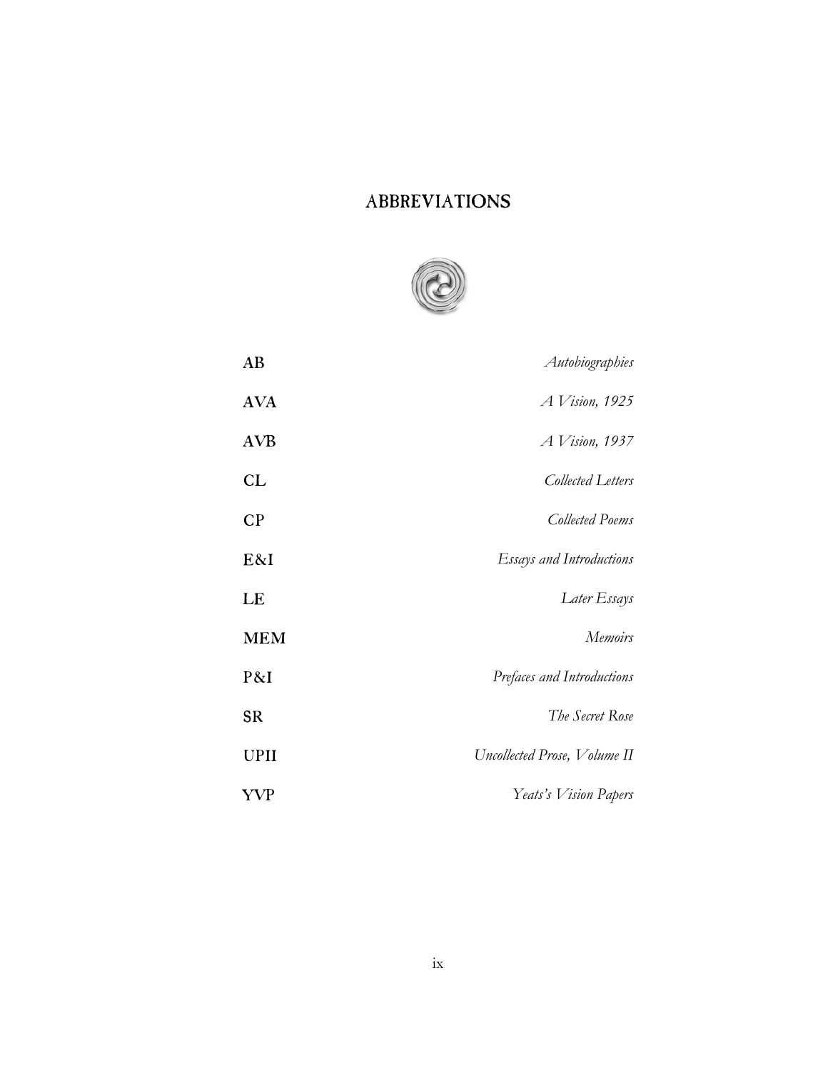# ABBREVIATIONS

| | |
|---|---|
| **AB** | *Autobiographies* |
| **AVA** | *A Vision, 1925* |
| **AVB** | *A Vision, 1937* |
| **CL** | *Collected Letters* |
| **CP** | *Collected Poems* |
| **E&I** | *Essays and Introductions* |
| **LE** | *Later Essays* |
| **MEM** | *Memoirs* |
| **P&I** | *Prefaces and Introductions* |
| **SR** | *The Secret Rose* |
| **UPII** | *Uncollected Prose, Volume II* |
| **YVP** | *Yeats's Vision Papers* |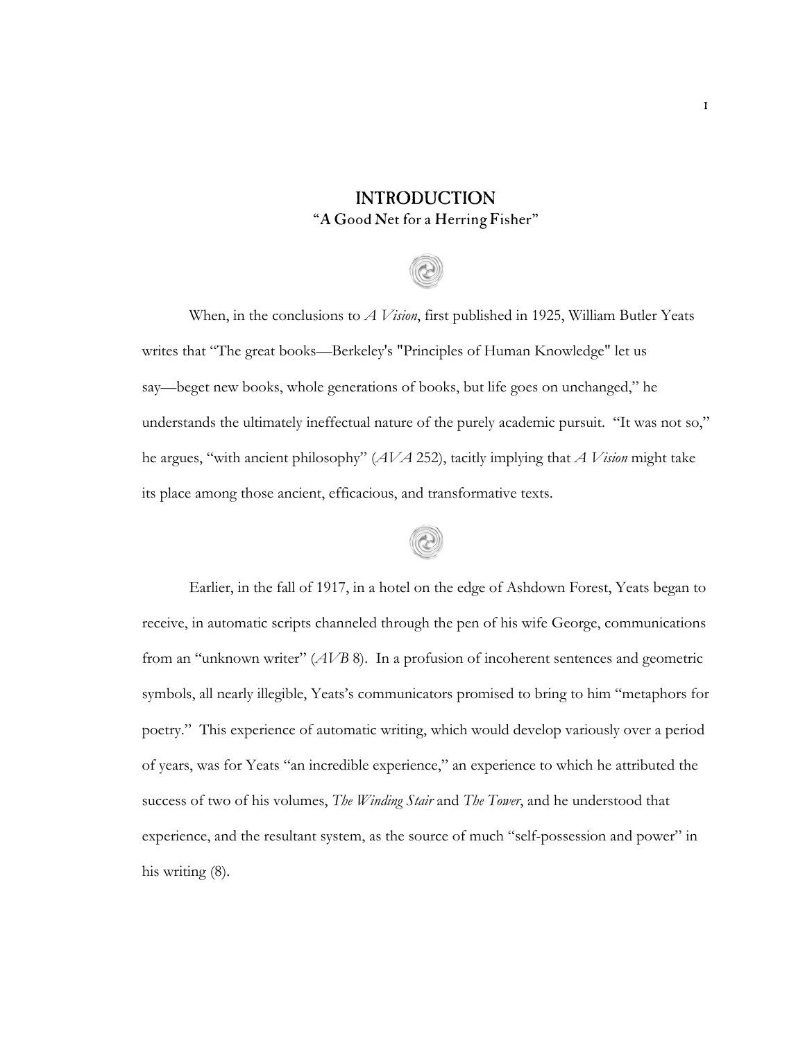# INTRODUCTION

## "A Good Net for a Herring Fisher"

When, in the conclusions to *A Vision*, first published in 1925, William Butler Yeats writes that "The great books—Berkeley's "Principles of Human Knowledge" let us say—beget new books, whole generations of books, but life goes on unchanged," he understands the ultimately ineffectual nature of the purely academic pursuit. "It was not so," he argues, "with ancient philosophy" (*AVA* 252), tacitly implying that *A Vision* might take its place among those ancient, efficacious, and transformative texts.

Earlier, in the fall of 1917, in a hotel on the edge of Ashdown Forest, Yeats began to receive, in automatic scripts channeled through the pen of his wife George, communications from an "unknown writer" (*AVB* 8). In a profusion of incoherent sentences and geometric symbols, all nearly illegible, Yeats's communicators promised to bring to him "metaphors for poetry." This experience of automatic writing, which would develop variously over a period of years, was for Yeats "an incredible experience," an experience to which he attributed the success of two of his volumes, *The Winding Stair* and *The Tower*, and he understood that experience, and the resultant system, as the source of much "self-possession and power" in his writing (8).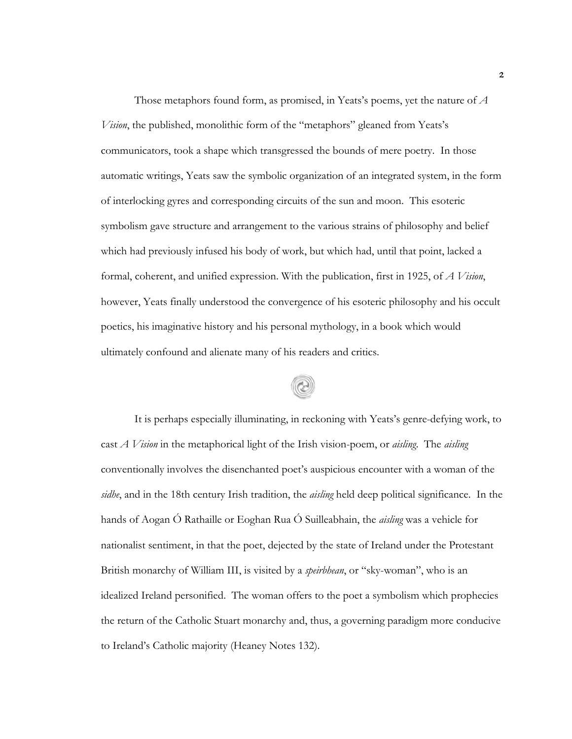Those metaphors found form, as promised, in Yeats's poems, yet the nature of *A Vision*, the published, monolithic form of the "metaphors" gleaned from Yeats's communicators, took a shape which transgressed the bounds of mere poetry. In those automatic writings, Yeats saw the symbolic organization of an integrated system, in the form of interlocking gyres and corresponding circuits of the sun and moon. This esoteric symbolism gave structure and arrangement to the various strains of philosophy and belief which had previously infused his body of work, but which had, until that point, lacked a formal, coherent, and unified expression. With the publication, first in 1925, of *A Vision*, however, Yeats finally understood the convergence of his esoteric philosophy and his occult poetics, his imaginative history and his personal mythology, in a book which would ultimately confound and alienate many of his readers and critics.

It is perhaps especially illuminating, in reckoning with Yeats's genre-defying work, to cast *A Vision* in the metaphorical light of the Irish vision-poem, or *aisling*. The *aisling* conventionally involves the disenchanted poet's auspicious encounter with a woman of the *sidhe*, and in the 18th century Irish tradition, the *aisling* held deep political significance. In the hands of Aogan Ó Rathaille or Eoghan Rua Ó Suilleabhain, the *aisling* was a vehicle for nationalist sentiment, in that the poet, dejected by the state of Ireland under the Protestant British monarchy of William III, is visited by a *speirbhean*, or "sky-woman", who is an idealized Ireland personified. The woman offers to the poet a symbolism which prophecies the return of the Catholic Stuart monarchy and, thus, a governing paradigm more conducive to Ireland's Catholic majority (Heaney Notes 132).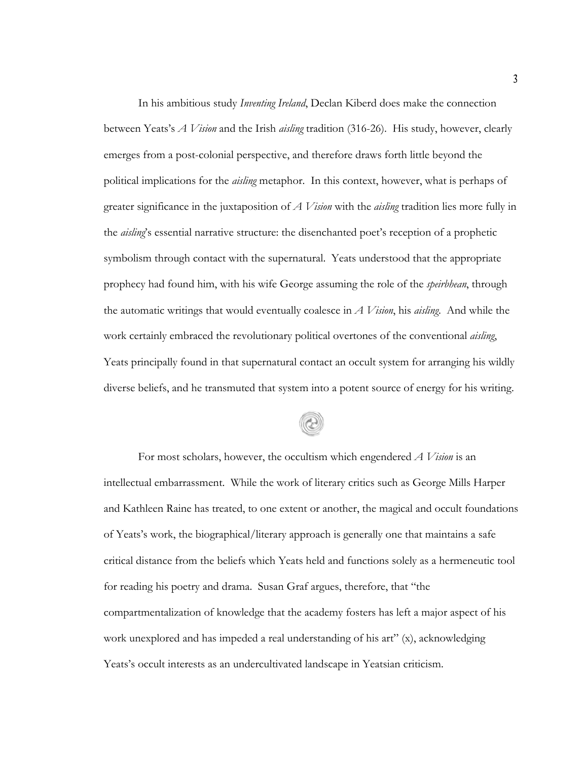In his ambitious study *Inventing Ireland*, Declan Kiberd does make the connection between Yeats's *A Vision* and the Irish *aisling* tradition (316-26). His study, however, clearly emerges from a post-colonial perspective, and therefore draws forth little beyond the political implications for the *aisling* metaphor. In this context, however, what is perhaps of greater significance in the juxtaposition of *A Vision* with the *aisling* tradition lies more fully in the *aisling*'s essential narrative structure: the disenchanted poet's reception of a prophetic symbolism through contact with the supernatural. Yeats understood that the appropriate prophecy had found him, with his wife George assuming the role of the *speirbhean*, through the automatic writings that would eventually coalesce in *A Vision*, his *aisling*. And while the work certainly embraced the revolutionary political overtones of the conventional *aisling*, Yeats principally found in that supernatural contact an occult system for arranging his wildly diverse beliefs, and he transmuted that system into a potent source of energy for his writing.

For most scholars, however, the occultism which engendered *A Vision* is an intellectual embarrassment. While the work of literary critics such as George Mills Harper and Kathleen Raine has treated, to one extent or another, the magical and occult foundations of Yeats's work, the biographical/literary approach is generally one that maintains a safe critical distance from the beliefs which Yeats held and functions solely as a hermeneutic tool for reading his poetry and drama. Susan Graf argues, therefore, that "the compartmentalization of knowledge that the academy fosters has left a major aspect of his work unexplored and has impeded a real understanding of his art" (x), acknowledging Yeats's occult interests as an undercultivated landscape in Yeatsian criticism.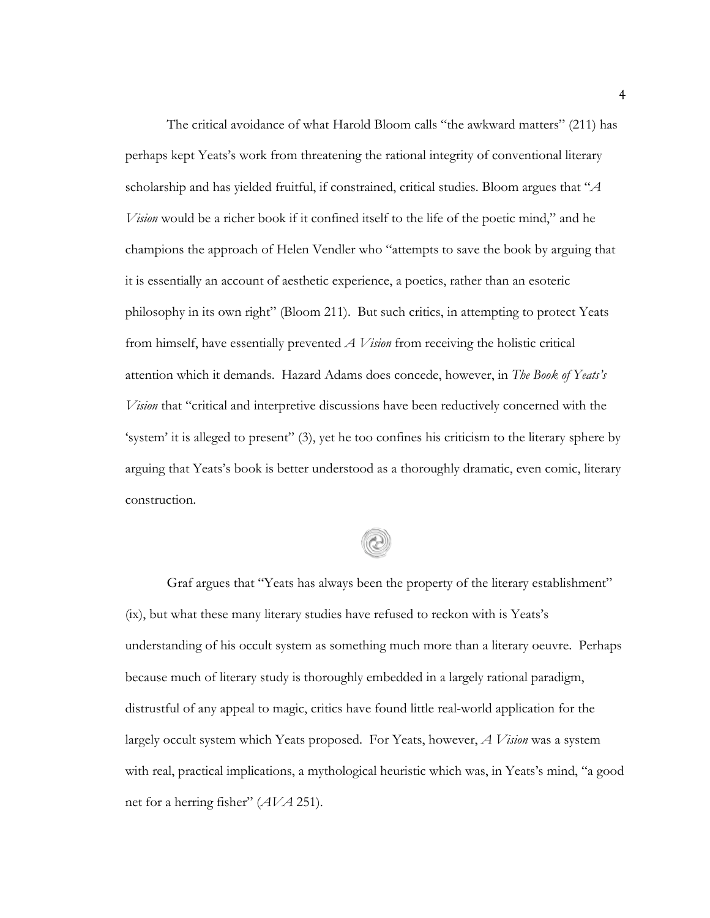The critical avoidance of what Harold Bloom calls "the awkward matters" (211) has perhaps kept Yeats's work from threatening the rational integrity of conventional literary scholarship and has yielded fruitful, if constrained, critical studies. Bloom argues that "*A Vision* would be a richer book if it confined itself to the life of the poetic mind," and he champions the approach of Helen Vendler who "attempts to save the book by arguing that it is essentially an account of aesthetic experience, a poetics, rather than an esoteric philosophy in its own right" (Bloom 211). But such critics, in attempting to protect Yeats from himself, have essentially prevented *A Vision* from receiving the holistic critical attention which it demands. Hazard Adams does concede, however, in *The Book of Yeats's Vision* that "critical and interpretive discussions have been reductively concerned with the 'system' it is alleged to present" (3), yet he too confines his criticism to the literary sphere by arguing that Yeats's book is better understood as a thoroughly dramatic, even comic, literary construction.

Graf argues that "Yeats has always been the property of the literary establishment" (ix), but what these many literary studies have refused to reckon with is Yeats's understanding of his occult system as something much more than a literary oeuvre. Perhaps because much of literary study is thoroughly embedded in a largely rational paradigm, distrustful of any appeal to magic, critics have found little real-world application for the largely occult system which Yeats proposed. For Yeats, however, *A Vision* was a system with real, practical implications, a mythological heuristic which was, in Yeats's mind, "a good net for a herring fisher" (*AVA* 251).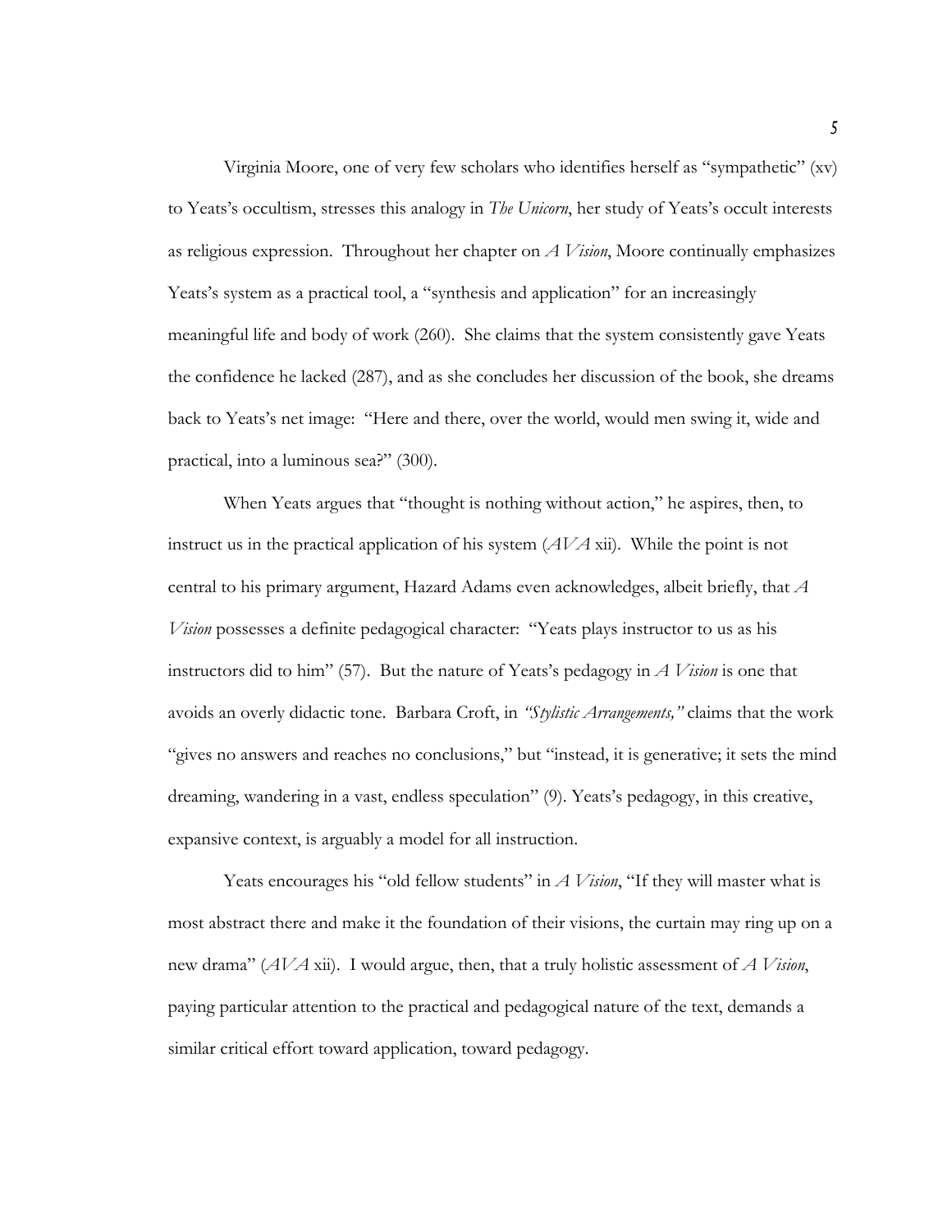Virginia Moore, one of very few scholars who identifies herself as "sympathetic" (xv) to Yeats's occultism, stresses this analogy in *The Unicorn*, her study of Yeats's occult interests as religious expression. Throughout her chapter on *A Vision*, Moore continually emphasizes Yeats's system as a practical tool, a "synthesis and application" for an increasingly meaningful life and body of work (260). She claims that the system consistently gave Yeats the confidence he lacked (287), and as she concludes her discussion of the book, she dreams back to Yeats's net image: "Here and there, over the world, would men swing it, wide and practical, into a luminous sea?" (300).

When Yeats argues that "thought is nothing without action," he aspires, then, to instruct us in the practical application of his system (*AVA* xii). While the point is not central to his primary argument, Hazard Adams even acknowledges, albeit briefly, that *A Vision* possesses a definite pedagogical character: "Yeats plays instructor to us as his instructors did to him" (57). But the nature of Yeats's pedagogy in *A Vision* is one that avoids an overly didactic tone. Barbara Croft, in *"Stylistic Arrangements,"* claims that the work "gives no answers and reaches no conclusions," but "instead, it is generative; it sets the mind dreaming, wandering in a vast, endless speculation" (9). Yeats's pedagogy, in this creative, expansive context, is arguably a model for all instruction.

Yeats encourages his "old fellow students" in *A Vision*, "If they will master what is most abstract there and make it the foundation of their visions, the curtain may ring up on a new drama" (*AVA* xii). I would argue, then, that a truly holistic assessment of *A Vision*, paying particular attention to the practical and pedagogical nature of the text, demands a similar critical effort toward application, toward pedagogy.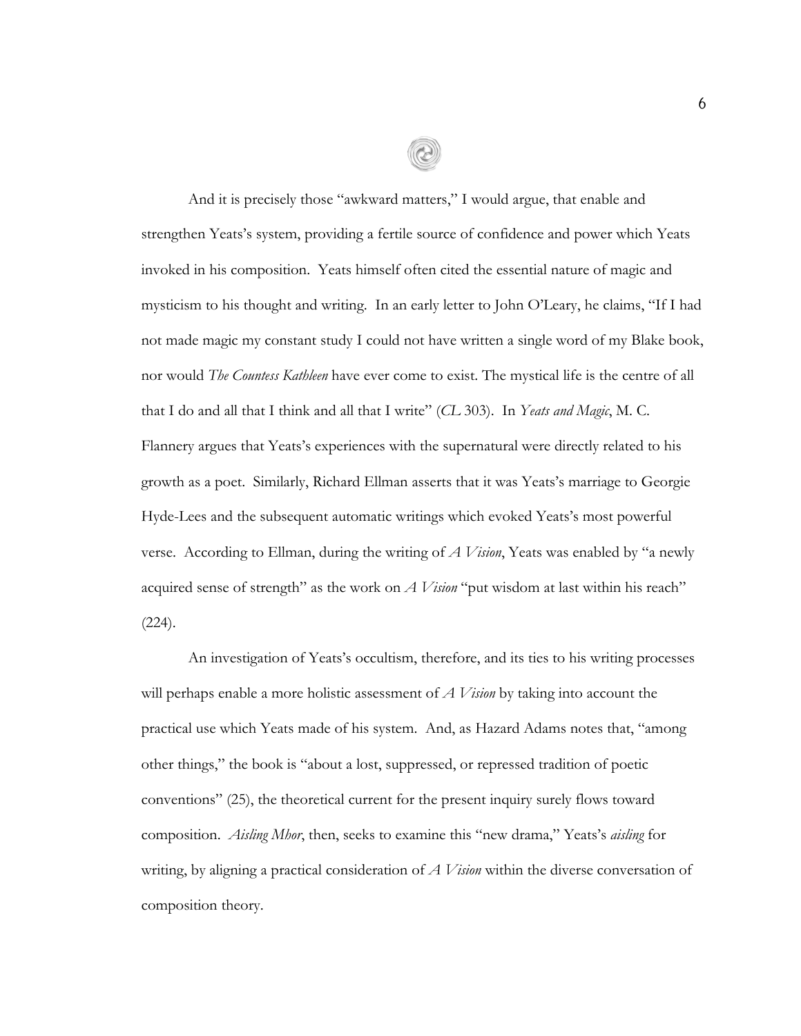And it is precisely those "awkward matters," I would argue, that enable and strengthen Yeats's system, providing a fertile source of confidence and power which Yeats invoked in his composition. Yeats himself often cited the essential nature of magic and mysticism to his thought and writing. In an early letter to John O'Leary, he claims, "If I had not made magic my constant study I could not have written a single word of my Blake book, nor would *The Countess Kathleen* have ever come to exist. The mystical life is the centre of all that I do and all that I think and all that I write" (*CL* 303). In *Yeats and Magic*, M. C. Flannery argues that Yeats's experiences with the supernatural were directly related to his growth as a poet. Similarly, Richard Ellman asserts that it was Yeats's marriage to Georgie Hyde-Lees and the subsequent automatic writings which evoked Yeats's most powerful verse. According to Ellman, during the writing of *A Vision*, Yeats was enabled by "a newly acquired sense of strength" as the work on *A Vision* "put wisdom at last within his reach" (224).

An investigation of Yeats's occultism, therefore, and its ties to his writing processes will perhaps enable a more holistic assessment of *A Vision* by taking into account the practical use which Yeats made of his system. And, as Hazard Adams notes that, "among other things," the book is "about a lost, suppressed, or repressed tradition of poetic conventions" (25), the theoretical current for the present inquiry surely flows toward composition. *Aisling Mhor*, then, seeks to examine this "new drama," Yeats's *aisling* for writing, by aligning a practical consideration of *A Vision* within the diverse conversation of composition theory.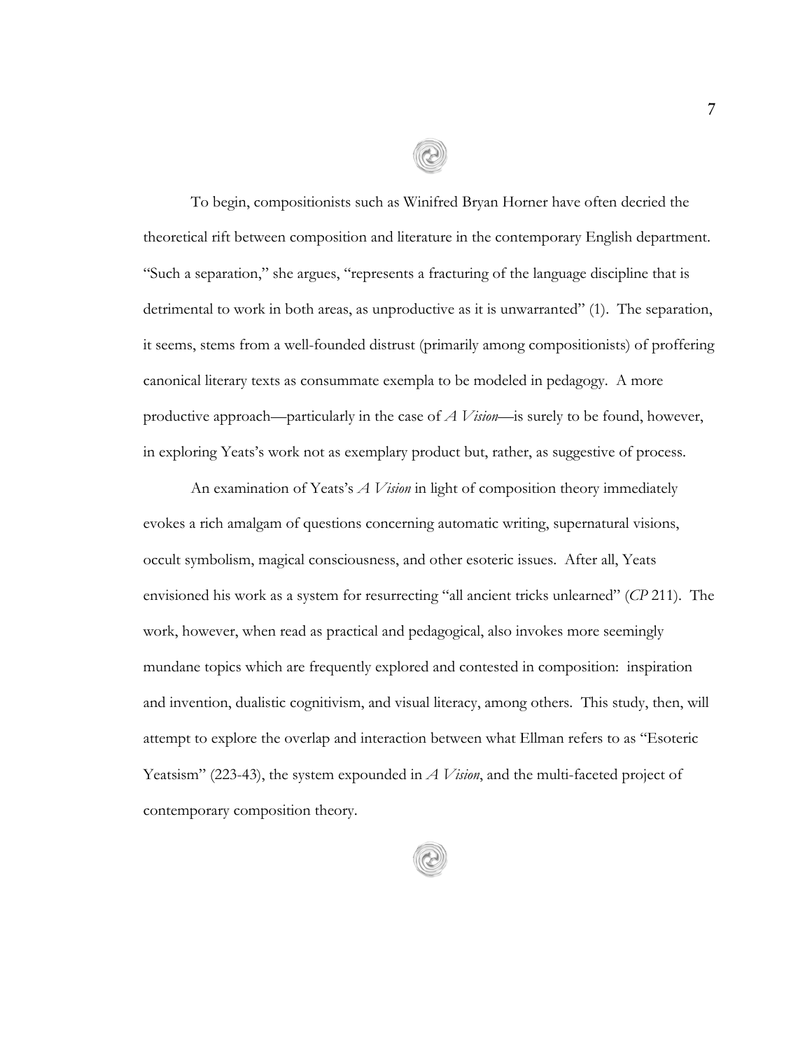To begin, compositionists such as Winifred Bryan Horner have often decried the theoretical rift between composition and literature in the contemporary English department. "Such a separation," she argues, "represents a fracturing of the language discipline that is detrimental to work in both areas, as unproductive as it is unwarranted" (1). The separation, it seems, stems from a well-founded distrust (primarily among compositionists) of proffering canonical literary texts as consummate exempla to be modeled in pedagogy. A more productive approach—particularly in the case of *A Vision*—is surely to be found, however, in exploring Yeats's work not as exemplary product but, rather, as suggestive of process.

An examination of Yeats's *A Vision* in light of composition theory immediately evokes a rich amalgam of questions concerning automatic writing, supernatural visions, occult symbolism, magical consciousness, and other esoteric issues. After all, Yeats envisioned his work as a system for resurrecting "all ancient tricks unlearned" (*CP* 211). The work, however, when read as practical and pedagogical, also invokes more seemingly mundane topics which are frequently explored and contested in composition: inspiration and invention, dualistic cognitivism, and visual literacy, among others. This study, then, will attempt to explore the overlap and interaction between what Ellman refers to as "Esoteric Yeatsism" (223-43), the system expounded in *A Vision*, and the multi-faceted project of contemporary composition theory.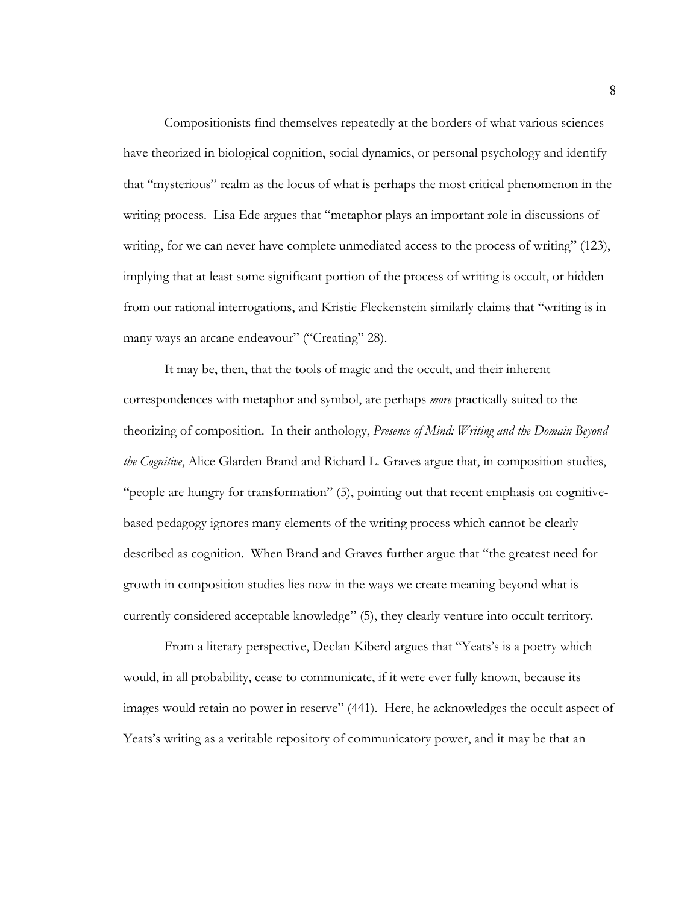Compositionists find themselves repeatedly at the borders of what various sciences have theorized in biological cognition, social dynamics, or personal psychology and identify that "mysterious" realm as the locus of what is perhaps the most critical phenomenon in the writing process. Lisa Ede argues that "metaphor plays an important role in discussions of writing, for we can never have complete unmediated access to the process of writing" (123), implying that at least some significant portion of the process of writing is occult, or hidden from our rational interrogations, and Kristie Fleckenstein similarly claims that "writing is in many ways an arcane endeavour" ("Creating" 28).

It may be, then, that the tools of magic and the occult, and their inherent correspondences with metaphor and symbol, are perhaps *more* practically suited to the theorizing of composition. In their anthology, *Presence of Mind: Writing and the Domain Beyond the Cognitive*, Alice Glarden Brand and Richard L. Graves argue that, in composition studies, "people are hungry for transformation" (5), pointing out that recent emphasis on cognitive-based pedagogy ignores many elements of the writing process which cannot be clearly described as cognition. When Brand and Graves further argue that "the greatest need for growth in composition studies lies now in the ways we create meaning beyond what is currently considered acceptable knowledge" (5), they clearly venture into occult territory.

From a literary perspective, Declan Kiberd argues that "Yeats's is a poetry which would, in all probability, cease to communicate, if it were ever fully known, because its images would retain no power in reserve" (441). Here, he acknowledges the occult aspect of Yeats's writing as a veritable repository of communicatory power, and it may be that an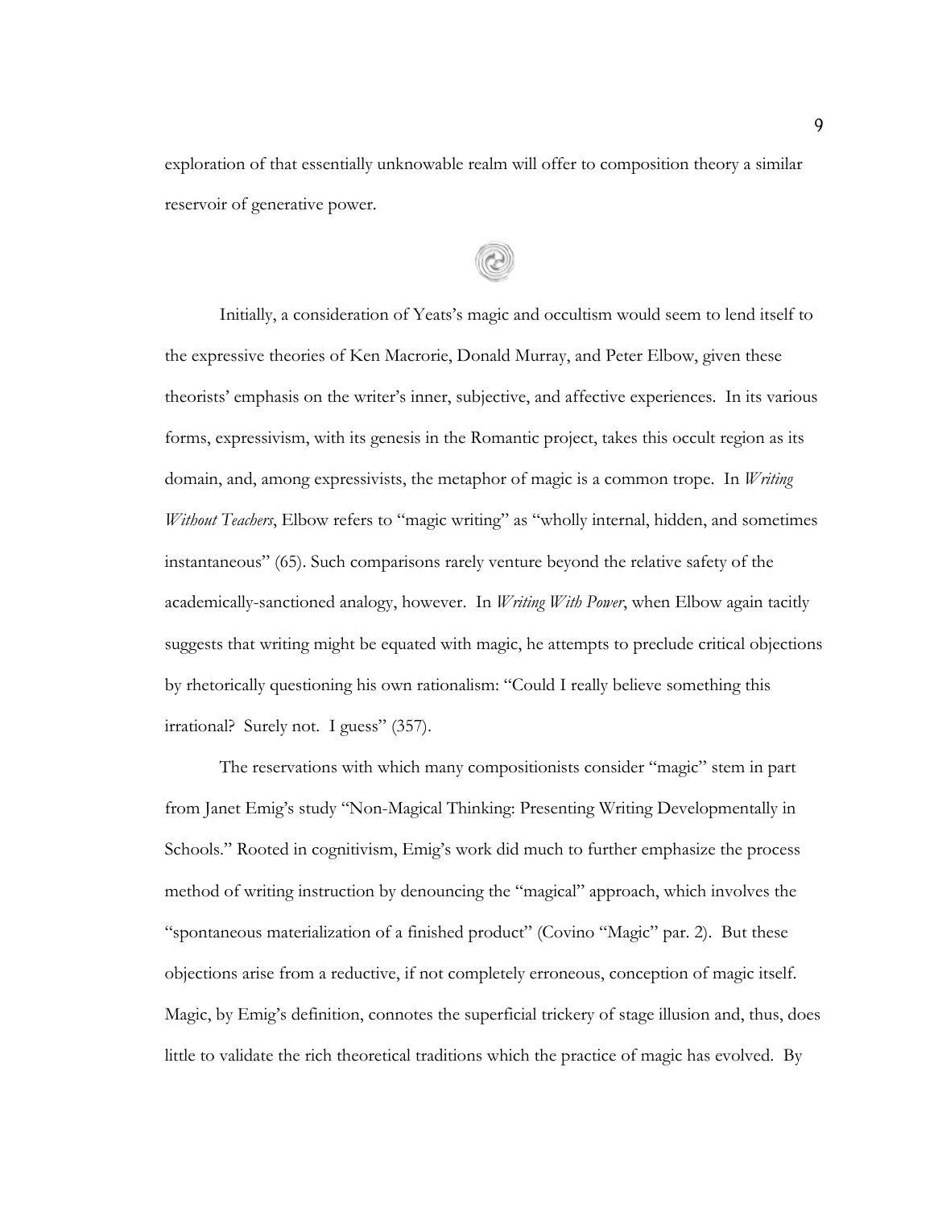exploration of that essentially unknowable realm will offer to composition theory a similar reservoir of generative power.

Initially, a consideration of Yeats's magic and occultism would seem to lend itself to the expressive theories of Ken Macrorie, Donald Murray, and Peter Elbow, given these theorists' emphasis on the writer's inner, subjective, and affective experiences. In its various forms, expressivism, with its genesis in the Romantic project, takes this occult region as its domain, and, among expressivists, the metaphor of magic is a common trope. In *Writing Without Teachers*, Elbow refers to "magic writing" as "wholly internal, hidden, and sometimes instantaneous" (65). Such comparisons rarely venture beyond the relative safety of the academically-sanctioned analogy, however. In *Writing With Power*, when Elbow again tacitly suggests that writing might be equated with magic, he attempts to preclude critical objections by rhetorically questioning his own rationalism: "Could I really believe something this irrational? Surely not. I guess" (357).

The reservations with which many compositionists consider "magic" stem in part from Janet Emig's study "Non-Magical Thinking: Presenting Writing Developmentally in Schools." Rooted in cognitivism, Emig's work did much to further emphasize the process method of writing instruction by denouncing the "magical" approach, which involves the "spontaneous materialization of a finished product" (Covino "Magic" par. 2). But these objections arise from a reductive, if not completely erroneous, conception of magic itself. Magic, by Emig's definition, connotes the superficial trickery of stage illusion and, thus, does little to validate the rich theoretical traditions which the practice of magic has evolved. By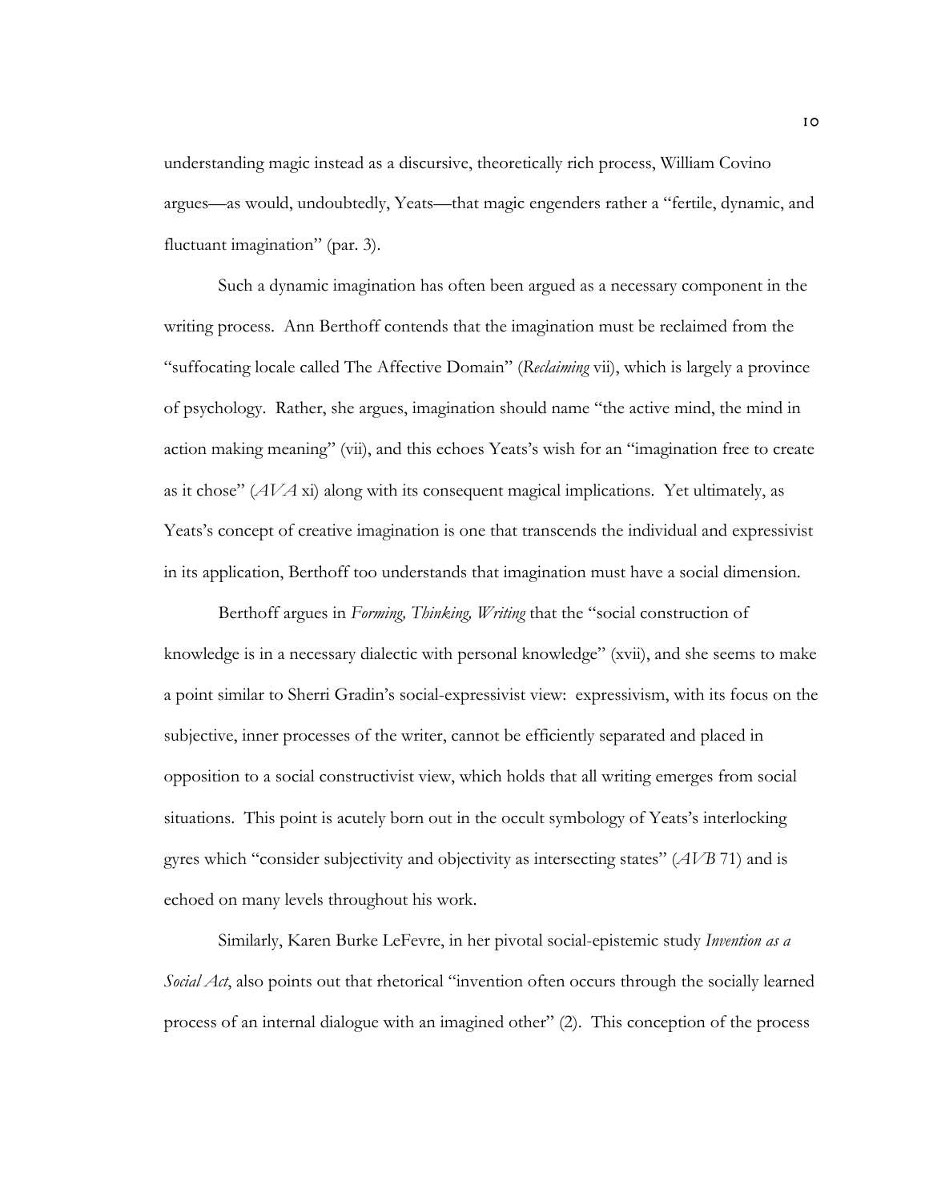understanding magic instead as a discursive, theoretically rich process, William Covino argues—as would, undoubtedly, Yeats—that magic engenders rather a "fertile, dynamic, and fluctuant imagination" (par. 3).

Such a dynamic imagination has often been argued as a necessary component in the writing process. Ann Berthoff contends that the imagination must be reclaimed from the "suffocating locale called The Affective Domain" (*Reclaiming* vii), which is largely a province of psychology. Rather, she argues, imagination should name "the active mind, the mind in action making meaning" (vii), and this echoes Yeats's wish for an "imagination free to create as it chose" (*AVA* xi) along with its consequent magical implications. Yet ultimately, as Yeats's concept of creative imagination is one that transcends the individual and expressivist in its application, Berthoff too understands that imagination must have a social dimension.

Berthoff argues in *Forming, Thinking, Writing* that the "social construction of knowledge is in a necessary dialectic with personal knowledge" (xvii), and she seems to make a point similar to Sherri Gradin's social-expressivist view: expressivism, with its focus on the subjective, inner processes of the writer, cannot be efficiently separated and placed in opposition to a social constructivist view, which holds that all writing emerges from social situations. This point is acutely born out in the occult symbology of Yeats's interlocking gyres which "consider subjectivity and objectivity as intersecting states" (*AVB* 71) and is echoed on many levels throughout his work.

Similarly, Karen Burke LeFevre, in her pivotal social-epistemic study *Invention as a Social Act*, also points out that rhetorical "invention often occurs through the socially learned process of an internal dialogue with an imagined other" (2). This conception of the process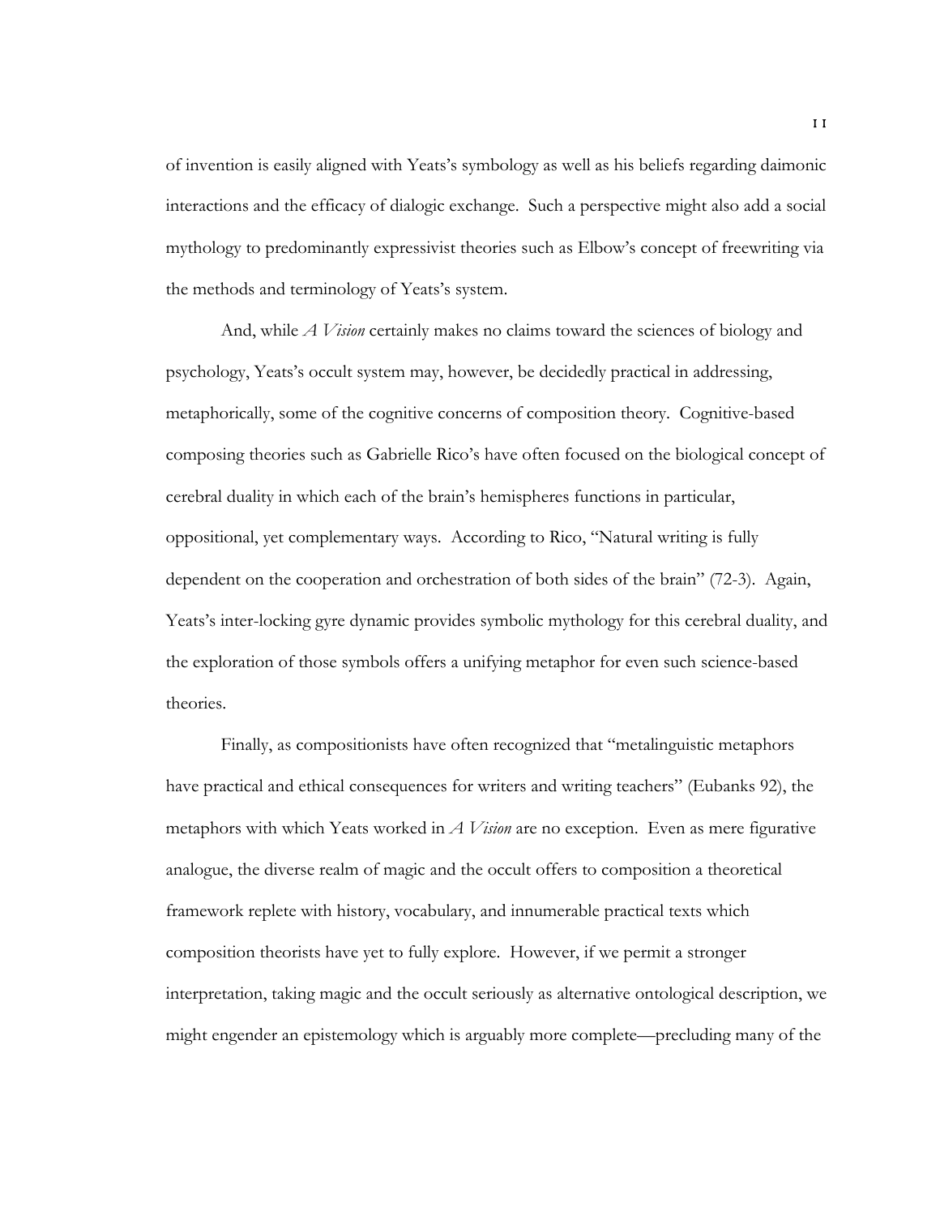of invention is easily aligned with Yeats's symbology as well as his beliefs regarding daimonic interactions and the efficacy of dialogic exchange. Such a perspective might also add a social mythology to predominantly expressivist theories such as Elbow's concept of freewriting via the methods and terminology of Yeats's system.

And, while *A Vision* certainly makes no claims toward the sciences of biology and psychology, Yeats's occult system may, however, be decidedly practical in addressing, metaphorically, some of the cognitive concerns of composition theory. Cognitive-based composing theories such as Gabrielle Rico's have often focused on the biological concept of cerebral duality in which each of the brain's hemispheres functions in particular, oppositional, yet complementary ways. According to Rico, "Natural writing is fully dependent on the cooperation and orchestration of both sides of the brain" (72-3). Again, Yeats's inter-locking gyre dynamic provides symbolic mythology for this cerebral duality, and the exploration of those symbols offers a unifying metaphor for even such science-based theories.

Finally, as compositionists have often recognized that "metalinguistic metaphors have practical and ethical consequences for writers and writing teachers" (Eubanks 92), the metaphors with which Yeats worked in *A Vision* are no exception. Even as mere figurative analogue, the diverse realm of magic and the occult offers to composition a theoretical framework replete with history, vocabulary, and innumerable practical texts which composition theorists have yet to fully explore. However, if we permit a stronger interpretation, taking magic and the occult seriously as alternative ontological description, we might engender an epistemology which is arguably more complete—precluding many of the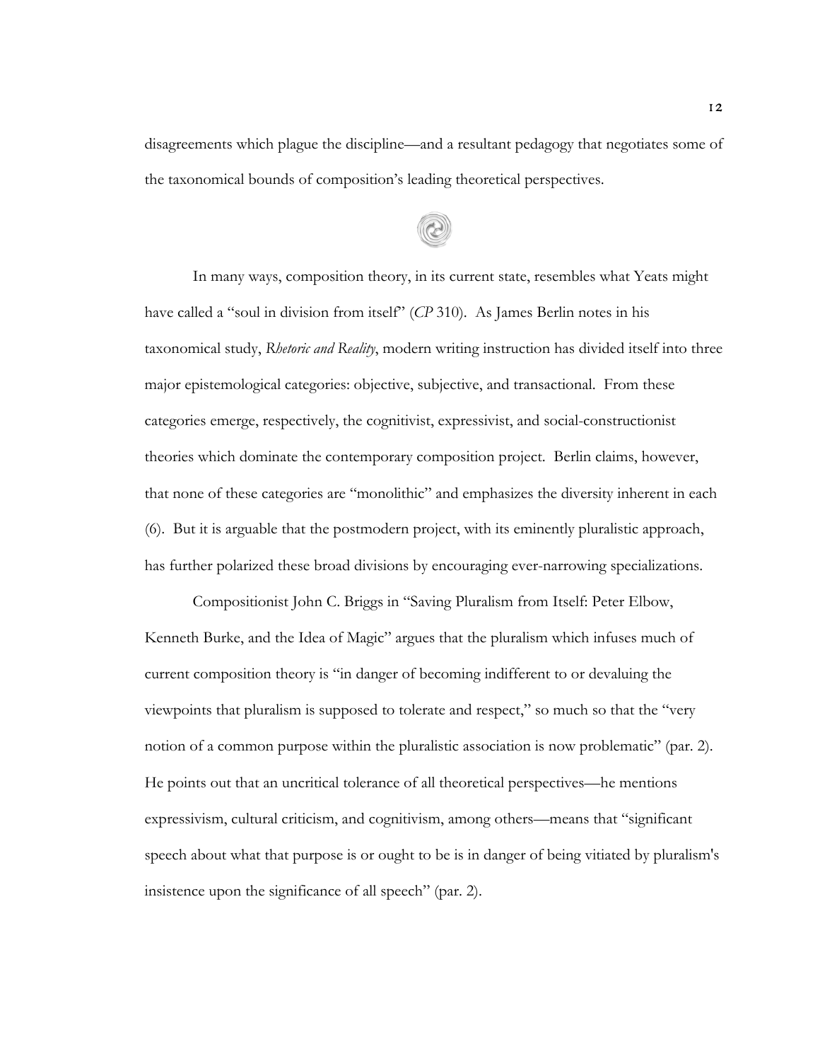disagreements which plague the discipline—and a resultant pedagogy that negotiates some of the taxonomical bounds of composition's leading theoretical perspectives.

In many ways, composition theory, in its current state, resembles what Yeats might have called a "soul in division from itself" (*CP* 310). As James Berlin notes in his taxonomical study, *Rhetoric and Reality*, modern writing instruction has divided itself into three major epistemological categories: objective, subjective, and transactional. From these categories emerge, respectively, the cognitivist, expressivist, and social-constructionist theories which dominate the contemporary composition project. Berlin claims, however, that none of these categories are "monolithic" and emphasizes the diversity inherent in each (6). But it is arguable that the postmodern project, with its eminently pluralistic approach, has further polarized these broad divisions by encouraging ever-narrowing specializations.

Compositionist John C. Briggs in "Saving Pluralism from Itself: Peter Elbow, Kenneth Burke, and the Idea of Magic" argues that the pluralism which infuses much of current composition theory is "in danger of becoming indifferent to or devaluing the viewpoints that pluralism is supposed to tolerate and respect," so much so that the "very notion of a common purpose within the pluralistic association is now problematic" (par. 2). He points out that an uncritical tolerance of all theoretical perspectives—he mentions expressivism, cultural criticism, and cognitivism, among others—means that "significant speech about what that purpose is or ought to be is in danger of being vitiated by pluralism's insistence upon the significance of all speech" (par. 2).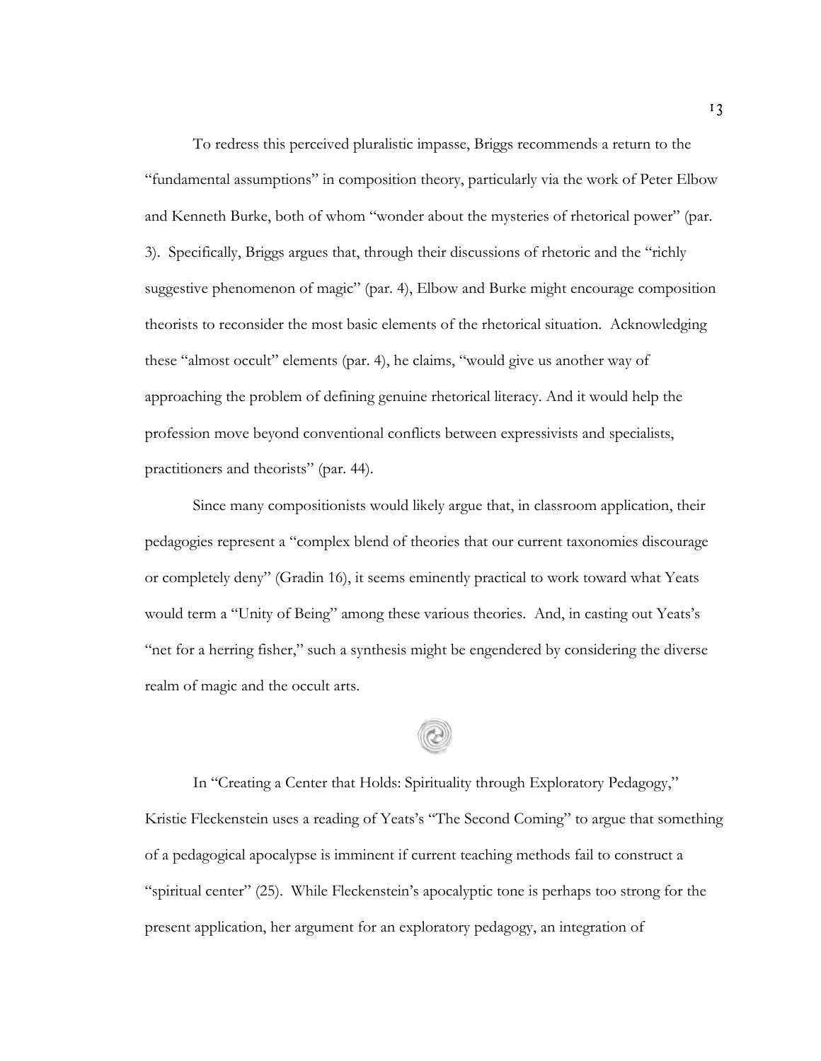To redress this perceived pluralistic impasse, Briggs recommends a return to the "fundamental assumptions" in composition theory, particularly via the work of Peter Elbow and Kenneth Burke, both of whom "wonder about the mysteries of rhetorical power" (par. 3). Specifically, Briggs argues that, through their discussions of rhetoric and the "richly suggestive phenomenon of magic" (par. 4), Elbow and Burke might encourage composition theorists to reconsider the most basic elements of the rhetorical situation. Acknowledging these "almost occult" elements (par. 4), he claims, "would give us another way of approaching the problem of defining genuine rhetorical literacy. And it would help the profession move beyond conventional conflicts between expressivists and specialists, practitioners and theorists" (par. 44).

Since many compositionists would likely argue that, in classroom application, their pedagogies represent a "complex blend of theories that our current taxonomies discourage or completely deny" (Gradin 16), it seems eminently practical to work toward what Yeats would term a "Unity of Being" among these various theories. And, in casting out Yeats's "net for a herring fisher," such a synthesis might be engendered by considering the diverse realm of magic and the occult arts.

In "Creating a Center that Holds: Spirituality through Exploratory Pedagogy," Kristie Fleckenstein uses a reading of Yeats's "The Second Coming" to argue that something of a pedagogical apocalypse is imminent if current teaching methods fail to construct a "spiritual center" (25). While Fleckenstein's apocalyptic tone is perhaps too strong for the present application, her argument for an exploratory pedagogy, an integration of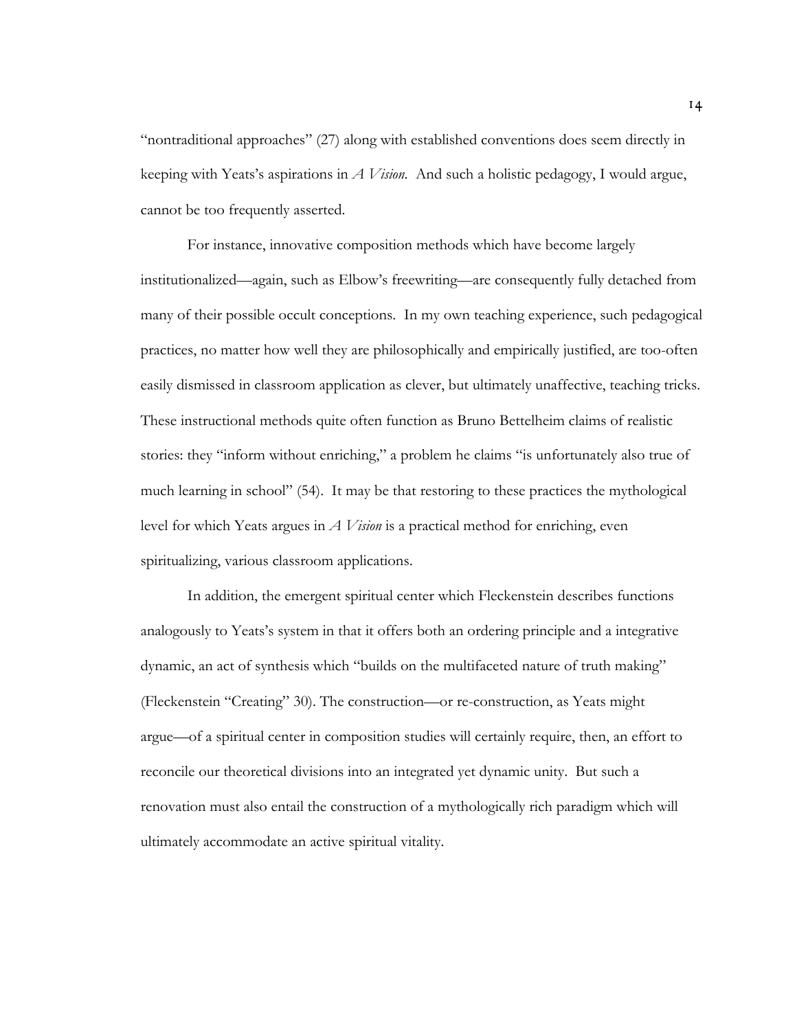"nontraditional approaches" (27) along with established conventions does seem directly in keeping with Yeats's aspirations in *A Vision*. And such a holistic pedagogy, I would argue, cannot be too frequently asserted.

For instance, innovative composition methods which have become largely institutionalized—again, such as Elbow's freewriting—are consequently fully detached from many of their possible occult conceptions. In my own teaching experience, such pedagogical practices, no matter how well they are philosophically and empirically justified, are too-often easily dismissed in classroom application as clever, but ultimately unaffective, teaching tricks. These instructional methods quite often function as Bruno Bettelheim claims of realistic stories: they "inform without enriching," a problem he claims "is unfortunately also true of much learning in school" (54). It may be that restoring to these practices the mythological level for which Yeats argues in *A Vision* is a practical method for enriching, even spiritualizing, various classroom applications.

In addition, the emergent spiritual center which Fleckenstein describes functions analogously to Yeats's system in that it offers both an ordering principle and a integrative dynamic, an act of synthesis which "builds on the multifaceted nature of truth making" (Fleckenstein "Creating" 30). The construction—or re-construction, as Yeats might argue—of a spiritual center in composition studies will certainly require, then, an effort to reconcile our theoretical divisions into an integrated yet dynamic unity. But such a renovation must also entail the construction of a mythologically rich paradigm which will ultimately accommodate an active spiritual vitality.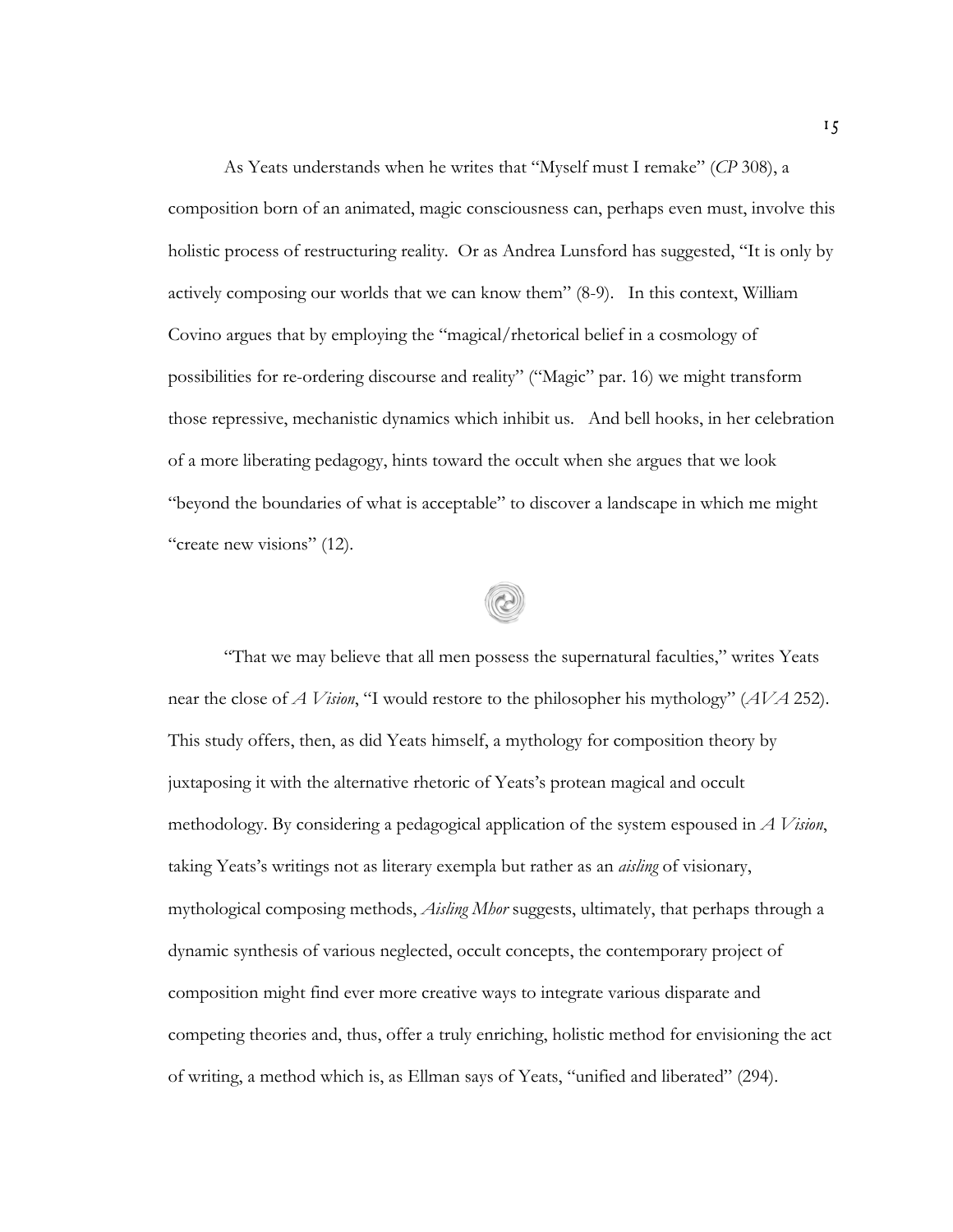As Yeats understands when he writes that "Myself must I remake" (*CP* 308), a composition born of an animated, magic consciousness can, perhaps even must, involve this holistic process of restructuring reality. Or as Andrea Lunsford has suggested, "It is only by actively composing our worlds that we can know them" (8-9). In this context, William Covino argues that by employing the "magical/rhetorical belief in a cosmology of possibilities for re-ordering discourse and reality" ("Magic" par. 16) we might transform those repressive, mechanistic dynamics which inhibit us. And bell hooks, in her celebration of a more liberating pedagogy, hints toward the occult when she argues that we look "beyond the boundaries of what is acceptable" to discover a landscape in which me might "create new visions" (12).

"That we may believe that all men possess the supernatural faculties," writes Yeats near the close of *A Vision*, "I would restore to the philosopher his mythology" (*AVA* 252). This study offers, then, as did Yeats himself, a mythology for composition theory by juxtaposing it with the alternative rhetoric of Yeats's protean magical and occult methodology. By considering a pedagogical application of the system espoused in *A Vision*, taking Yeats's writings not as literary exempla but rather as an *aisling* of visionary, mythological composing methods, *Aisling Mhor* suggests, ultimately, that perhaps through a dynamic synthesis of various neglected, occult concepts, the contemporary project of composition might find ever more creative ways to integrate various disparate and competing theories and, thus, offer a truly enriching, holistic method for envisioning the act of writing, a method which is, as Ellman says of Yeats, "unified and liberated" (294).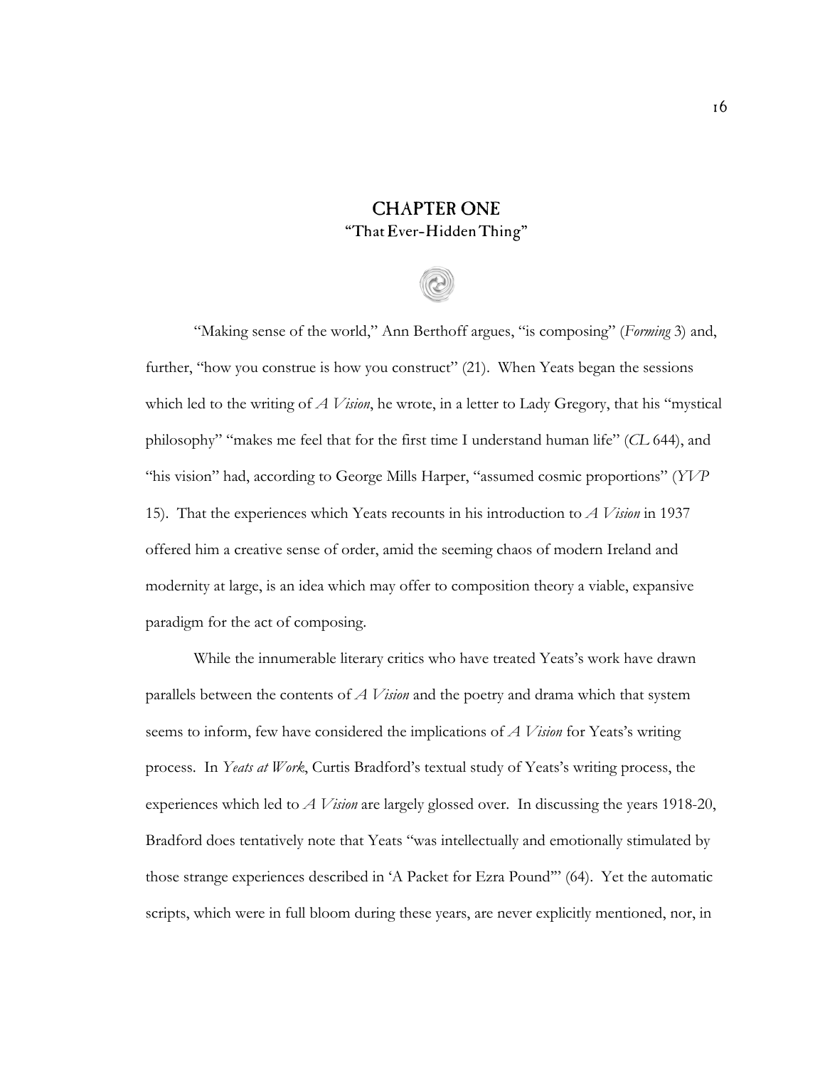# CHAPTER ONE

## "That Ever-Hidden Thing"

"Making sense of the world," Ann Berthoff argues, "is composing" (*Forming* 3) and, further, "how you construe is how you construct" (21). When Yeats began the sessions which led to the writing of *A Vision*, he wrote, in a letter to Lady Gregory, that his "mystical philosophy" "makes me feel that for the first time I understand human life" (*CL* 644), and "his vision" had, according to George Mills Harper, "assumed cosmic proportions" (*YVP* 15). That the experiences which Yeats recounts in his introduction to *A Vision* in 1937 offered him a creative sense of order, amid the seeming chaos of modern Ireland and modernity at large, is an idea which may offer to composition theory a viable, expansive paradigm for the act of composing.

While the innumerable literary critics who have treated Yeats's work have drawn parallels between the contents of *A Vision* and the poetry and drama which that system seems to inform, few have considered the implications of *A Vision* for Yeats's writing process. In *Yeats at Work*, Curtis Bradford's textual study of Yeats's writing process, the experiences which led to *A Vision* are largely glossed over. In discussing the years 1918-20, Bradford does tentatively note that Yeats "was intellectually and emotionally stimulated by those strange experiences described in 'A Packet for Ezra Pound'" (64). Yet the automatic scripts, which were in full bloom during these years, are never explicitly mentioned, nor, in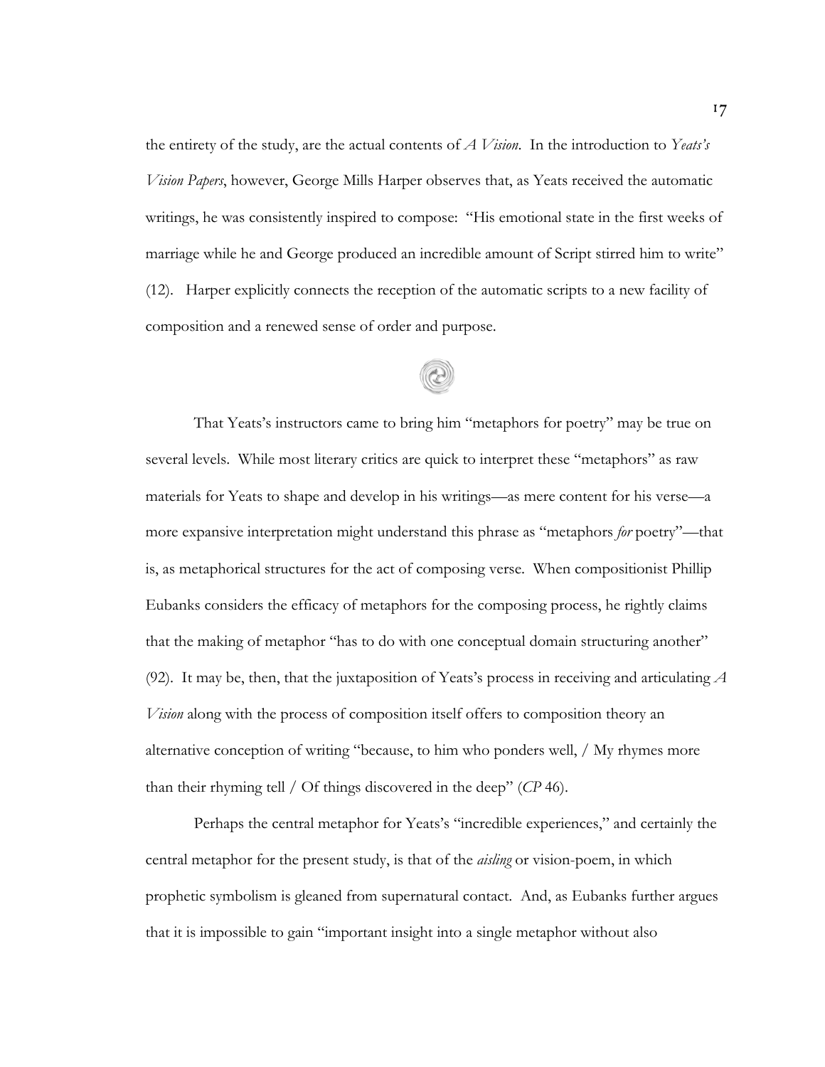the entirety of the study, are the actual contents of *A Vision*. In the introduction to *Yeats's Vision Papers*, however, George Mills Harper observes that, as Yeats received the automatic writings, he was consistently inspired to compose: "His emotional state in the first weeks of marriage while he and George produced an incredible amount of Script stirred him to write" (12). Harper explicitly connects the reception of the automatic scripts to a new facility of composition and a renewed sense of order and purpose.

That Yeats's instructors came to bring him "metaphors for poetry" may be true on several levels. While most literary critics are quick to interpret these "metaphors" as raw materials for Yeats to shape and develop in his writings—as mere content for his verse—a more expansive interpretation might understand this phrase as "metaphors *for* poetry"—that is, as metaphorical structures for the act of composing verse. When compositionist Phillip Eubanks considers the efficacy of metaphors for the composing process, he rightly claims that the making of metaphor "has to do with one conceptual domain structuring another" (92). It may be, then, that the juxtaposition of Yeats's process in receiving and articulating *A Vision* along with the process of composition itself offers to composition theory an alternative conception of writing "because, to him who ponders well, / My rhymes more than their rhyming tell / Of things discovered in the deep" (*CP* 46).

Perhaps the central metaphor for Yeats's "incredible experiences," and certainly the central metaphor for the present study, is that of the *aisling* or vision-poem, in which prophetic symbolism is gleaned from supernatural contact. And, as Eubanks further argues that it is impossible to gain "important insight into a single metaphor without also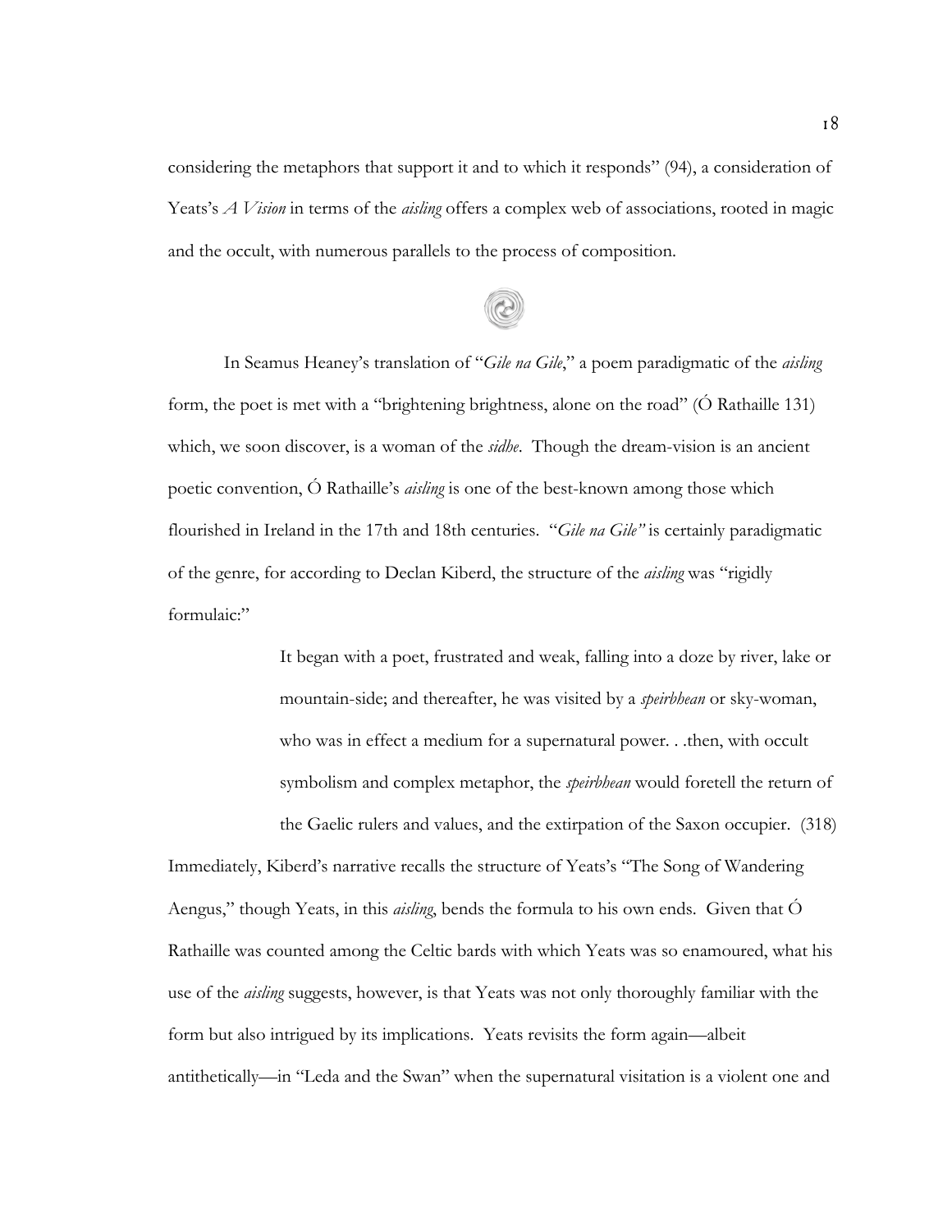considering the metaphors that support it and to which it responds" (94), a consideration of Yeats's *A Vision* in terms of the *aisling* offers a complex web of associations, rooted in magic and the occult, with numerous parallels to the process of composition.

In Seamus Heaney's translation of "*Gile na Gile*," a poem paradigmatic of the *aisling* form, the poet is met with a "brightening brightness, alone on the road" (Ó Rathaille 131) which, we soon discover, is a woman of the *sidhe*. Though the dream-vision is an ancient poetic convention, Ó Rathaille's *aisling* is one of the best-known among those which flourished in Ireland in the 17th and 18th centuries. "*Gile na Gile"* is certainly paradigmatic of the genre, for according to Declan Kiberd, the structure of the *aisling* was "rigidly formulaic:"

> It began with a poet, frustrated and weak, falling into a doze by river, lake or mountain-side; and thereafter, he was visited by a *speirbhean* or sky-woman, who was in effect a medium for a supernatural power. . .then, with occult symbolism and complex metaphor, the *speirbhean* would foretell the return of the Gaelic rulers and values, and the extirpation of the Saxon occupier. (318)

Immediately, Kiberd's narrative recalls the structure of Yeats's "The Song of Wandering Aengus," though Yeats, in this *aisling*, bends the formula to his own ends. Given that Ó Rathaille was counted among the Celtic bards with which Yeats was so enamoured, what his use of the *aisling* suggests, however, is that Yeats was not only thoroughly familiar with the form but also intrigued by its implications. Yeats revisits the form again—albeit antithetically—in "Leda and the Swan" when the supernatural visitation is a violent one and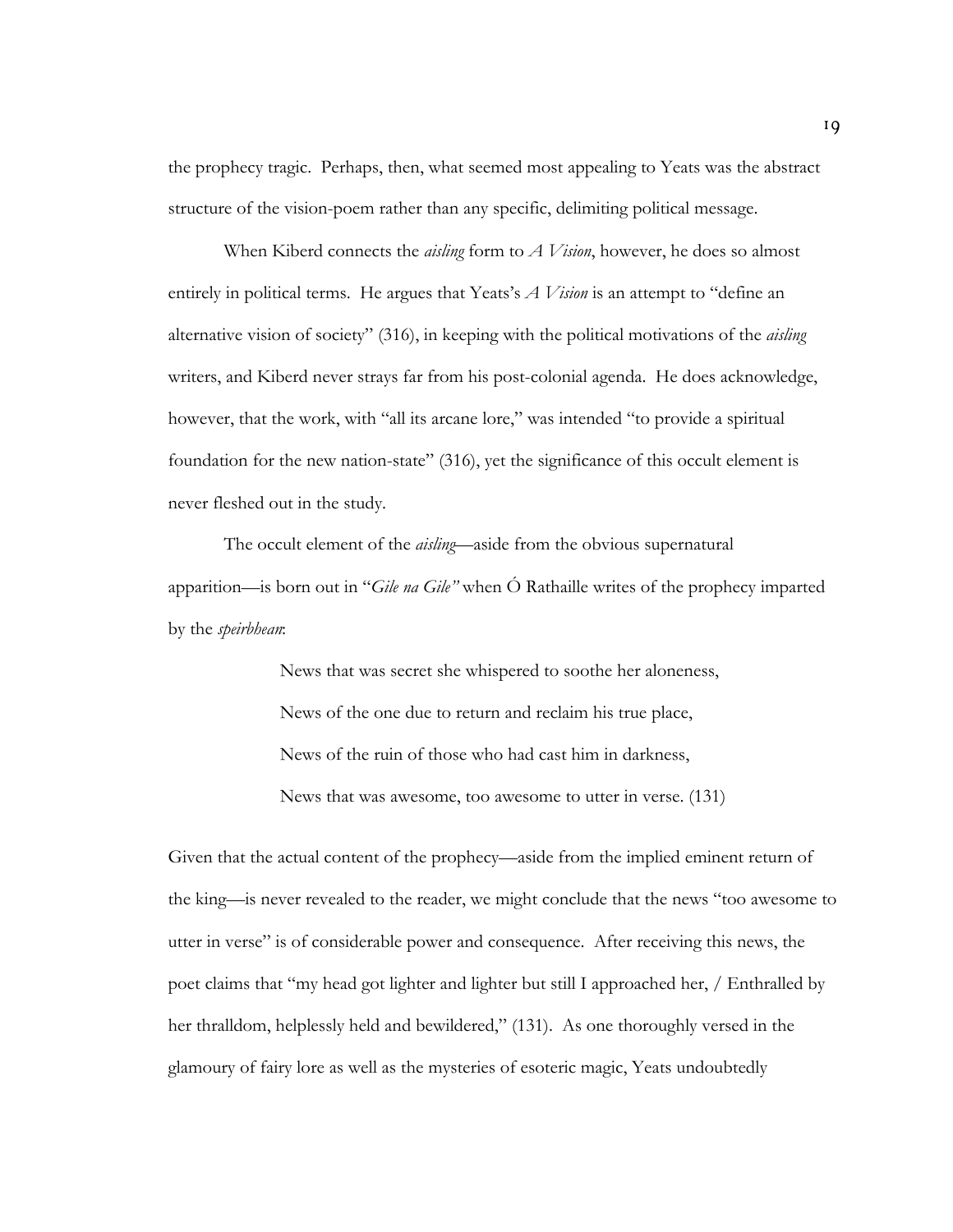the prophecy tragic. Perhaps, then, what seemed most appealing to Yeats was the abstract structure of the vision-poem rather than any specific, delimiting political message.

When Kiberd connects the *aisling* form to *A Vision*, however, he does so almost entirely in political terms. He argues that Yeats's *A Vision* is an attempt to "define an alternative vision of society" (316), in keeping with the political motivations of the *aisling* writers, and Kiberd never strays far from his post-colonial agenda. He does acknowledge, however, that the work, with "all its arcane lore," was intended "to provide a spiritual foundation for the new nation-state" (316), yet the significance of this occult element is never fleshed out in the study.

The occult element of the *aisling*—aside from the obvious supernatural apparition—is born out in "*Gile na Gile"* when Ó Rathaille writes of the prophecy imparted by the *speirbhean*:

> News that was secret she whispered to soothe her aloneness,
> News of the one due to return and reclaim his true place,
> News of the ruin of those who had cast him in darkness,
> News that was awesome, too awesome to utter in verse. (131)

Given that the actual content of the prophecy—aside from the implied eminent return of the king—is never revealed to the reader, we might conclude that the news "too awesome to utter in verse" is of considerable power and consequence. After receiving this news, the poet claims that "my head got lighter and lighter but still I approached her, / Enthralled by her thralldom, helplessly held and bewildered," (131). As one thoroughly versed in the glamoury of fairy lore as well as the mysteries of esoteric magic, Yeats undoubtedly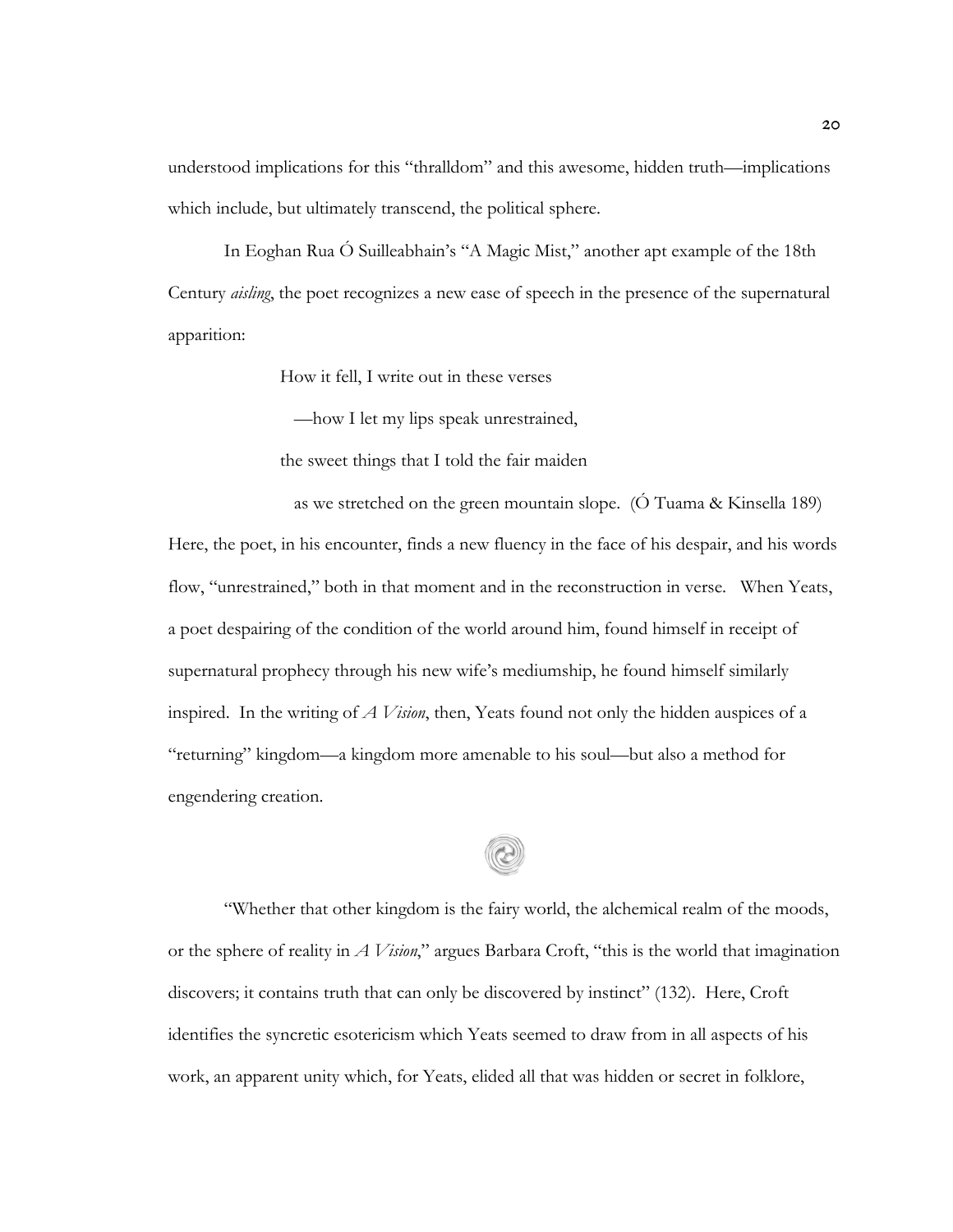understood implications for this "thralldom" and this awesome, hidden truth—implications which include, but ultimately transcend, the political sphere.

In Eoghan Rua Ó Suilleabhain's "A Magic Mist," another apt example of the 18th Century *aisling*, the poet recognizes a new ease of speech in the presence of the supernatural apparition:

> How it fell, I write out in these verses
>
> —how I let my lips speak unrestrained,
>
> the sweet things that I told the fair maiden
>
> as we stretched on the green mountain slope. (Ó Tuama & Kinsella 189)

Here, the poet, in his encounter, finds a new fluency in the face of his despair, and his words flow, "unrestrained," both in that moment and in the reconstruction in verse. When Yeats, a poet despairing of the condition of the world around him, found himself in receipt of supernatural prophecy through his new wife's mediumship, he found himself similarly inspired. In the writing of *A Vision*, then, Yeats found not only the hidden auspices of a "returning" kingdom—a kingdom more amenable to his soul—but also a method for engendering creation.

"Whether that other kingdom is the fairy world, the alchemical realm of the moods, or the sphere of reality in *A Vision*," argues Barbara Croft, "this is the world that imagination discovers; it contains truth that can only be discovered by instinct" (132). Here, Croft identifies the syncretic esotericism which Yeats seemed to draw from in all aspects of his work, an apparent unity which, for Yeats, elided all that was hidden or secret in folklore,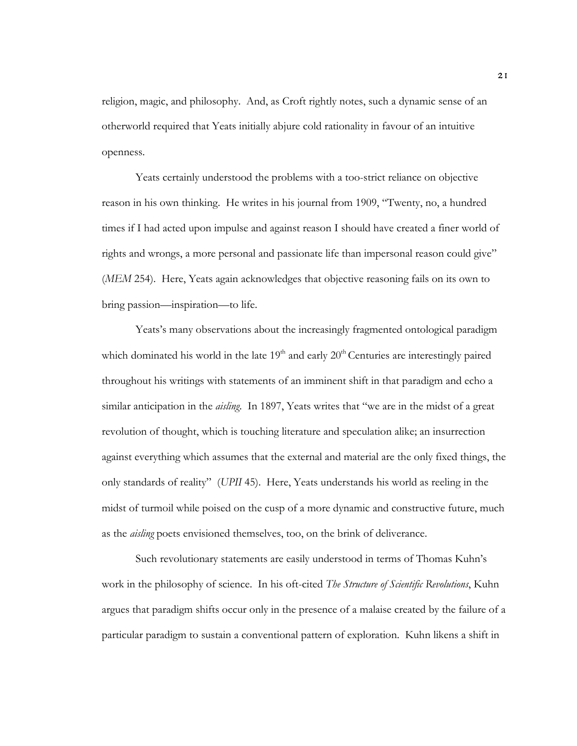religion, magic, and philosophy. And, as Croft rightly notes, such a dynamic sense of an otherworld required that Yeats initially abjure cold rationality in favour of an intuitive openness.

Yeats certainly understood the problems with a too-strict reliance on objective reason in his own thinking. He writes in his journal from 1909, "Twenty, no, a hundred times if I had acted upon impulse and against reason I should have created a finer world of rights and wrongs, a more personal and passionate life than impersonal reason could give" (*MEM* 254). Here, Yeats again acknowledges that objective reasoning fails on its own to bring passion—inspiration—to life.

Yeats's many observations about the increasingly fragmented ontological paradigm which dominated his world in the late 19th and early 20th Centuries are interestingly paired throughout his writings with statements of an imminent shift in that paradigm and echo a similar anticipation in the *aisling*. In 1897, Yeats writes that "we are in the midst of a great revolution of thought, which is touching literature and speculation alike; an insurrection against everything which assumes that the external and material are the only fixed things, the only standards of reality" (*UPII* 45). Here, Yeats understands his world as reeling in the midst of turmoil while poised on the cusp of a more dynamic and constructive future, much as the *aisling* poets envisioned themselves, too, on the brink of deliverance.

Such revolutionary statements are easily understood in terms of Thomas Kuhn's work in the philosophy of science. In his oft-cited *The Structure of Scientific Revolutions*, Kuhn argues that paradigm shifts occur only in the presence of a malaise created by the failure of a particular paradigm to sustain a conventional pattern of exploration. Kuhn likens a shift in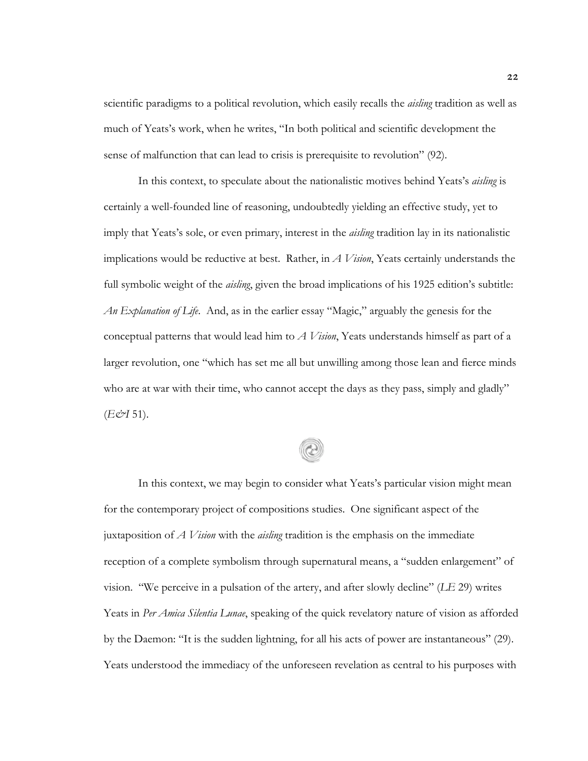scientific paradigms to a political revolution, which easily recalls the *aisling* tradition as well as much of Yeats's work, when he writes, "In both political and scientific development the sense of malfunction that can lead to crisis is prerequisite to revolution" (92).

In this context, to speculate about the nationalistic motives behind Yeats's *aisling* is certainly a well-founded line of reasoning, undoubtedly yielding an effective study, yet to imply that Yeats's sole, or even primary, interest in the *aisling* tradition lay in its nationalistic implications would be reductive at best. Rather, in *A Vision*, Yeats certainly understands the full symbolic weight of the *aisling*, given the broad implications of his 1925 edition's subtitle: *An Explanation of Life*. And, as in the earlier essay "Magic," arguably the genesis for the conceptual patterns that would lead him to *A Vision*, Yeats understands himself as part of a larger revolution, one "which has set me all but unwilling among those lean and fierce minds who are at war with their time, who cannot accept the days as they pass, simply and gladly" (*E&I* 51).

In this context, we may begin to consider what Yeats's particular vision might mean for the contemporary project of compositions studies. One significant aspect of the juxtaposition of *A Vision* with the *aisling* tradition is the emphasis on the immediate reception of a complete symbolism through supernatural means, a "sudden enlargement" of vision. "We perceive in a pulsation of the artery, and after slowly decline" (*LE* 29) writes Yeats in *Per Amica Silentia Lunae*, speaking of the quick revelatory nature of vision as afforded by the Daemon: "It is the sudden lightning, for all his acts of power are instantaneous" (29). Yeats understood the immediacy of the unforeseen revelation as central to his purposes with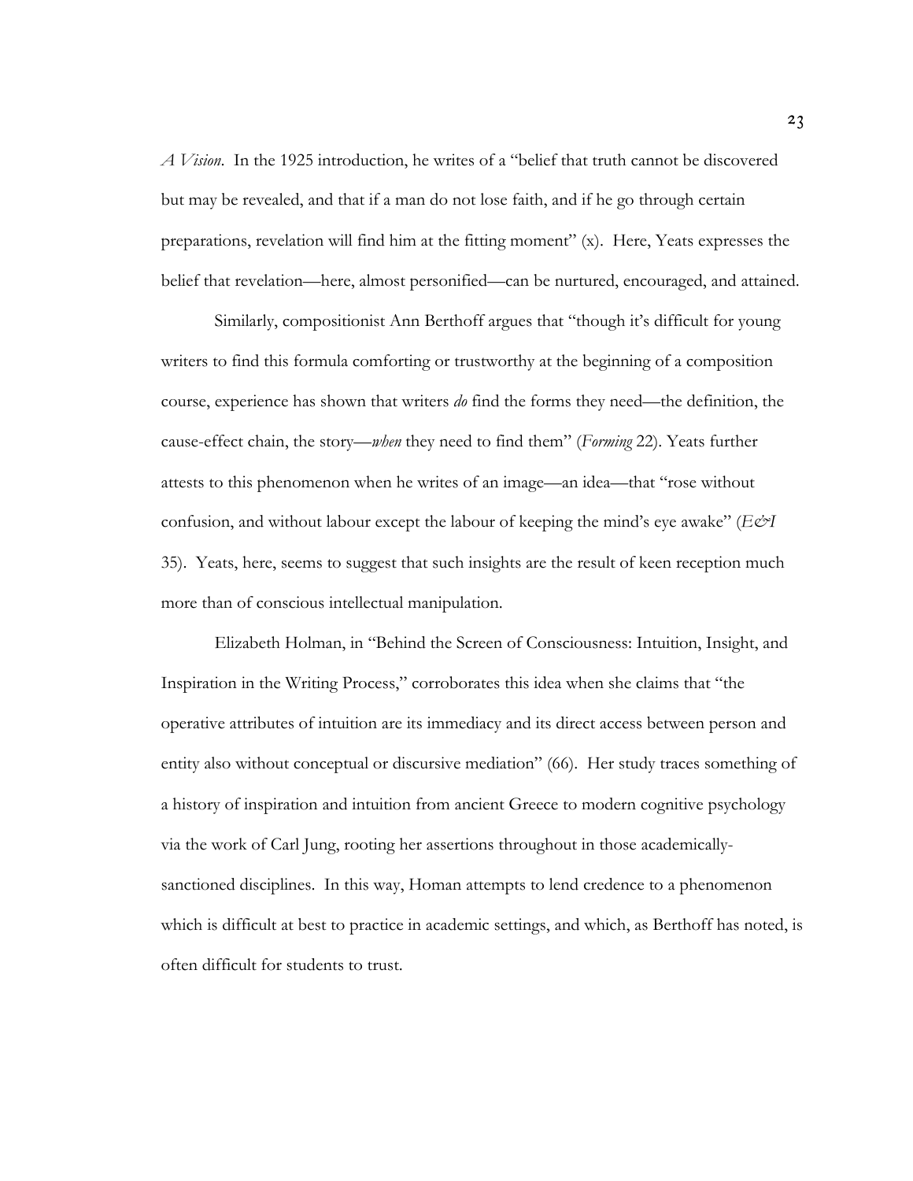*A Vision*. In the 1925 introduction, he writes of a "belief that truth cannot be discovered but may be revealed, and that if a man do not lose faith, and if he go through certain preparations, revelation will find him at the fitting moment" (x). Here, Yeats expresses the belief that revelation—here, almost personified—can be nurtured, encouraged, and attained.

Similarly, compositionist Ann Berthoff argues that "though it's difficult for young writers to find this formula comforting or trustworthy at the beginning of a composition course, experience has shown that writers *do* find the forms they need—the definition, the cause-effect chain, the story—*when* they need to find them" (*Forming* 22). Yeats further attests to this phenomenon when he writes of an image—an idea—that "rose without confusion, and without labour except the labour of keeping the mind's eye awake" (*E&I* 35). Yeats, here, seems to suggest that such insights are the result of keen reception much more than of conscious intellectual manipulation.

Elizabeth Holman, in "Behind the Screen of Consciousness: Intuition, Insight, and Inspiration in the Writing Process," corroborates this idea when she claims that "the operative attributes of intuition are its immediacy and its direct access between person and entity also without conceptual or discursive mediation" (66). Her study traces something of a history of inspiration and intuition from ancient Greece to modern cognitive psychology via the work of Carl Jung, rooting her assertions throughout in those academically-sanctioned disciplines. In this way, Homan attempts to lend credence to a phenomenon which is difficult at best to practice in academic settings, and which, as Berthoff has noted, is often difficult for students to trust.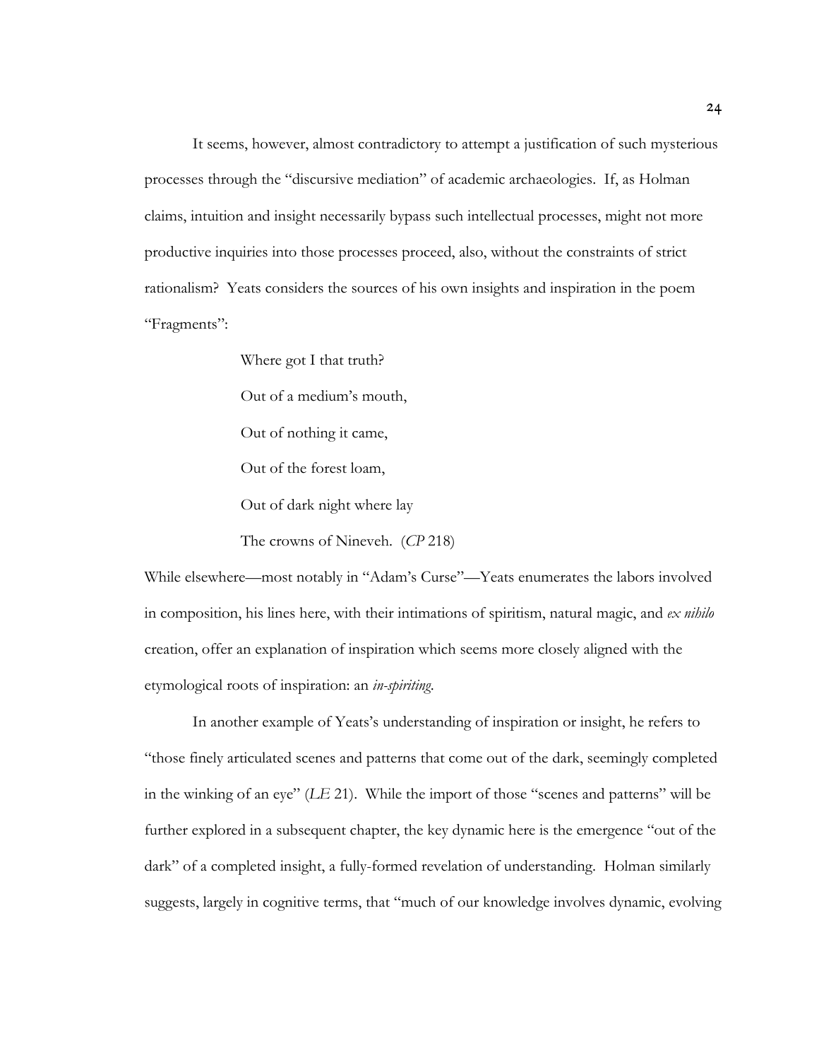It seems, however, almost contradictory to attempt a justification of such mysterious processes through the "discursive mediation" of academic archaeologies. If, as Holman claims, intuition and insight necessarily bypass such intellectual processes, might not more productive inquiries into those processes proceed, also, without the constraints of strict rationalism? Yeats considers the sources of his own insights and inspiration in the poem "Fragments":

> Where got I that truth?
>
> Out of a medium's mouth,
>
> Out of nothing it came,
>
> Out of the forest loam,
>
> Out of dark night where lay
>
> The crowns of Nineveh. (*CP* 218)

While elsewhere—most notably in "Adam's Curse"—Yeats enumerates the labors involved in composition, his lines here, with their intimations of spiritism, natural magic, and *ex nihilo* creation, offer an explanation of inspiration which seems more closely aligned with the etymological roots of inspiration: an *in-spiriting*.

In another example of Yeats's understanding of inspiration or insight, he refers to "those finely articulated scenes and patterns that come out of the dark, seemingly completed in the winking of an eye" (*LE* 21). While the import of those "scenes and patterns" will be further explored in a subsequent chapter, the key dynamic here is the emergence "out of the dark" of a completed insight, a fully-formed revelation of understanding. Holman similarly suggests, largely in cognitive terms, that "much of our knowledge involves dynamic, evolving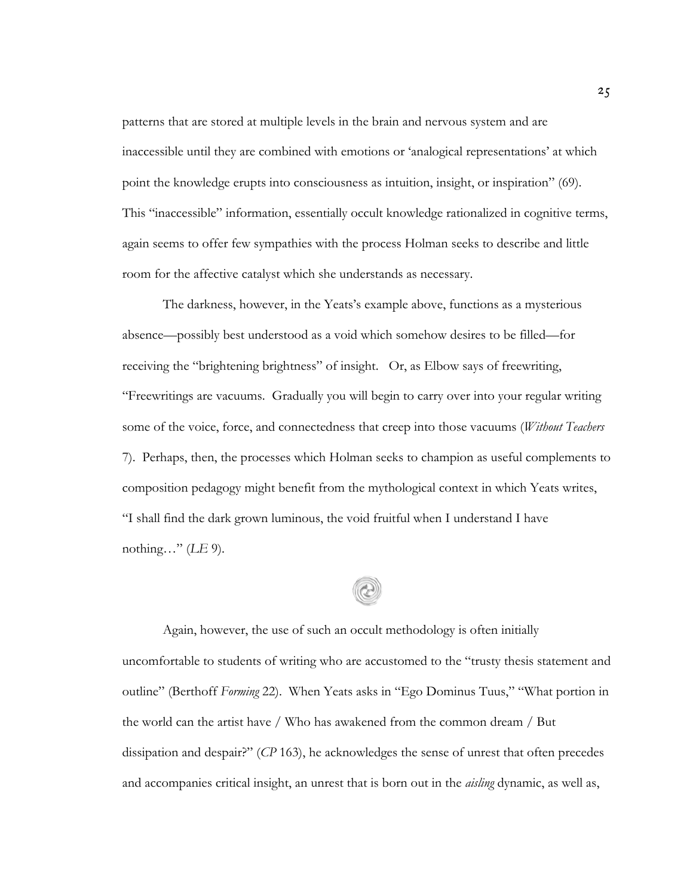patterns that are stored at multiple levels in the brain and nervous system and are inaccessible until they are combined with emotions or 'analogical representations' at which point the knowledge erupts into consciousness as intuition, insight, or inspiration" (69). This "inaccessible" information, essentially occult knowledge rationalized in cognitive terms, again seems to offer few sympathies with the process Holman seeks to describe and little room for the affective catalyst which she understands as necessary.

The darkness, however, in the Yeats's example above, functions as a mysterious absence—possibly best understood as a void which somehow desires to be filled—for receiving the "brightening brightness" of insight. Or, as Elbow says of freewriting, "Freewritings are vacuums. Gradually you will begin to carry over into your regular writing some of the voice, force, and connectedness that creep into those vacuums (*Without Teachers* 7). Perhaps, then, the processes which Holman seeks to champion as useful complements to composition pedagogy might benefit from the mythological context in which Yeats writes, "I shall find the dark grown luminous, the void fruitful when I understand I have nothing…" (*LE* 9).

Again, however, the use of such an occult methodology is often initially uncomfortable to students of writing who are accustomed to the "trusty thesis statement and outline" (Berthoff *Forming* 22). When Yeats asks in "Ego Dominus Tuus," "What portion in the world can the artist have / Who has awakened from the common dream / But dissipation and despair?" (*CP* 163), he acknowledges the sense of unrest that often precedes and accompanies critical insight, an unrest that is born out in the *aisling* dynamic, as well as,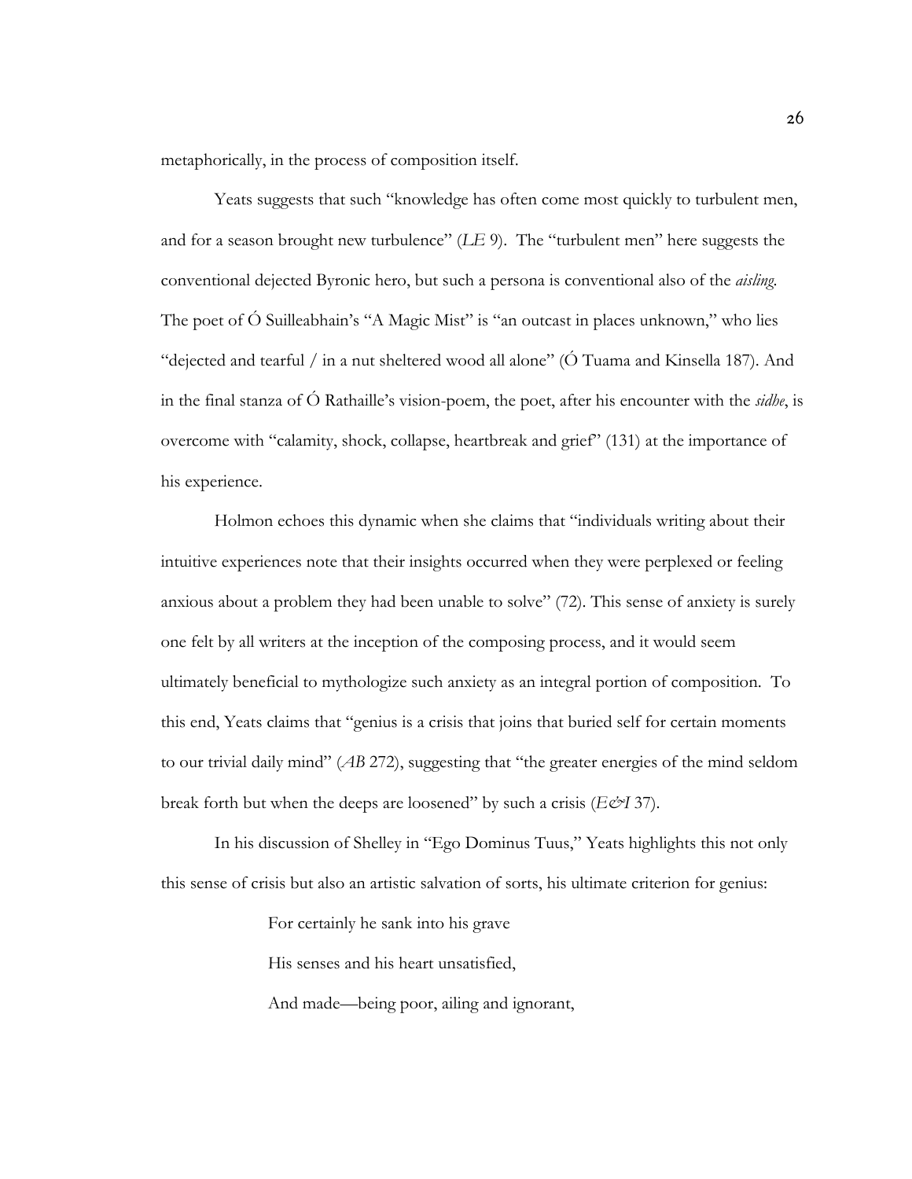metaphorically, in the process of composition itself.

Yeats suggests that such "knowledge has often come most quickly to turbulent men, and for a season brought new turbulence" (*LE* 9). The "turbulent men" here suggests the conventional dejected Byronic hero, but such a persona is conventional also of the *aisling*. The poet of Ó Suilleabhain's "A Magic Mist" is "an outcast in places unknown," who lies "dejected and tearful / in a nut sheltered wood all alone" (Ó Tuama and Kinsella 187). And in the final stanza of Ó Rathaille's vision-poem, the poet, after his encounter with the *sidhe*, is overcome with "calamity, shock, collapse, heartbreak and grief" (131) at the importance of his experience.

Holmon echoes this dynamic when she claims that "individuals writing about their intuitive experiences note that their insights occurred when they were perplexed or feeling anxious about a problem they had been unable to solve" (72). This sense of anxiety is surely one felt by all writers at the inception of the composing process, and it would seem ultimately beneficial to mythologize such anxiety as an integral portion of composition. To this end, Yeats claims that "genius is a crisis that joins that buried self for certain moments to our trivial daily mind" (*AB* 272), suggesting that "the greater energies of the mind seldom break forth but when the deeps are loosened" by such a crisis (*E&I* 37).

In his discussion of Shelley in "Ego Dominus Tuus," Yeats highlights this not only this sense of crisis but also an artistic salvation of sorts, his ultimate criterion for genius:

> For certainly he sank into his grave
>
> His senses and his heart unsatisfied,
>
> And made—being poor, ailing and ignorant,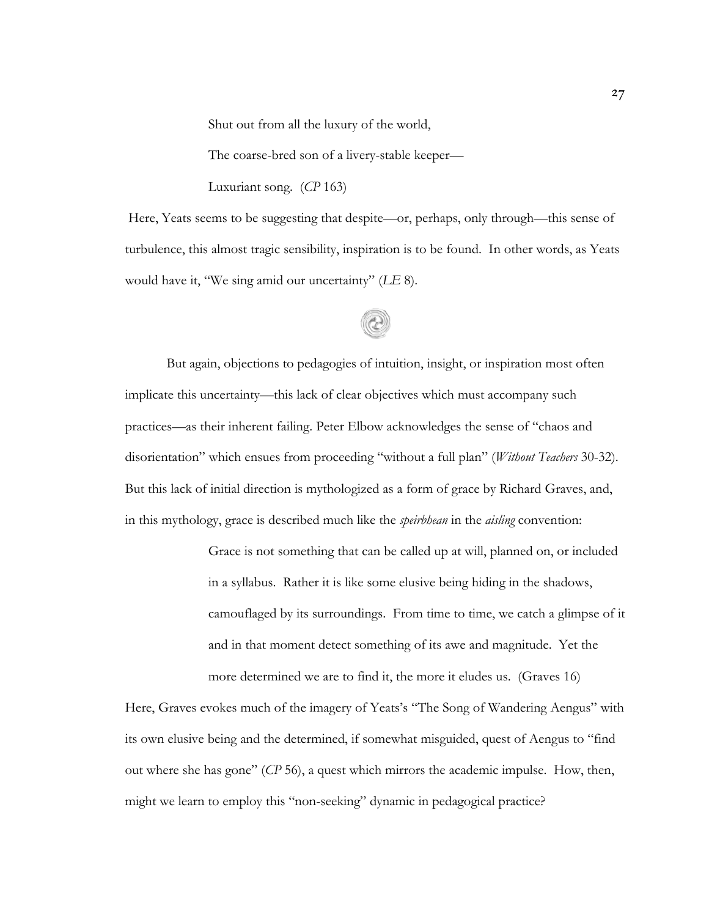> Shut out from all the luxury of the world,
>
> The coarse-bred son of a livery-stable keeper—
>
> Luxuriant song. (*CP* 163)

Here, Yeats seems to be suggesting that despite—or, perhaps, only through—this sense of turbulence, this almost tragic sensibility, inspiration is to be found. In other words, as Yeats would have it, "We sing amid our uncertainty" (*LE* 8).

But again, objections to pedagogies of intuition, insight, or inspiration most often implicate this uncertainty—this lack of clear objectives which must accompany such practices—as their inherent failing. Peter Elbow acknowledges the sense of "chaos and disorientation" which ensues from proceeding "without a full plan" (*Without Teachers* 30-32). But this lack of initial direction is mythologized as a form of grace by Richard Graves, and, in this mythology, grace is described much like the *speirbhean* in the *aisling* convention:

> Grace is not something that can be called up at will, planned on, or included in a syllabus. Rather it is like some elusive being hiding in the shadows, camouflaged by its surroundings. From time to time, we catch a glimpse of it and in that moment detect something of its awe and magnitude. Yet the more determined we are to find it, the more it eludes us. (Graves 16)

Here, Graves evokes much of the imagery of Yeats's "The Song of Wandering Aengus" with its own elusive being and the determined, if somewhat misguided, quest of Aengus to "find out where she has gone" (*CP* 56), a quest which mirrors the academic impulse. How, then, might we learn to employ this "non-seeking" dynamic in pedagogical practice?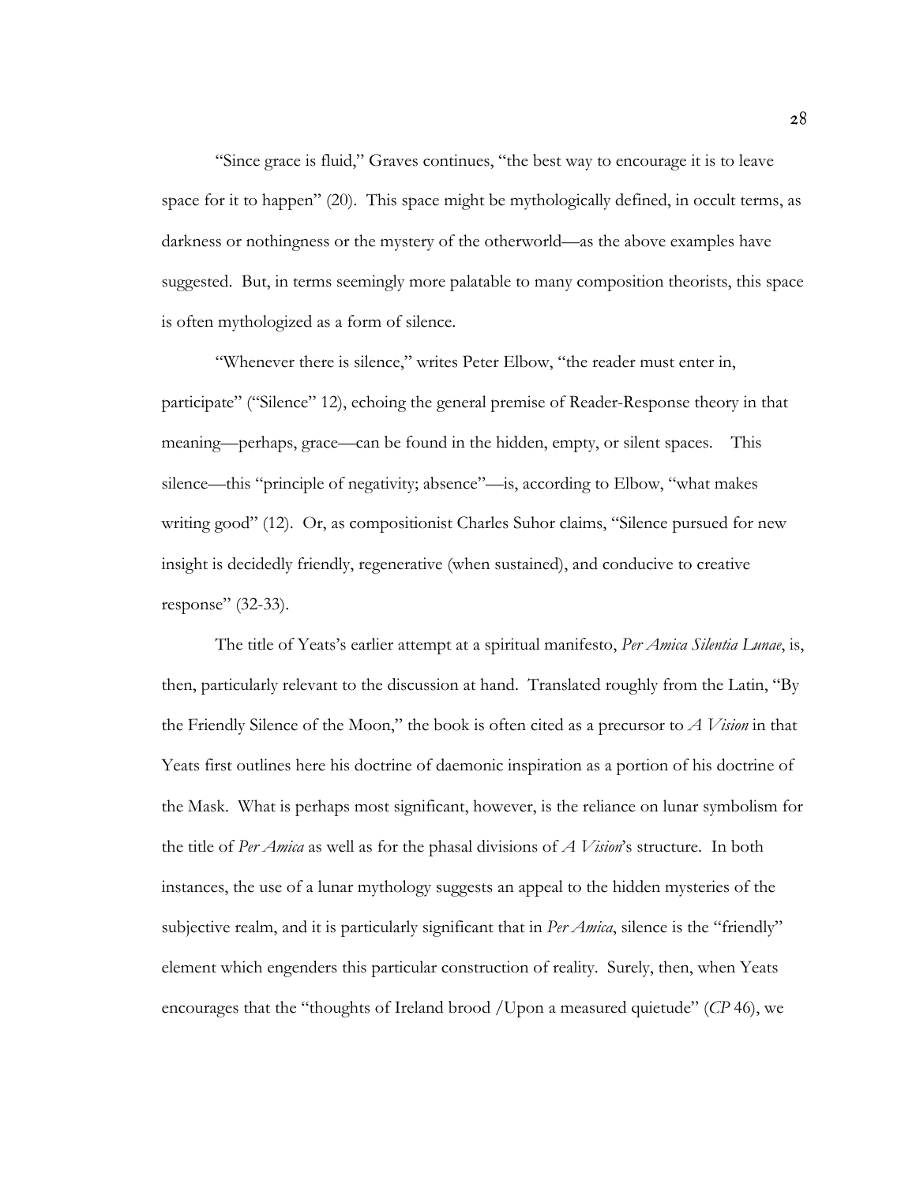"Since grace is fluid," Graves continues, "the best way to encourage it is to leave space for it to happen" (20). This space might be mythologically defined, in occult terms, as darkness or nothingness or the mystery of the otherworld—as the above examples have suggested. But, in terms seemingly more palatable to many composition theorists, this space is often mythologized as a form of silence.

"Whenever there is silence," writes Peter Elbow, "the reader must enter in, participate" ("Silence" 12), echoing the general premise of Reader-Response theory in that meaning—perhaps, grace—can be found in the hidden, empty, or silent spaces. This silence—this "principle of negativity; absence"—is, according to Elbow, "what makes writing good" (12). Or, as compositionist Charles Suhor claims, "Silence pursued for new insight is decidedly friendly, regenerative (when sustained), and conducive to creative response" (32-33).

The title of Yeats's earlier attempt at a spiritual manifesto, *Per Amica Silentia Lunae*, is, then, particularly relevant to the discussion at hand. Translated roughly from the Latin, "By the Friendly Silence of the Moon," the book is often cited as a precursor to *A Vision* in that Yeats first outlines here his doctrine of daemonic inspiration as a portion of his doctrine of the Mask. What is perhaps most significant, however, is the reliance on lunar symbolism for the title of *Per Amica* as well as for the phasal divisions of *A Vision*'s structure. In both instances, the use of a lunar mythology suggests an appeal to the hidden mysteries of the subjective realm, and it is particularly significant that in *Per Amica*, silence is the "friendly" element which engenders this particular construction of reality. Surely, then, when Yeats encourages that the "thoughts of Ireland brood /Upon a measured quietude" (*CP* 46), we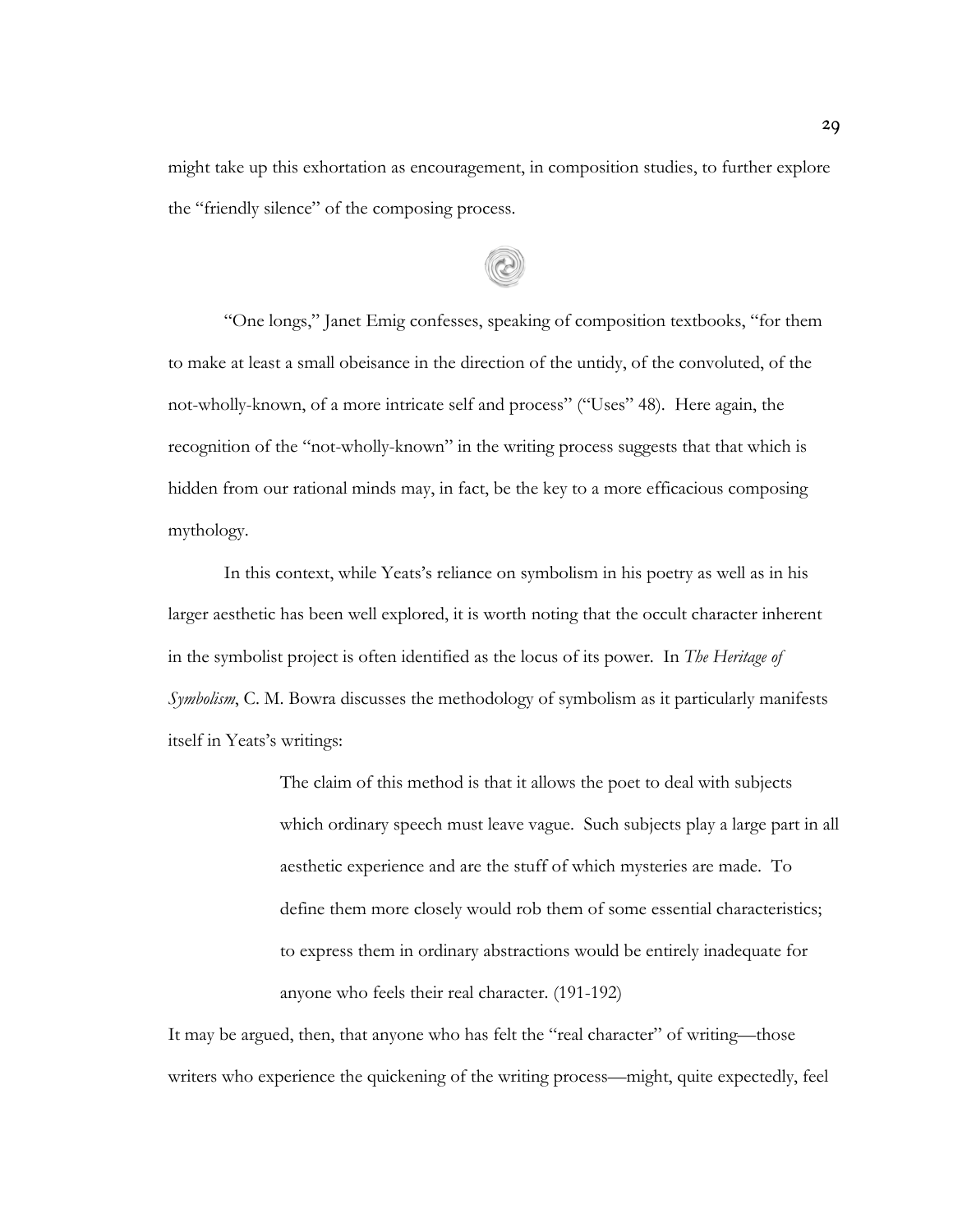might take up this exhortation as encouragement, in composition studies, to further explore the "friendly silence" of the composing process.

"One longs," Janet Emig confesses, speaking of composition textbooks, "for them to make at least a small obeisance in the direction of the untidy, of the convoluted, of the not-wholly-known, of a more intricate self and process" ("Uses" 48). Here again, the recognition of the "not-wholly-known" in the writing process suggests that that which is hidden from our rational minds may, in fact, be the key to a more efficacious composing mythology.

In this context, while Yeats's reliance on symbolism in his poetry as well as in his larger aesthetic has been well explored, it is worth noting that the occult character inherent in the symbolist project is often identified as the locus of its power. In *The Heritage of Symbolism*, C. M. Bowra discusses the methodology of symbolism as it particularly manifests itself in Yeats's writings:

> The claim of this method is that it allows the poet to deal with subjects which ordinary speech must leave vague. Such subjects play a large part in all aesthetic experience and are the stuff of which mysteries are made. To define them more closely would rob them of some essential characteristics; to express them in ordinary abstractions would be entirely inadequate for anyone who feels their real character. (191-192)

It may be argued, then, that anyone who has felt the "real character" of writing—those writers who experience the quickening of the writing process—might, quite expectedly, feel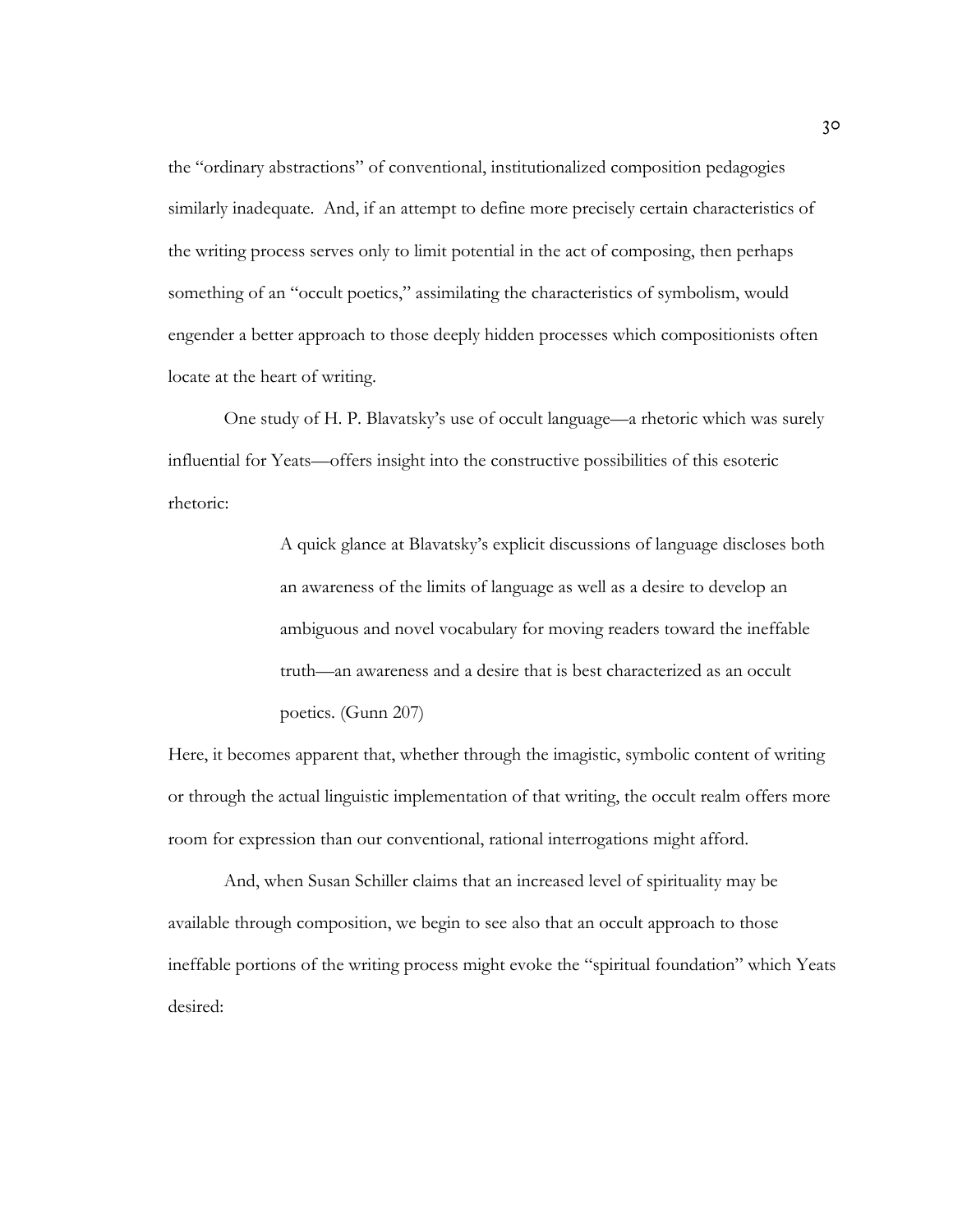the "ordinary abstractions" of conventional, institutionalized composition pedagogies similarly inadequate. And, if an attempt to define more precisely certain characteristics of the writing process serves only to limit potential in the act of composing, then perhaps something of an "occult poetics," assimilating the characteristics of symbolism, would engender a better approach to those deeply hidden processes which compositionists often locate at the heart of writing.

One study of H. P. Blavatsky's use of occult language—a rhetoric which was surely influential for Yeats—offers insight into the constructive possibilities of this esoteric rhetoric:

> A quick glance at Blavatsky's explicit discussions of language discloses both an awareness of the limits of language as well as a desire to develop an ambiguous and novel vocabulary for moving readers toward the ineffable truth—an awareness and a desire that is best characterized as an occult poetics. (Gunn 207)

Here, it becomes apparent that, whether through the imagistic, symbolic content of writing or through the actual linguistic implementation of that writing, the occult realm offers more room for expression than our conventional, rational interrogations might afford.

And, when Susan Schiller claims that an increased level of spirituality may be available through composition, we begin to see also that an occult approach to those ineffable portions of the writing process might evoke the "spiritual foundation" which Yeats desired: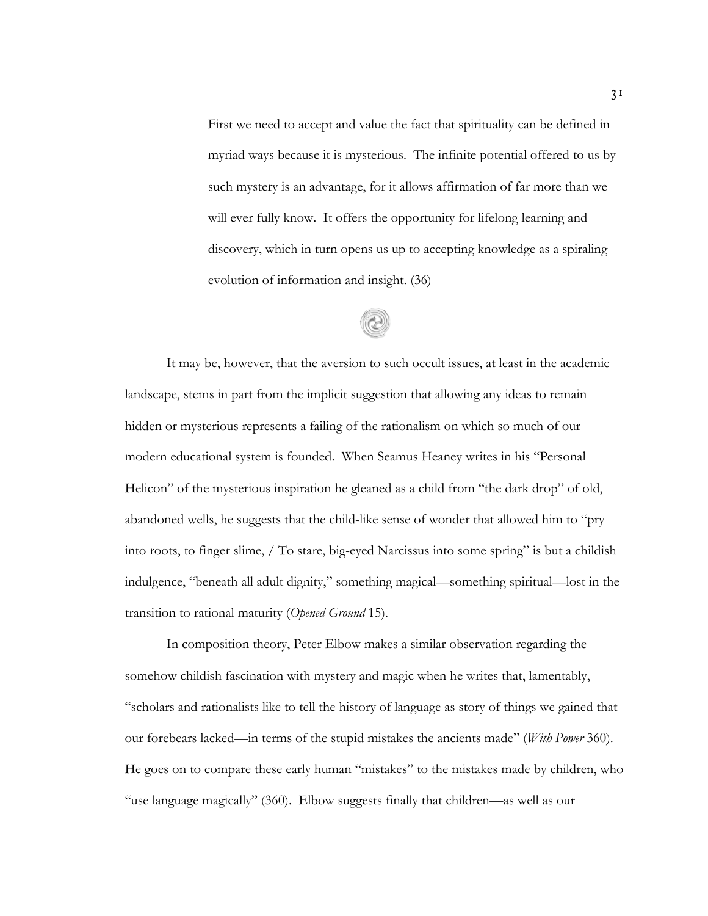> First we need to accept and value the fact that spirituality can be defined in myriad ways because it is mysterious. The infinite potential offered to us by such mystery is an advantage, for it allows affirmation of far more than we will ever fully know. It offers the opportunity for lifelong learning and discovery, which in turn opens us up to accepting knowledge as a spiraling evolution of information and insight. (36)

It may be, however, that the aversion to such occult issues, at least in the academic landscape, stems in part from the implicit suggestion that allowing any ideas to remain hidden or mysterious represents a failing of the rationalism on which so much of our modern educational system is founded. When Seamus Heaney writes in his "Personal Helicon" of the mysterious inspiration he gleaned as a child from "the dark drop" of old, abandoned wells, he suggests that the child-like sense of wonder that allowed him to "pry into roots, to finger slime, / To stare, big-eyed Narcissus into some spring" is but a childish indulgence, "beneath all adult dignity," something magical—something spiritual—lost in the transition to rational maturity (*Opened Ground* 15).

In composition theory, Peter Elbow makes a similar observation regarding the somehow childish fascination with mystery and magic when he writes that, lamentably, "scholars and rationalists like to tell the history of language as story of things we gained that our forebears lacked—in terms of the stupid mistakes the ancients made" (*With Power* 360). He goes on to compare these early human "mistakes" to the mistakes made by children, who "use language magically" (360). Elbow suggests finally that children—as well as our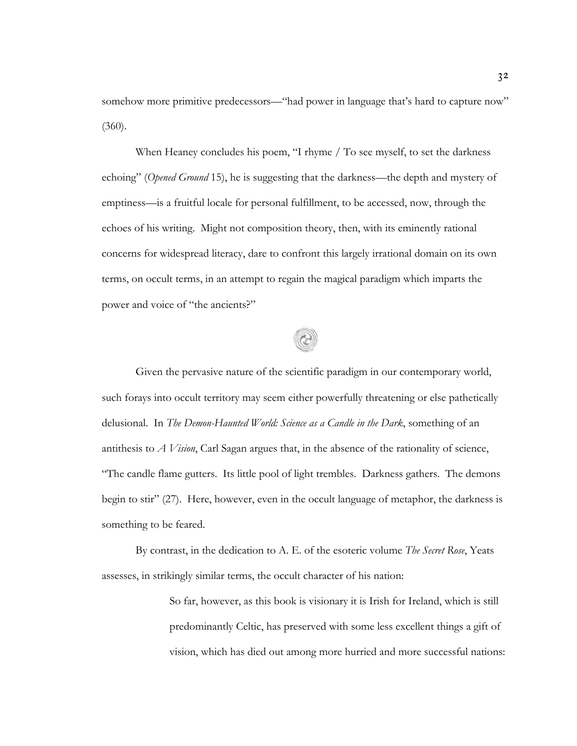somehow more primitive predecessors—"had power in language that's hard to capture now" (360).

When Heaney concludes his poem, "I rhyme / To see myself, to set the darkness echoing" (*Opened Ground* 15), he is suggesting that the darkness—the depth and mystery of emptiness—is a fruitful locale for personal fulfillment, to be accessed, now, through the echoes of his writing. Might not composition theory, then, with its eminently rational concerns for widespread literacy, dare to confront this largely irrational domain on its own terms, on occult terms, in an attempt to regain the magical paradigm which imparts the power and voice of "the ancients?"

Given the pervasive nature of the scientific paradigm in our contemporary world, such forays into occult territory may seem either powerfully threatening or else pathetically delusional. In *The Demon-Haunted World: Science as a Candle in the Dark*, something of an antithesis to *A Vision*, Carl Sagan argues that, in the absence of the rationality of science, "The candle flame gutters. Its little pool of light trembles. Darkness gathers. The demons begin to stir" (27). Here, however, even in the occult language of metaphor, the darkness is something to be feared.

By contrast, in the dedication to A. E. of the esoteric volume *The Secret Rose*, Yeats assesses, in strikingly similar terms, the occult character of his nation:

> So far, however, as this book is visionary it is Irish for Ireland, which is still predominantly Celtic, has preserved with some less excellent things a gift of vision, which has died out among more hurried and more successful nations: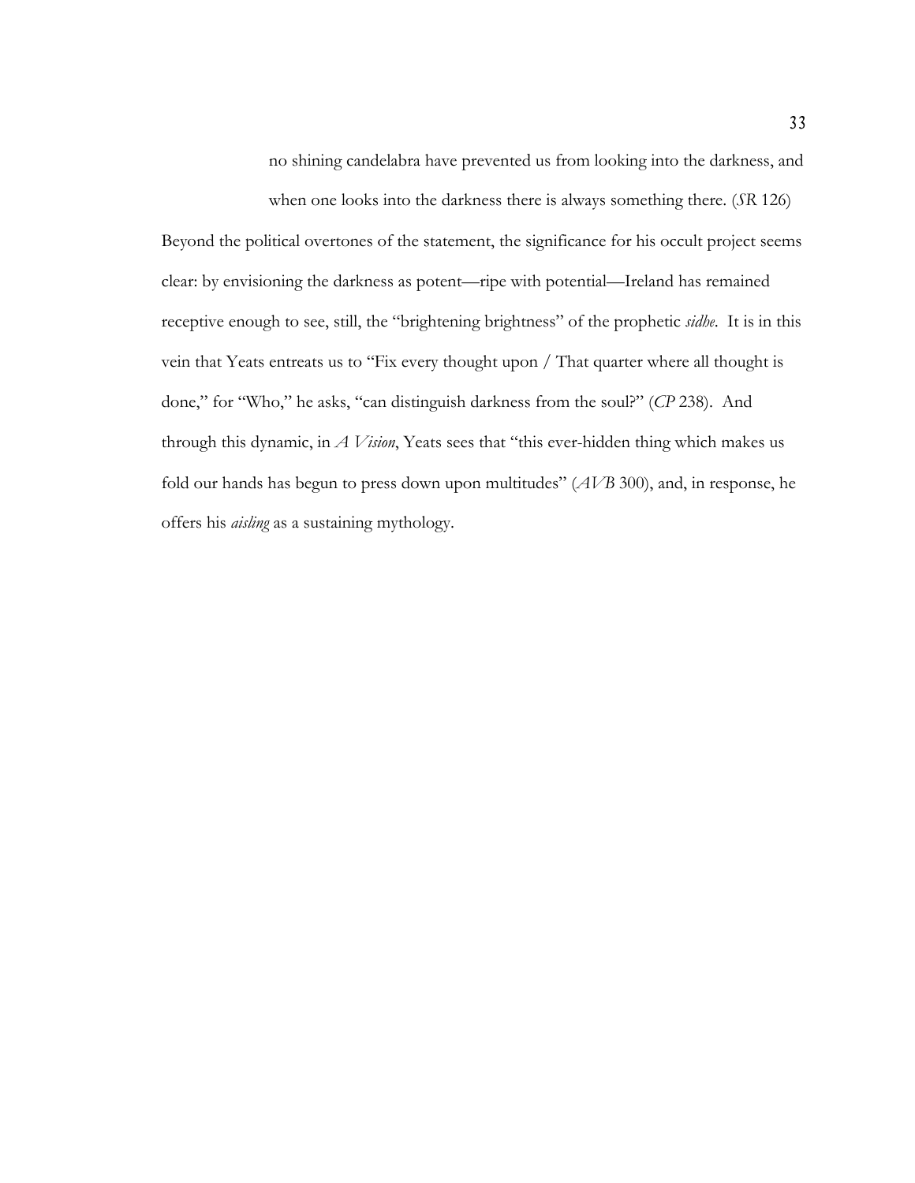> no shining candelabra have prevented us from looking into the darkness, and when one looks into the darkness there is always something there. (*SR* 126)

Beyond the political overtones of the statement, the significance for his occult project seems clear: by envisioning the darkness as potent—ripe with potential—Ireland has remained receptive enough to see, still, the "brightening brightness" of the prophetic *sidhe*. It is in this vein that Yeats entreats us to "Fix every thought upon / That quarter where all thought is done," for "Who," he asks, "can distinguish darkness from the soul?" (*CP* 238). And through this dynamic, in *A Vision*, Yeats sees that "this ever-hidden thing which makes us fold our hands has begun to press down upon multitudes" (*AVB* 300), and, in response, he offers his *aisling* as a sustaining mythology.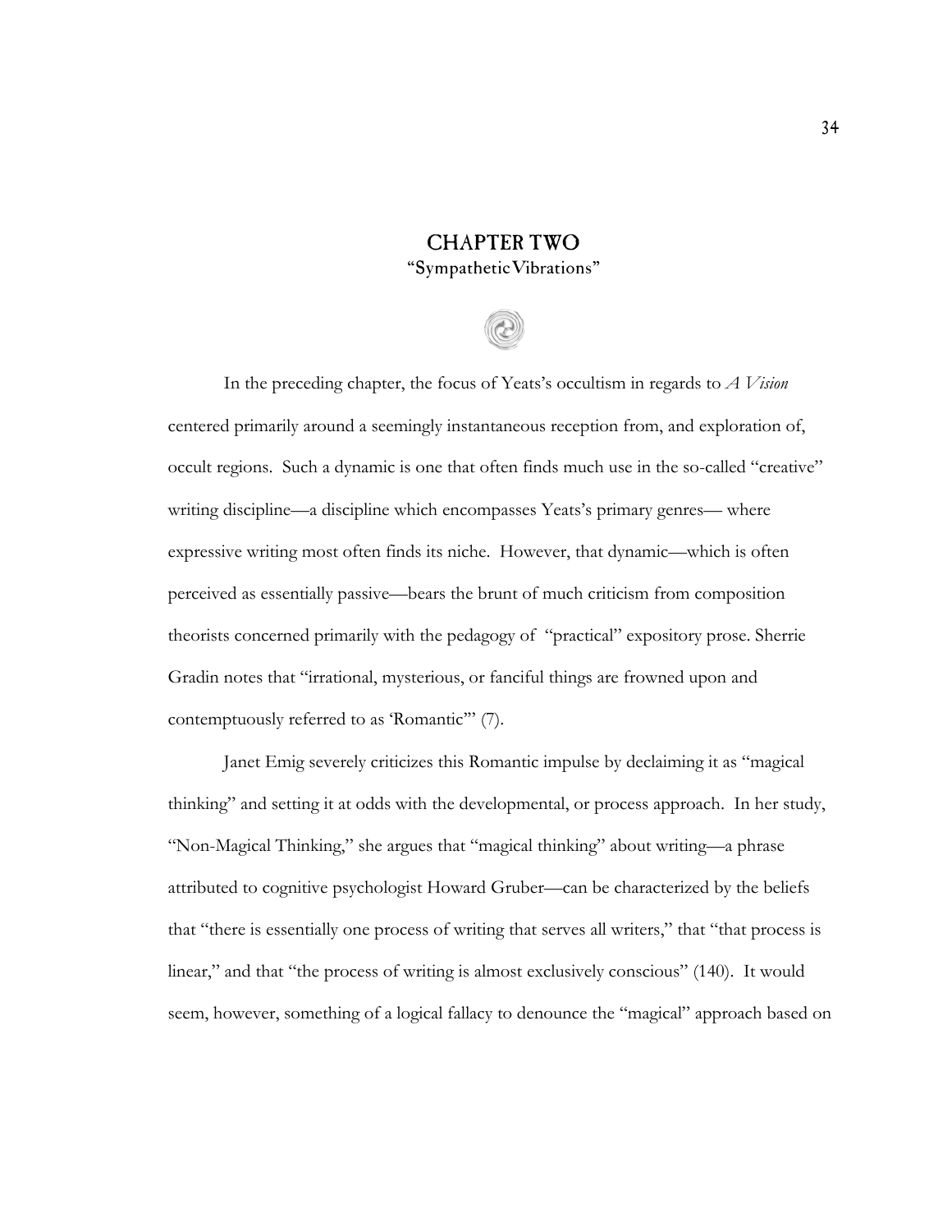# CHAPTER TWO

## "Sympathetic Vibrations"

In the preceding chapter, the focus of Yeats's occultism in regards to *A Vision* centered primarily around a seemingly instantaneous reception from, and exploration of, occult regions. Such a dynamic is one that often finds much use in the so-called "creative" writing discipline—a discipline which encompasses Yeats's primary genres— where expressive writing most often finds its niche. However, that dynamic—which is often perceived as essentially passive—bears the brunt of much criticism from composition theorists concerned primarily with the pedagogy of "practical" expository prose. Sherrie Gradin notes that "irrational, mysterious, or fanciful things are frowned upon and contemptuously referred to as 'Romantic'" (7).

Janet Emig severely criticizes this Romantic impulse by declaiming it as "magical thinking" and setting it at odds with the developmental, or process approach. In her study, "Non-Magical Thinking," she argues that "magical thinking" about writing—a phrase attributed to cognitive psychologist Howard Gruber—can be characterized by the beliefs that "there is essentially one process of writing that serves all writers," that "that process is linear," and that "the process of writing is almost exclusively conscious" (140). It would seem, however, something of a logical fallacy to denounce the "magical" approach based on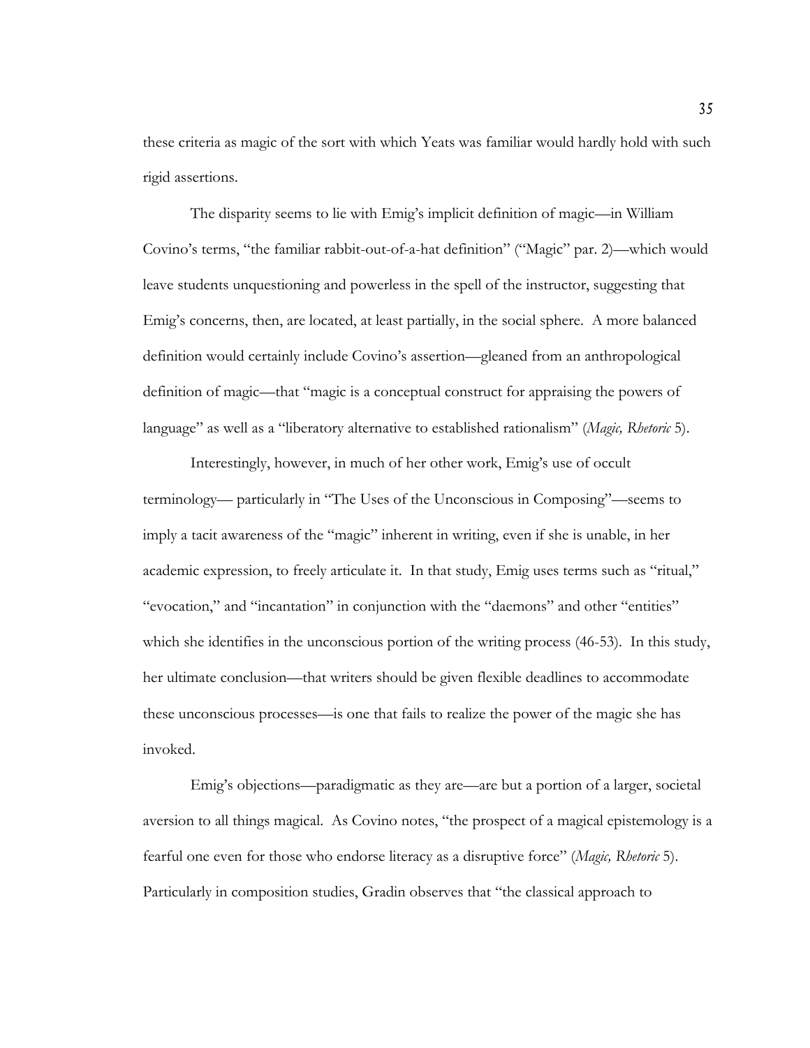these criteria as magic of the sort with which Yeats was familiar would hardly hold with such rigid assertions.

The disparity seems to lie with Emig's implicit definition of magic—in William Covino's terms, "the familiar rabbit-out-of-a-hat definition" ("Magic" par. 2)—which would leave students unquestioning and powerless in the spell of the instructor, suggesting that Emig's concerns, then, are located, at least partially, in the social sphere. A more balanced definition would certainly include Covino's assertion—gleaned from an anthropological definition of magic—that "magic is a conceptual construct for appraising the powers of language" as well as a "liberatory alternative to established rationalism" (*Magic, Rhetoric* 5).

Interestingly, however, in much of her other work, Emig's use of occult terminology— particularly in "The Uses of the Unconscious in Composing"—seems to imply a tacit awareness of the "magic" inherent in writing, even if she is unable, in her academic expression, to freely articulate it. In that study, Emig uses terms such as "ritual," "evocation," and "incantation" in conjunction with the "daemons" and other "entities" which she identifies in the unconscious portion of the writing process (46-53). In this study, her ultimate conclusion—that writers should be given flexible deadlines to accommodate these unconscious processes—is one that fails to realize the power of the magic she has invoked.

Emig's objections—paradigmatic as they are—are but a portion of a larger, societal aversion to all things magical. As Covino notes, "the prospect of a magical epistemology is a fearful one even for those who endorse literacy as a disruptive force" (*Magic, Rhetoric* 5). Particularly in composition studies, Gradin observes that "the classical approach to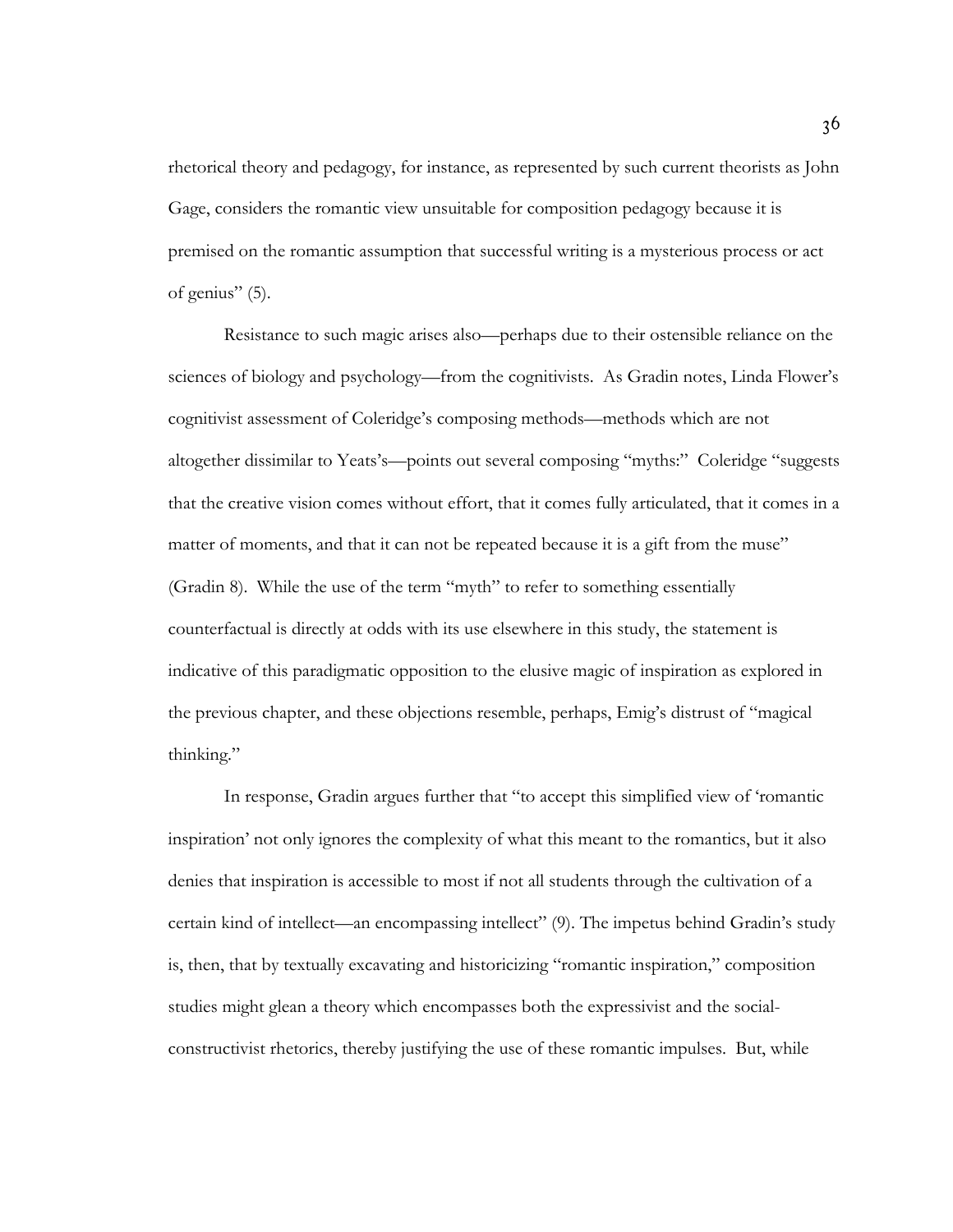rhetorical theory and pedagogy, for instance, as represented by such current theorists as John Gage, considers the romantic view unsuitable for composition pedagogy because it is premised on the romantic assumption that successful writing is a mysterious process or act of genius" (5).

Resistance to such magic arises also—perhaps due to their ostensible reliance on the sciences of biology and psychology—from the cognitivists. As Gradin notes, Linda Flower's cognitivist assessment of Coleridge's composing methods—methods which are not altogether dissimilar to Yeats's—points out several composing "myths:" Coleridge "suggests that the creative vision comes without effort, that it comes fully articulated, that it comes in a matter of moments, and that it can not be repeated because it is a gift from the muse" (Gradin 8). While the use of the term "myth" to refer to something essentially counterfactual is directly at odds with its use elsewhere in this study, the statement is indicative of this paradigmatic opposition to the elusive magic of inspiration as explored in the previous chapter, and these objections resemble, perhaps, Emig's distrust of "magical thinking."

In response, Gradin argues further that "to accept this simplified view of 'romantic inspiration' not only ignores the complexity of what this meant to the romantics, but it also denies that inspiration is accessible to most if not all students through the cultivation of a certain kind of intellect—an encompassing intellect" (9). The impetus behind Gradin's study is, then, that by textually excavating and historicizing "romantic inspiration," composition studies might glean a theory which encompasses both the expressivist and the social-constructivist rhetorics, thereby justifying the use of these romantic impulses. But, while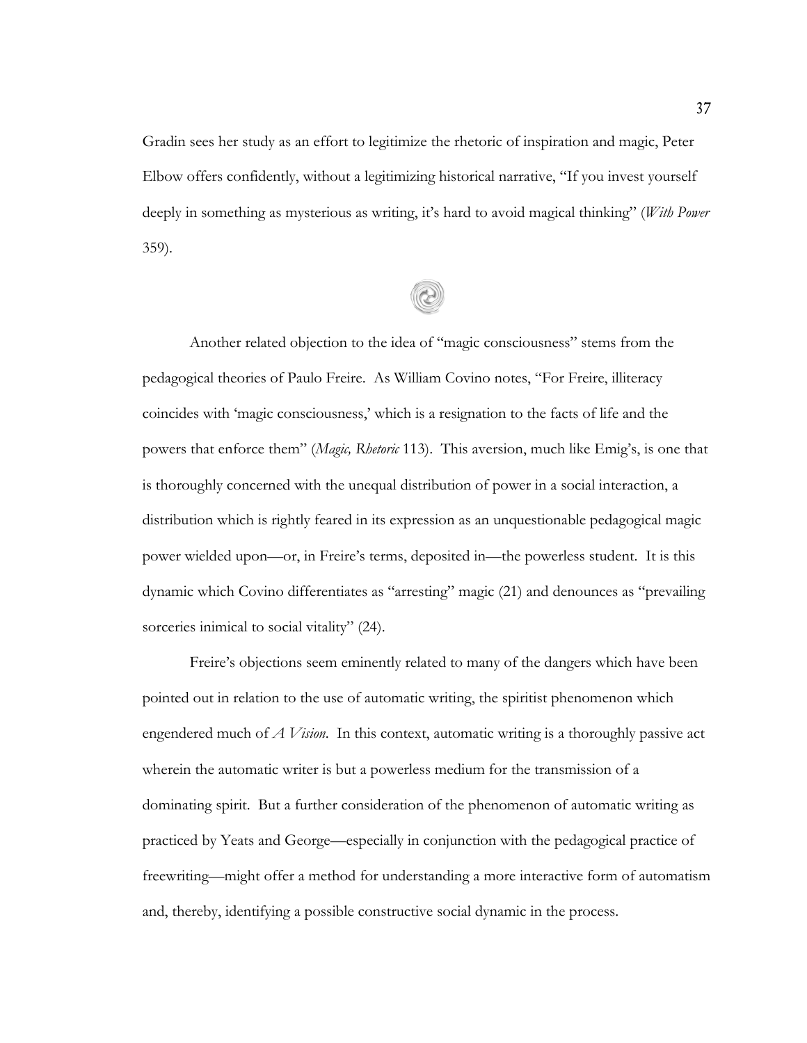Gradin sees her study as an effort to legitimize the rhetoric of inspiration and magic, Peter Elbow offers confidently, without a legitimizing historical narrative, "If you invest yourself deeply in something as mysterious as writing, it's hard to avoid magical thinking" (*With Power* 359).

Another related objection to the idea of "magic consciousness" stems from the pedagogical theories of Paulo Freire. As William Covino notes, "For Freire, illiteracy coincides with 'magic consciousness,' which is a resignation to the facts of life and the powers that enforce them" (*Magic, Rhetoric* 113). This aversion, much like Emig's, is one that is thoroughly concerned with the unequal distribution of power in a social interaction, a distribution which is rightly feared in its expression as an unquestionable pedagogical magic power wielded upon—or, in Freire's terms, deposited in—the powerless student. It is this dynamic which Covino differentiates as "arresting" magic (21) and denounces as "prevailing sorceries inimical to social vitality" (24).

Freire's objections seem eminently related to many of the dangers which have been pointed out in relation to the use of automatic writing, the spiritist phenomenon which engendered much of *A Vision*. In this context, automatic writing is a thoroughly passive act wherein the automatic writer is but a powerless medium for the transmission of a dominating spirit. But a further consideration of the phenomenon of automatic writing as practiced by Yeats and George—especially in conjunction with the pedagogical practice of freewriting—might offer a method for understanding a more interactive form of automatism and, thereby, identifying a possible constructive social dynamic in the process.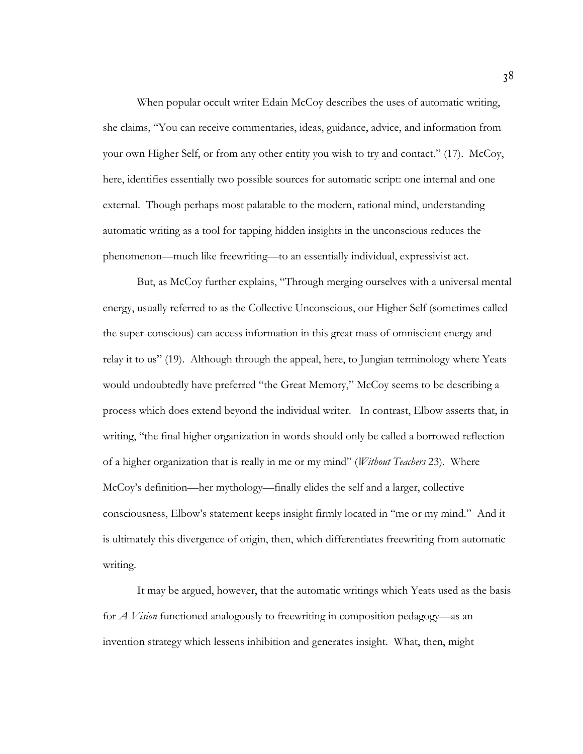When popular occult writer Edain McCoy describes the uses of automatic writing, she claims, "You can receive commentaries, ideas, guidance, advice, and information from your own Higher Self, or from any other entity you wish to try and contact." (17). McCoy, here, identifies essentially two possible sources for automatic script: one internal and one external. Though perhaps most palatable to the modern, rational mind, understanding automatic writing as a tool for tapping hidden insights in the unconscious reduces the phenomenon—much like freewriting—to an essentially individual, expressivist act.

But, as McCoy further explains, "Through merging ourselves with a universal mental energy, usually referred to as the Collective Unconscious, our Higher Self (sometimes called the super-conscious) can access information in this great mass of omniscient energy and relay it to us" (19). Although through the appeal, here, to Jungian terminology where Yeats would undoubtedly have preferred "the Great Memory," McCoy seems to be describing a process which does extend beyond the individual writer. In contrast, Elbow asserts that, in writing, "the final higher organization in words should only be called a borrowed reflection of a higher organization that is really in me or my mind" (*Without Teachers* 23). Where McCoy's definition—her mythology—finally elides the self and a larger, collective consciousness, Elbow's statement keeps insight firmly located in "me or my mind." And it is ultimately this divergence of origin, then, which differentiates freewriting from automatic writing.

It may be argued, however, that the automatic writings which Yeats used as the basis for *A Vision* functioned analogously to freewriting in composition pedagogy—as an invention strategy which lessens inhibition and generates insight. What, then, might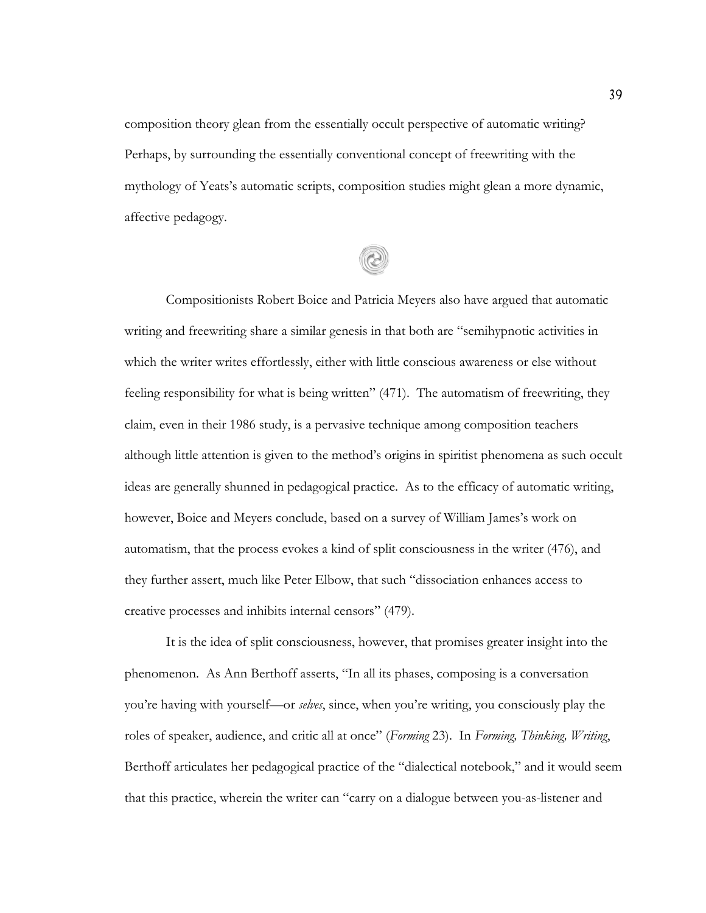composition theory glean from the essentially occult perspective of automatic writing? Perhaps, by surrounding the essentially conventional concept of freewriting with the mythology of Yeats's automatic scripts, composition studies might glean a more dynamic, affective pedagogy.

Compositionists Robert Boice and Patricia Meyers also have argued that automatic writing and freewriting share a similar genesis in that both are "semihypnotic activities in which the writer writes effortlessly, either with little conscious awareness or else without feeling responsibility for what is being written" (471). The automatism of freewriting, they claim, even in their 1986 study, is a pervasive technique among composition teachers although little attention is given to the method's origins in spiritist phenomena as such occult ideas are generally shunned in pedagogical practice. As to the efficacy of automatic writing, however, Boice and Meyers conclude, based on a survey of William James's work on automatism, that the process evokes a kind of split consciousness in the writer (476), and they further assert, much like Peter Elbow, that such "dissociation enhances access to creative processes and inhibits internal censors" (479).

It is the idea of split consciousness, however, that promises greater insight into the phenomenon. As Ann Berthoff asserts, "In all its phases, composing is a conversation you're having with yourself—or *selves*, since, when you're writing, you consciously play the roles of speaker, audience, and critic all at once" (*Forming* 23). In *Forming, Thinking, Writing*, Berthoff articulates her pedagogical practice of the "dialectical notebook," and it would seem that this practice, wherein the writer can "carry on a dialogue between you-as-listener and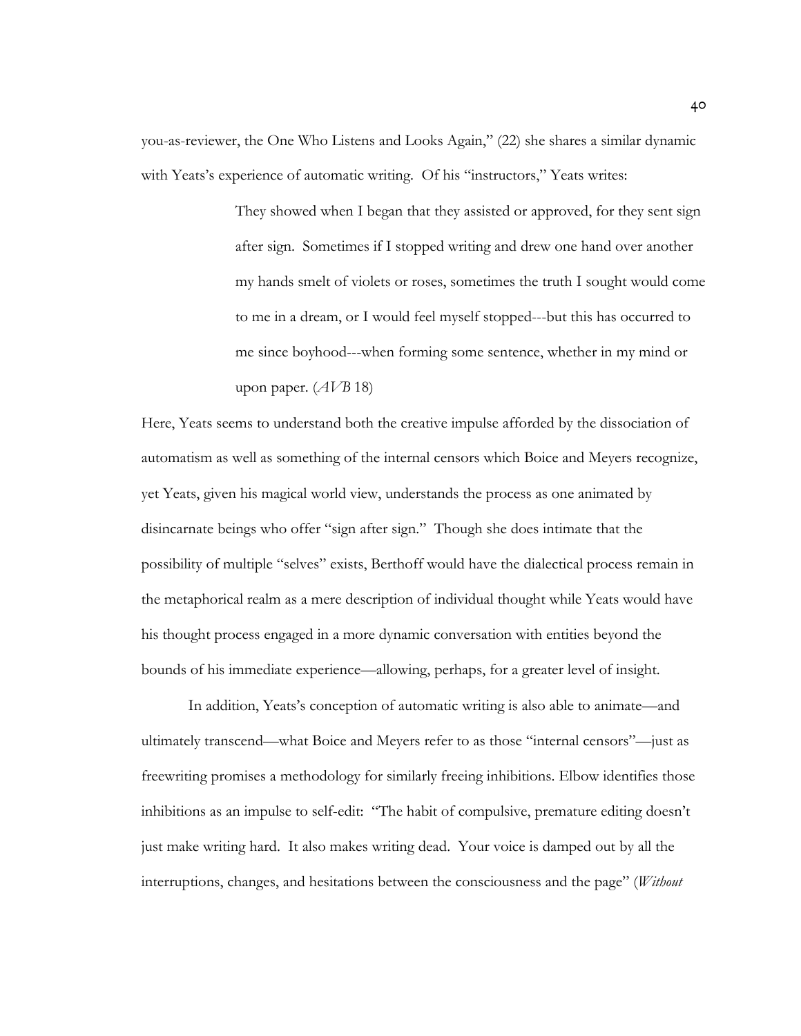you-as-reviewer, the One Who Listens and Looks Again," (22) she shares a similar dynamic with Yeats's experience of automatic writing. Of his "instructors," Yeats writes:

> They showed when I began that they assisted or approved, for they sent sign after sign. Sometimes if I stopped writing and drew one hand over another my hands smelt of violets or roses, sometimes the truth I sought would come to me in a dream, or I would feel myself stopped---but this has occurred to me since boyhood---when forming some sentence, whether in my mind or upon paper. (*AVB* 18)

Here, Yeats seems to understand both the creative impulse afforded by the dissociation of automatism as well as something of the internal censors which Boice and Meyers recognize, yet Yeats, given his magical world view, understands the process as one animated by disincarnate beings who offer "sign after sign." Though she does intimate that the possibility of multiple "selves" exists, Berthoff would have the dialectical process remain in the metaphorical realm as a mere description of individual thought while Yeats would have his thought process engaged in a more dynamic conversation with entities beyond the bounds of his immediate experience—allowing, perhaps, for a greater level of insight.

In addition, Yeats's conception of automatic writing is also able to animate—and ultimately transcend—what Boice and Meyers refer to as those "internal censors"—just as freewriting promises a methodology for similarly freeing inhibitions. Elbow identifies those inhibitions as an impulse to self-edit: "The habit of compulsive, premature editing doesn't just make writing hard. It also makes writing dead. Your voice is damped out by all the interruptions, changes, and hesitations between the consciousness and the page" (*Without*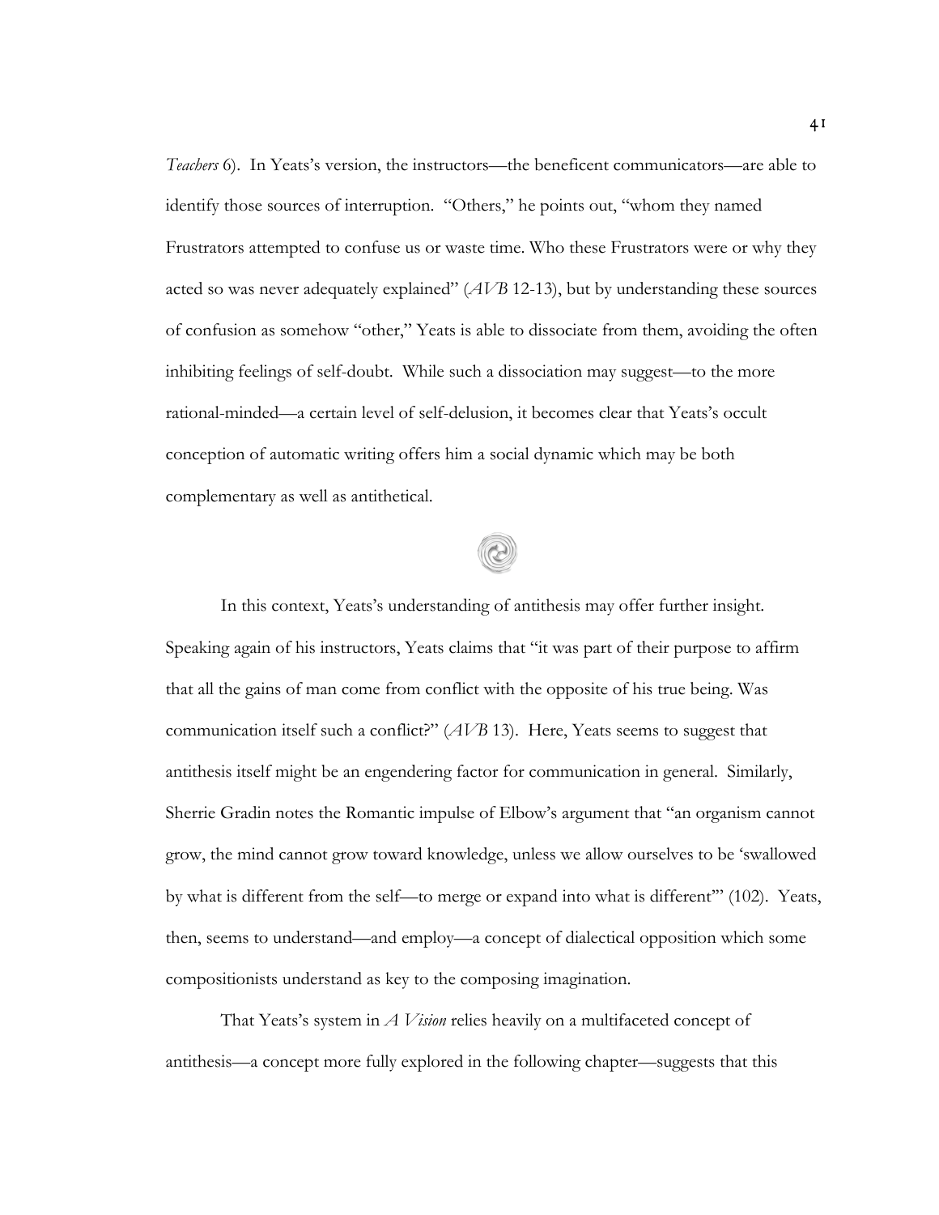*Teachers* 6). In Yeats's version, the instructors—the beneficent communicators—are able to identify those sources of interruption. "Others," he points out, "whom they named Frustrators attempted to confuse us or waste time. Who these Frustrators were or why they acted so was never adequately explained" (*AVB* 12-13), but by understanding these sources of confusion as somehow "other," Yeats is able to dissociate from them, avoiding the often inhibiting feelings of self-doubt. While such a dissociation may suggest—to the more rational-minded—a certain level of self-delusion, it becomes clear that Yeats's occult conception of automatic writing offers him a social dynamic which may be both complementary as well as antithetical.

In this context, Yeats's understanding of antithesis may offer further insight. Speaking again of his instructors, Yeats claims that "it was part of their purpose to affirm that all the gains of man come from conflict with the opposite of his true being. Was communication itself such a conflict?" (*AVB* 13). Here, Yeats seems to suggest that antithesis itself might be an engendering factor for communication in general. Similarly, Sherrie Gradin notes the Romantic impulse of Elbow's argument that "an organism cannot grow, the mind cannot grow toward knowledge, unless we allow ourselves to be 'swallowed by what is different from the self—to merge or expand into what is different'" (102). Yeats, then, seems to understand—and employ—a concept of dialectical opposition which some compositionists understand as key to the composing imagination.

That Yeats's system in *A Vision* relies heavily on a multifaceted concept of antithesis—a concept more fully explored in the following chapter—suggests that this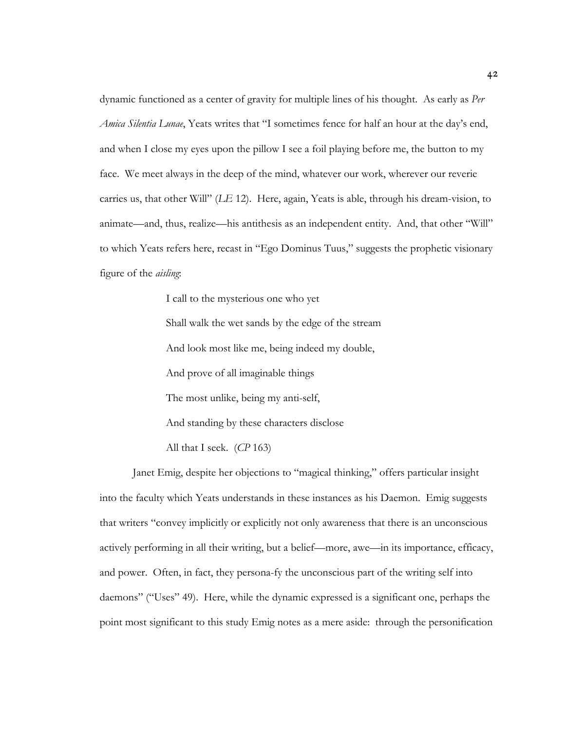dynamic functioned as a center of gravity for multiple lines of his thought. As early as *Per Amica Silentia Lunae*, Yeats writes that "I sometimes fence for half an hour at the day's end, and when I close my eyes upon the pillow I see a foil playing before me, the button to my face. We meet always in the deep of the mind, whatever our work, wherever our reverie carries us, that other Will" (*LE* 12). Here, again, Yeats is able, through his dream-vision, to animate—and, thus, realize—his antithesis as an independent entity. And, that other "Will" to which Yeats refers here, recast in "Ego Dominus Tuus," suggests the prophetic visionary figure of the *aisling*:

> I call to the mysterious one who yet
> Shall walk the wet sands by the edge of the stream
> And look most like me, being indeed my double,
> And prove of all imaginable things
> The most unlike, being my anti-self,
> And standing by these characters disclose
> All that I seek. (*CP* 163)

Janet Emig, despite her objections to "magical thinking," offers particular insight into the faculty which Yeats understands in these instances as his Daemon. Emig suggests that writers "convey implicitly or explicitly not only awareness that there is an unconscious actively performing in all their writing, but a belief—more, awe—in its importance, efficacy, and power. Often, in fact, they persona-fy the unconscious part of the writing self into daemons" ("Uses" 49). Here, while the dynamic expressed is a significant one, perhaps the point most significant to this study Emig notes as a mere aside: through the personification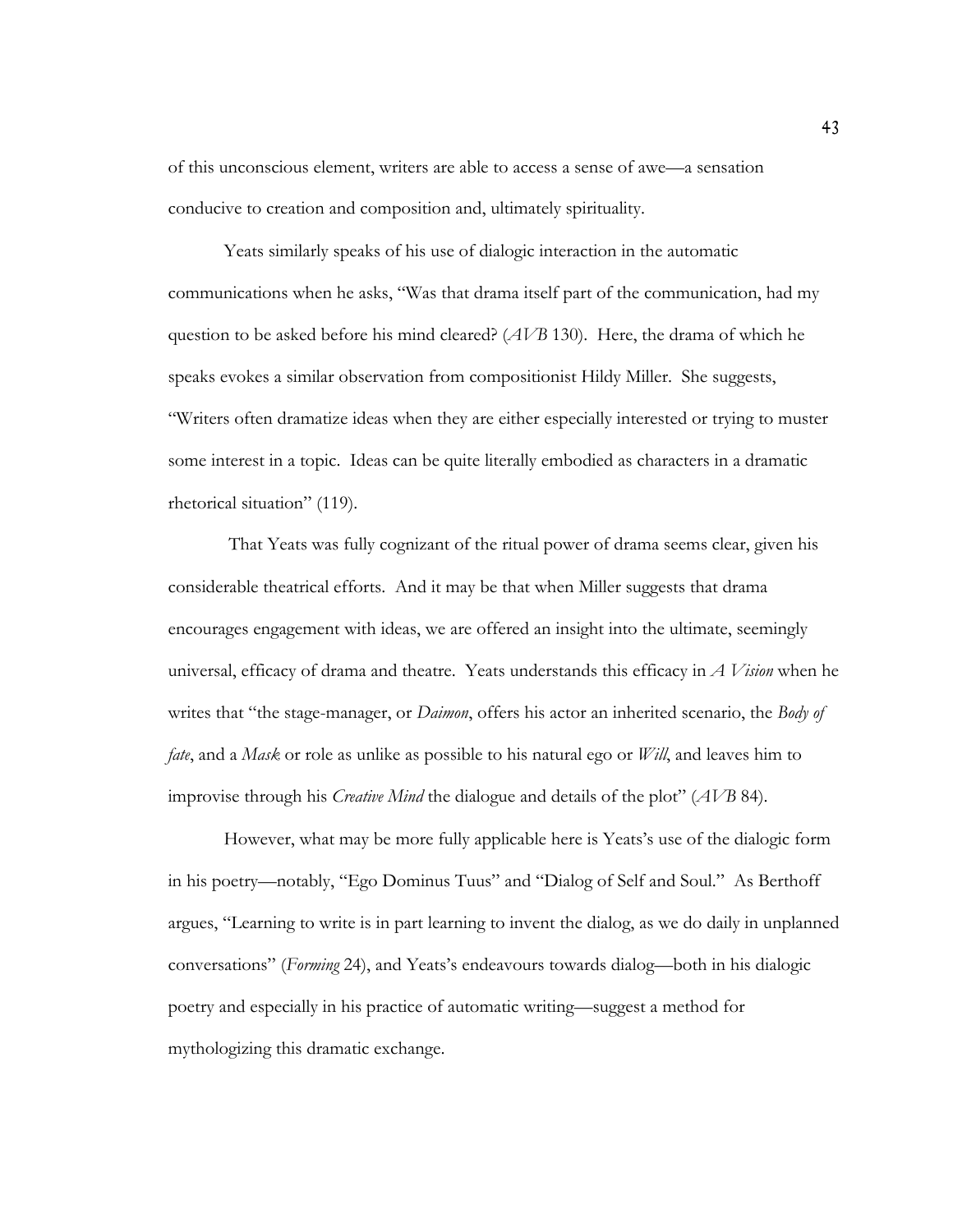of this unconscious element, writers are able to access a sense of awe—a sensation conducive to creation and composition and, ultimately spirituality.

Yeats similarly speaks of his use of dialogic interaction in the automatic communications when he asks, "Was that drama itself part of the communication, had my question to be asked before his mind cleared? (*AVB* 130). Here, the drama of which he speaks evokes a similar observation from compositionist Hildy Miller. She suggests, "Writers often dramatize ideas when they are either especially interested or trying to muster some interest in a topic. Ideas can be quite literally embodied as characters in a dramatic rhetorical situation" (119).

That Yeats was fully cognizant of the ritual power of drama seems clear, given his considerable theatrical efforts. And it may be that when Miller suggests that drama encourages engagement with ideas, we are offered an insight into the ultimate, seemingly universal, efficacy of drama and theatre. Yeats understands this efficacy in *A Vision* when he writes that "the stage-manager, or *Daimon*, offers his actor an inherited scenario, the *Body of fate*, and a *Mask* or role as unlike as possible to his natural ego or *Will*, and leaves him to improvise through his *Creative Mind* the dialogue and details of the plot" (*AVB* 84).

However, what may be more fully applicable here is Yeats's use of the dialogic form in his poetry—notably, "Ego Dominus Tuus" and "Dialog of Self and Soul." As Berthoff argues, "Learning to write is in part learning to invent the dialog, as we do daily in unplanned conversations" (*Forming* 24), and Yeats's endeavours towards dialog—both in his dialogic poetry and especially in his practice of automatic writing—suggest a method for mythologizing this dramatic exchange.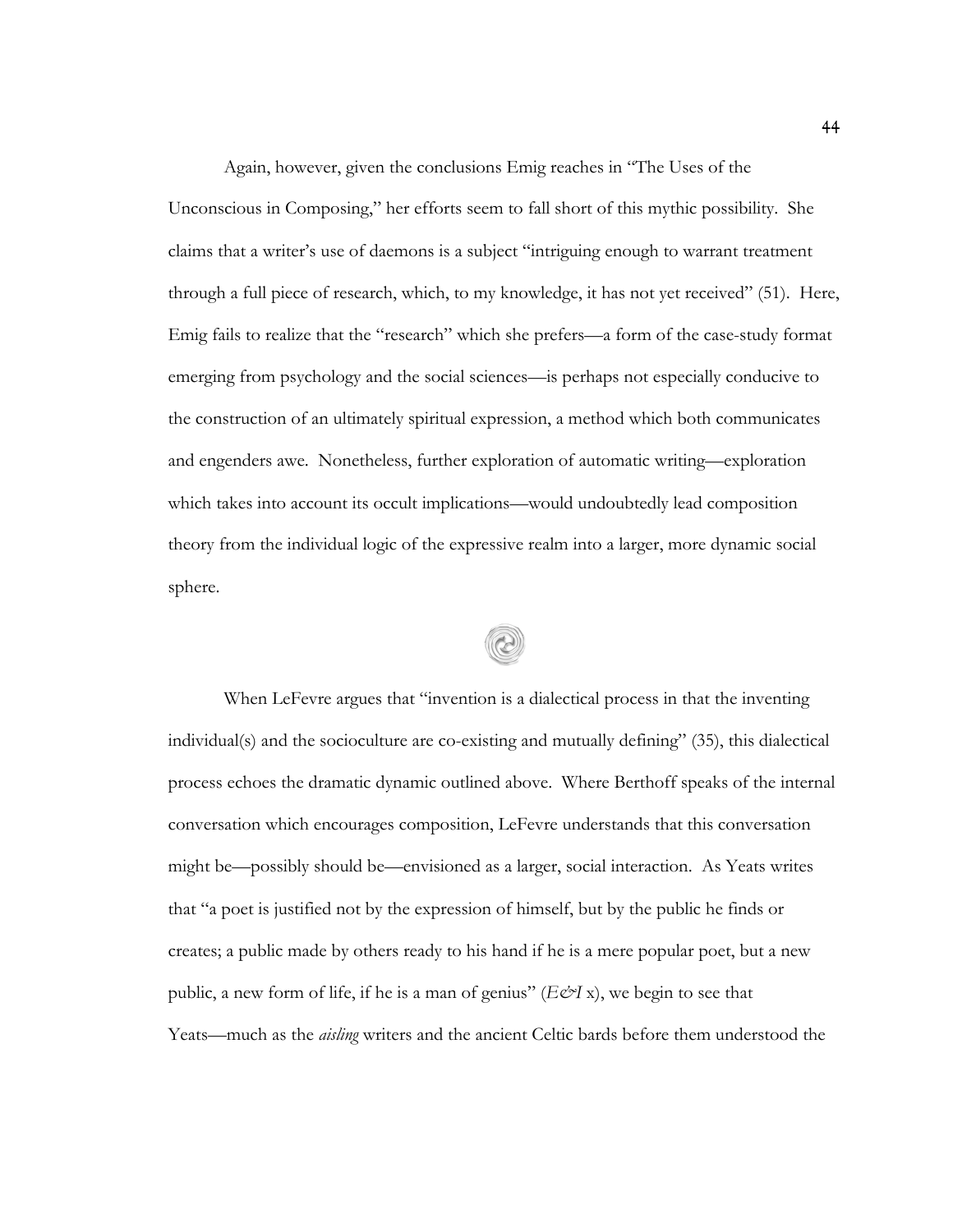Again, however, given the conclusions Emig reaches in "The Uses of the Unconscious in Composing," her efforts seem to fall short of this mythic possibility. She claims that a writer's use of daemons is a subject "intriguing enough to warrant treatment through a full piece of research, which, to my knowledge, it has not yet received" (51). Here, Emig fails to realize that the "research" which she prefers—a form of the case-study format emerging from psychology and the social sciences—is perhaps not especially conducive to the construction of an ultimately spiritual expression, a method which both communicates and engenders awe. Nonetheless, further exploration of automatic writing—exploration which takes into account its occult implications—would undoubtedly lead composition theory from the individual logic of the expressive realm into a larger, more dynamic social sphere.

When LeFevre argues that "invention is a dialectical process in that the inventing individual(s) and the socioculture are co-existing and mutually defining" (35), this dialectical process echoes the dramatic dynamic outlined above. Where Berthoff speaks of the internal conversation which encourages composition, LeFevre understands that this conversation might be—possibly should be—envisioned as a larger, social interaction. As Yeats writes that "a poet is justified not by the expression of himself, but by the public he finds or creates; a public made by others ready to his hand if he is a mere popular poet, but a new public, a new form of life, if he is a man of genius" (*E&I* x), we begin to see that Yeats—much as the *aisling* writers and the ancient Celtic bards before them understood the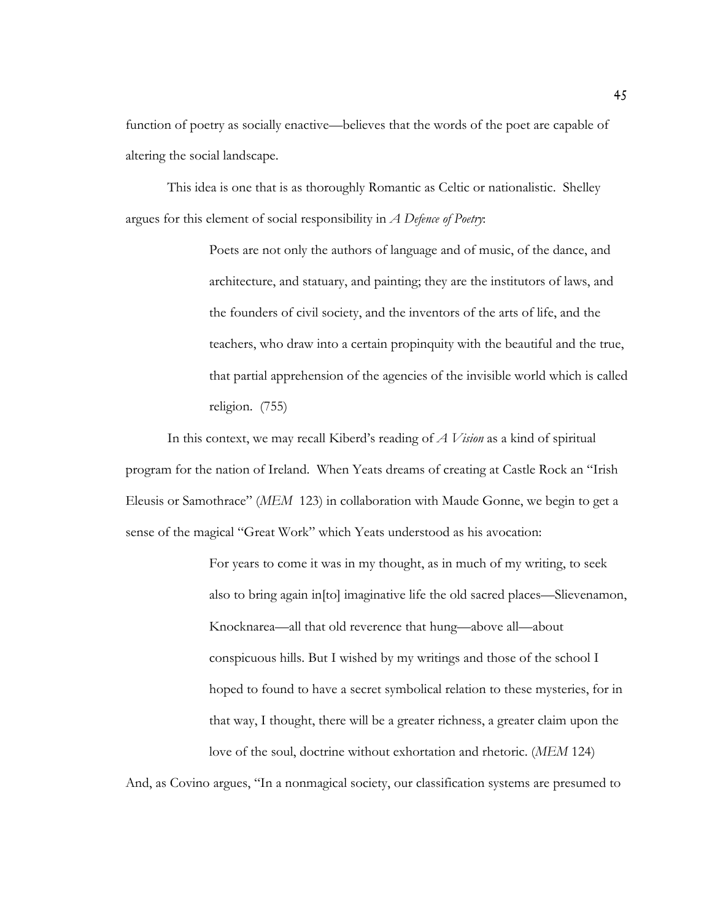function of poetry as socially enactive—believes that the words of the poet are capable of altering the social landscape.

This idea is one that is as thoroughly Romantic as Celtic or nationalistic. Shelley argues for this element of social responsibility in *A Defence of Poetry*:

> Poets are not only the authors of language and of music, of the dance, and architecture, and statuary, and painting; they are the institutors of laws, and the founders of civil society, and the inventors of the arts of life, and the teachers, who draw into a certain propinquity with the beautiful and the true, that partial apprehension of the agencies of the invisible world which is called religion. (755)

In this context, we may recall Kiberd's reading of *A Vision* as a kind of spiritual program for the nation of Ireland. When Yeats dreams of creating at Castle Rock an "Irish Eleusis or Samothrace" (*MEM* 123) in collaboration with Maude Gonne, we begin to get a sense of the magical "Great Work" which Yeats understood as his avocation:

> For years to come it was in my thought, as in much of my writing, to seek also to bring again in[to] imaginative life the old sacred places—Slievenamon, Knocknarea—all that old reverence that hung—above all—about conspicuous hills. But I wished by my writings and those of the school I hoped to found to have a secret symbolical relation to these mysteries, for in that way, I thought, there will be a greater richness, a greater claim upon the love of the soul, doctrine without exhortation and rhetoric. (*MEM* 124)

And, as Covino argues, "In a nonmagical society, our classification systems are presumed to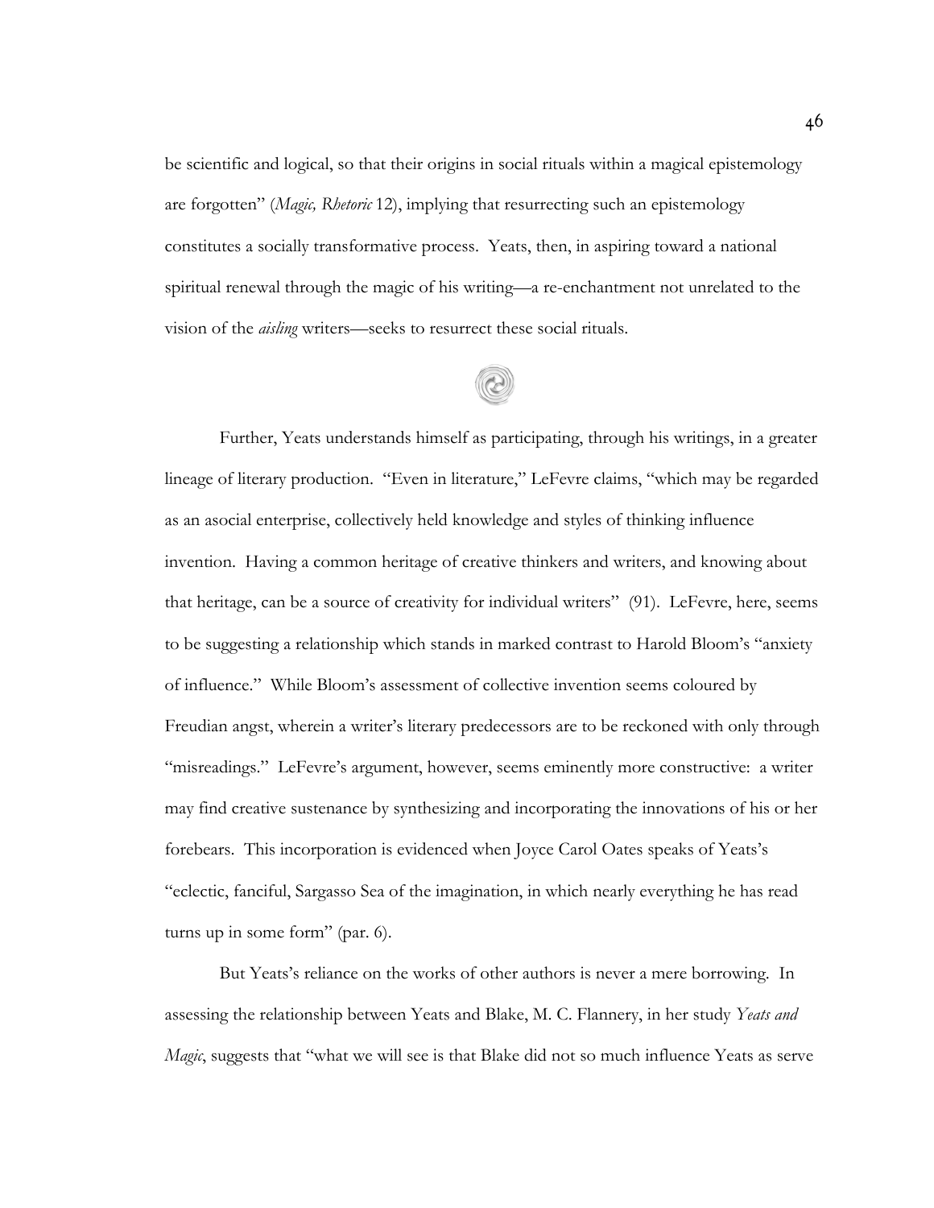be scientific and logical, so that their origins in social rituals within a magical epistemology are forgotten" (*Magic, Rhetoric* 12), implying that resurrecting such an epistemology constitutes a socially transformative process. Yeats, then, in aspiring toward a national spiritual renewal through the magic of his writing—a re-enchantment not unrelated to the vision of the *aisling* writers—seeks to resurrect these social rituals.

Further, Yeats understands himself as participating, through his writings, in a greater lineage of literary production. "Even in literature," LeFevre claims, "which may be regarded as an asocial enterprise, collectively held knowledge and styles of thinking influence invention. Having a common heritage of creative thinkers and writers, and knowing about that heritage, can be a source of creativity for individual writers" (91). LeFevre, here, seems to be suggesting a relationship which stands in marked contrast to Harold Bloom's "anxiety of influence." While Bloom's assessment of collective invention seems coloured by Freudian angst, wherein a writer's literary predecessors are to be reckoned with only through "misreadings." LeFevre's argument, however, seems eminently more constructive: a writer may find creative sustenance by synthesizing and incorporating the innovations of his or her forebears. This incorporation is evidenced when Joyce Carol Oates speaks of Yeats's "eclectic, fanciful, Sargasso Sea of the imagination, in which nearly everything he has read turns up in some form" (par. 6).

But Yeats's reliance on the works of other authors is never a mere borrowing. In assessing the relationship between Yeats and Blake, M. C. Flannery, in her study *Yeats and Magic*, suggests that "what we will see is that Blake did not so much influence Yeats as serve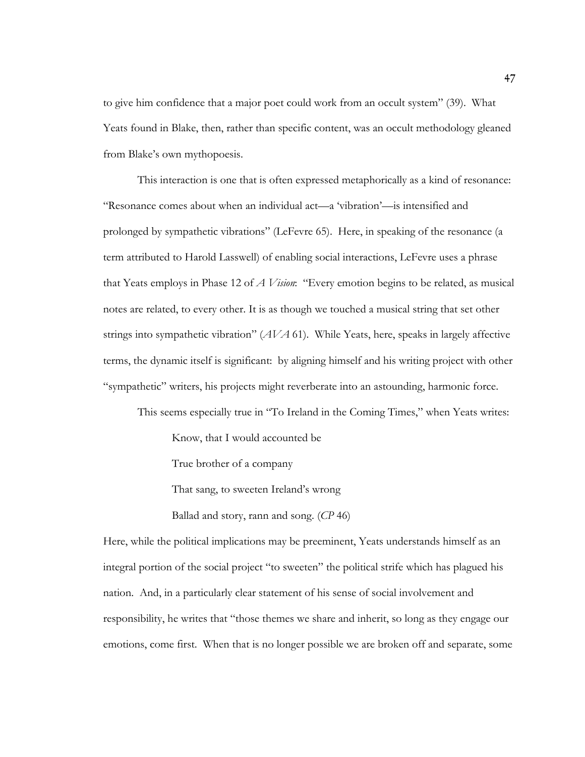to give him confidence that a major poet could work from an occult system" (39). What Yeats found in Blake, then, rather than specific content, was an occult methodology gleaned from Blake's own mythopoesis.

This interaction is one that is often expressed metaphorically as a kind of resonance: "Resonance comes about when an individual act—a 'vibration'—is intensified and prolonged by sympathetic vibrations" (LeFevre 65). Here, in speaking of the resonance (a term attributed to Harold Lasswell) of enabling social interactions, LeFevre uses a phrase that Yeats employs in Phase 12 of *A Vision*: "Every emotion begins to be related, as musical notes are related, to every other. It is as though we touched a musical string that set other strings into sympathetic vibration" (*AVA* 61). While Yeats, here, speaks in largely affective terms, the dynamic itself is significant: by aligning himself and his writing project with other "sympathetic" writers, his projects might reverberate into an astounding, harmonic force.

This seems especially true in "To Ireland in the Coming Times," when Yeats writes:

> Know, that I would accounted be
>
> True brother of a company
>
> That sang, to sweeten Ireland's wrong
>
> Ballad and story, rann and song. (*CP* 46)

Here, while the political implications may be preeminent, Yeats understands himself as an integral portion of the social project "to sweeten" the political strife which has plagued his nation. And, in a particularly clear statement of his sense of social involvement and responsibility, he writes that "those themes we share and inherit, so long as they engage our emotions, come first. When that is no longer possible we are broken off and separate, some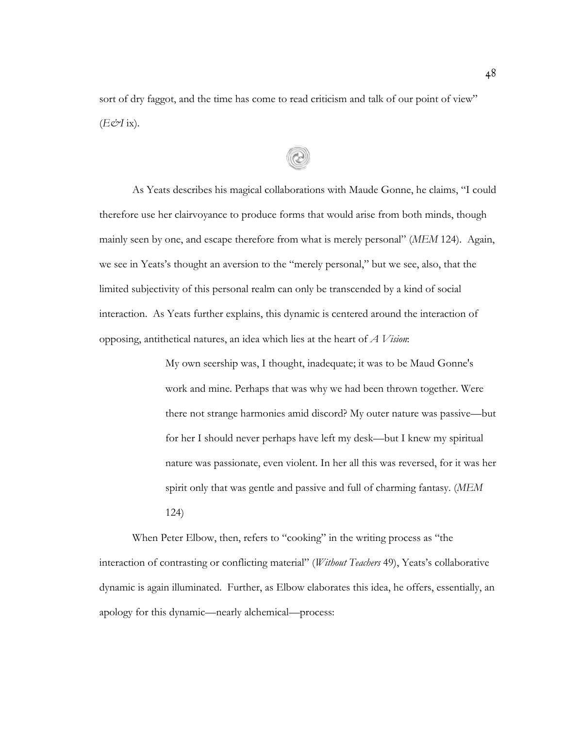sort of dry faggot, and the time has come to read criticism and talk of our point of view" (*E&I* ix).

As Yeats describes his magical collaborations with Maude Gonne, he claims, "I could therefore use her clairvoyance to produce forms that would arise from both minds, though mainly seen by one, and escape therefore from what is merely personal" (*MEM* 124). Again, we see in Yeats's thought an aversion to the "merely personal," but we see, also, that the limited subjectivity of this personal realm can only be transcended by a kind of social interaction. As Yeats further explains, this dynamic is centered around the interaction of opposing, antithetical natures, an idea which lies at the heart of *A Vision*:

> My own seership was, I thought, inadequate; it was to be Maud Gonne's work and mine. Perhaps that was why we had been thrown together. Were there not strange harmonies amid discord? My outer nature was passive—but for her I should never perhaps have left my desk—but I knew my spiritual nature was passionate, even violent. In her all this was reversed, for it was her spirit only that was gentle and passive and full of charming fantasy. (*MEM* 124)

When Peter Elbow, then, refers to "cooking" in the writing process as "the interaction of contrasting or conflicting material" (*Without Teachers* 49), Yeats's collaborative dynamic is again illuminated. Further, as Elbow elaborates this idea, he offers, essentially, an apology for this dynamic—nearly alchemical—process: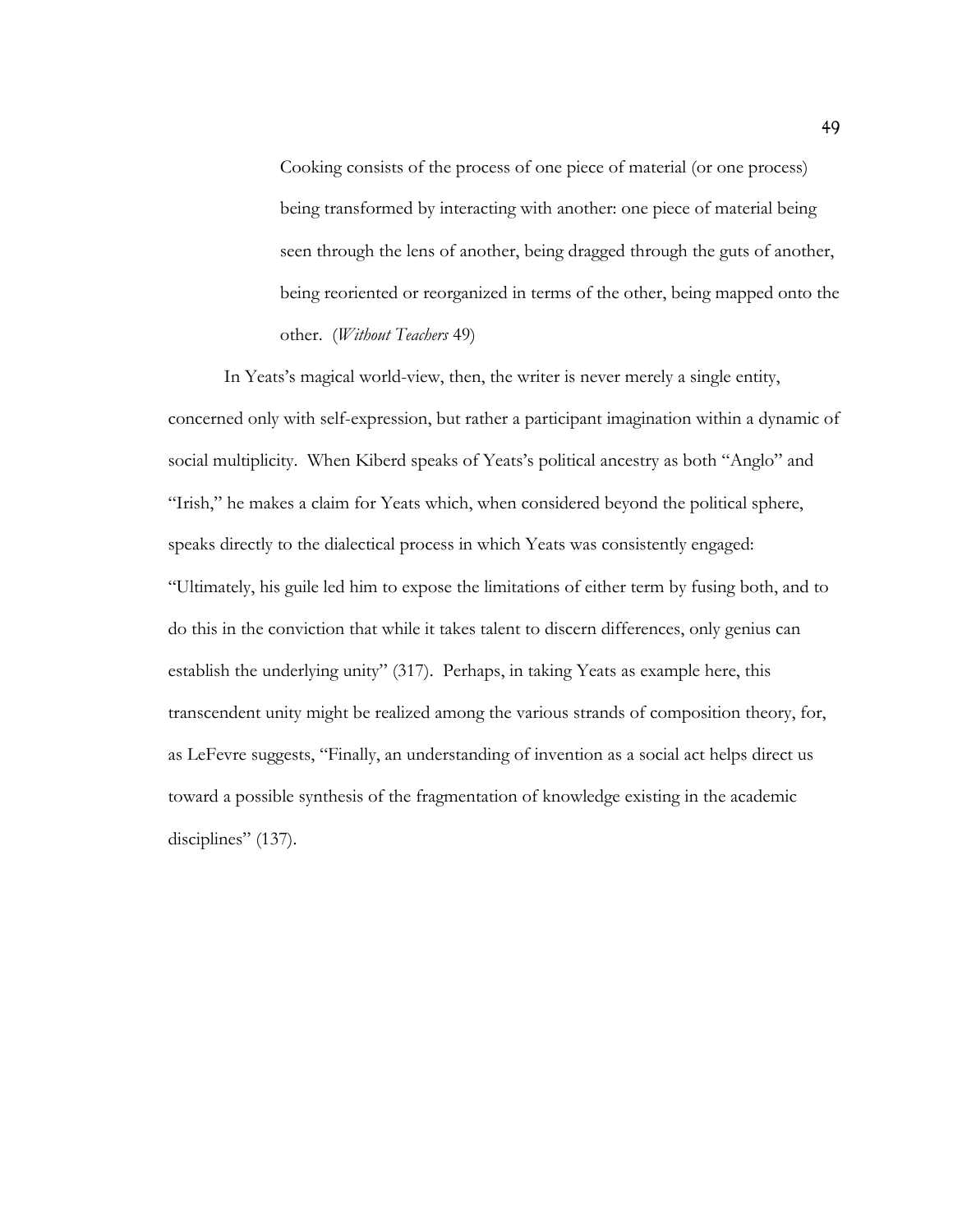> Cooking consists of the process of one piece of material (or one process) being transformed by interacting with another: one piece of material being seen through the lens of another, being dragged through the guts of another, being reoriented or reorganized in terms of the other, being mapped onto the other. (*Without Teachers* 49)

In Yeats's magical world-view, then, the writer is never merely a single entity, concerned only with self-expression, but rather a participant imagination within a dynamic of social multiplicity. When Kiberd speaks of Yeats's political ancestry as both "Anglo" and "Irish," he makes a claim for Yeats which, when considered beyond the political sphere, speaks directly to the dialectical process in which Yeats was consistently engaged: "Ultimately, his guile led him to expose the limitations of either term by fusing both, and to do this in the conviction that while it takes talent to discern differences, only genius can establish the underlying unity" (317). Perhaps, in taking Yeats as example here, this transcendent unity might be realized among the various strands of composition theory, for, as LeFevre suggests, "Finally, an understanding of invention as a social act helps direct us toward a possible synthesis of the fragmentation of knowledge existing in the academic disciplines" (137).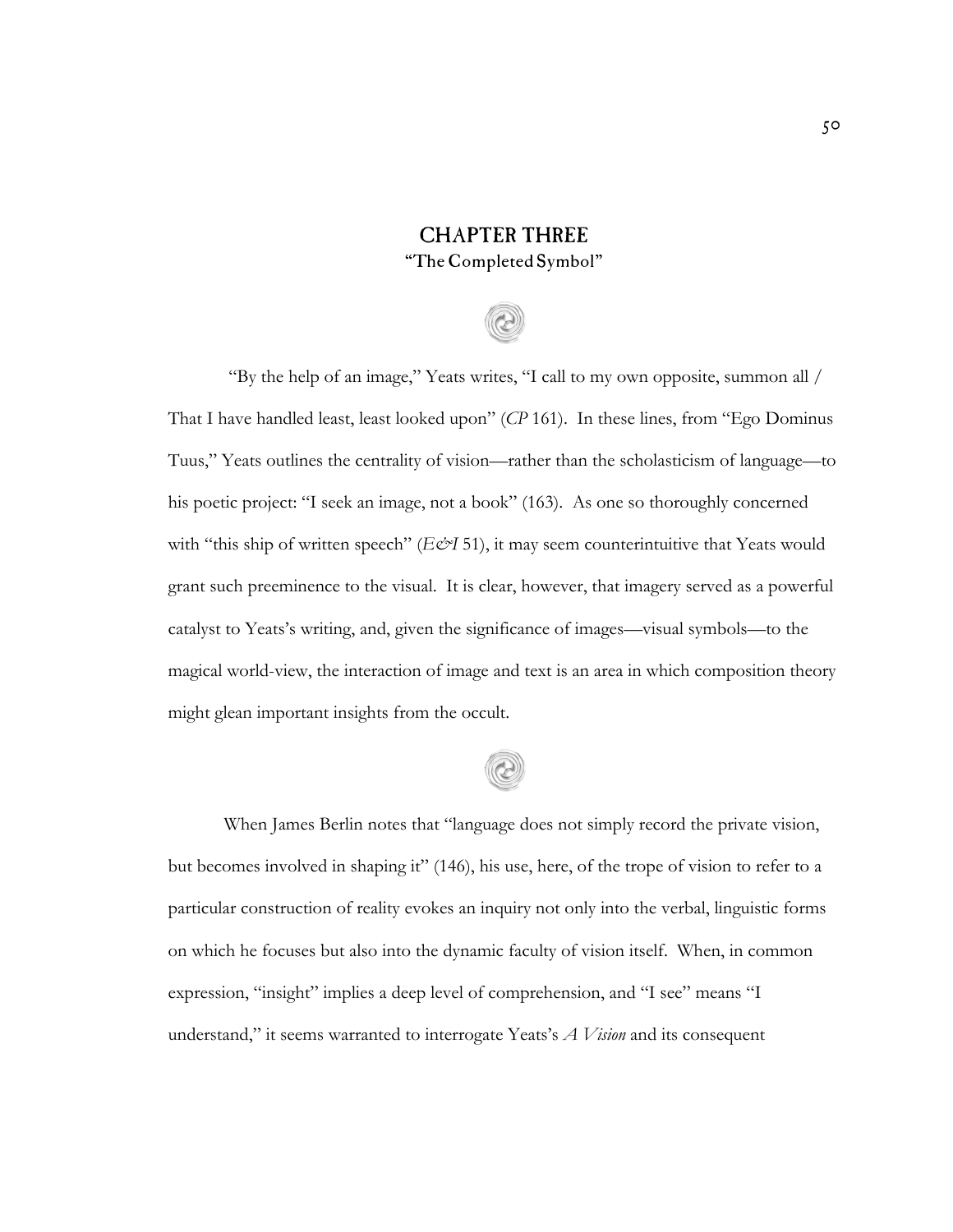# CHAPTER THREE
## "The Completed Symbol"

"By the help of an image," Yeats writes, "I call to my own opposite, summon all / That I have handled least, least looked upon" (*CP* 161). In these lines, from "Ego Dominus Tuus," Yeats outlines the centrality of vision—rather than the scholasticism of language—to his poetic project: "I seek an image, not a book" (163). As one so thoroughly concerned with "this ship of written speech" (*E&I* 51), it may seem counterintuitive that Yeats would grant such preeminence to the visual. It is clear, however, that imagery served as a powerful catalyst to Yeats's writing, and, given the significance of images—visual symbols—to the magical world-view, the interaction of image and text is an area in which composition theory might glean important insights from the occult.

When James Berlin notes that "language does not simply record the private vision, but becomes involved in shaping it" (146), his use, here, of the trope of vision to refer to a particular construction of reality evokes an inquiry not only into the verbal, linguistic forms on which he focuses but also into the dynamic faculty of vision itself. When, in common expression, "insight" implies a deep level of comprehension, and "I see" means "I understand," it seems warranted to interrogate Yeats's *A Vision* and its consequent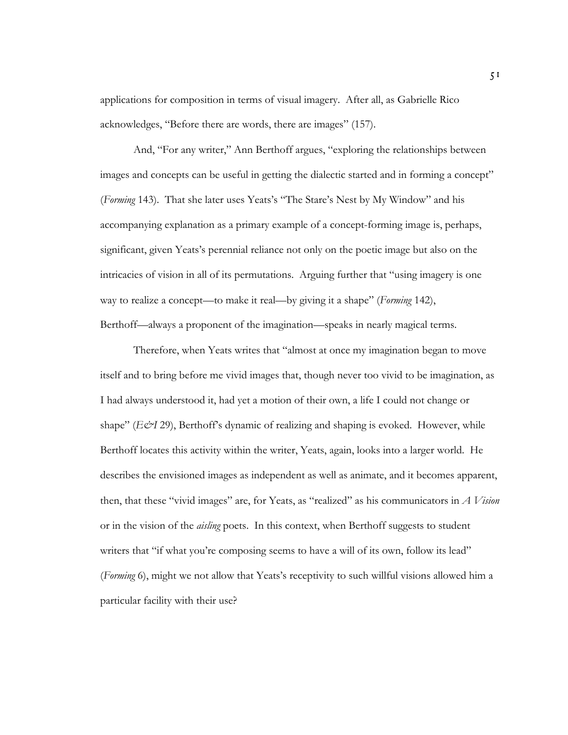applications for composition in terms of visual imagery. After all, as Gabrielle Rico acknowledges, "Before there are words, there are images" (157).

And, "For any writer," Ann Berthoff argues, "exploring the relationships between images and concepts can be useful in getting the dialectic started and in forming a concept" (*Forming* 143). That she later uses Yeats's "The Stare's Nest by My Window" and his accompanying explanation as a primary example of a concept-forming image is, perhaps, significant, given Yeats's perennial reliance not only on the poetic image but also on the intricacies of vision in all of its permutations. Arguing further that "using imagery is one way to realize a concept—to make it real—by giving it a shape" (*Forming* 142), Berthoff—always a proponent of the imagination—speaks in nearly magical terms.

Therefore, when Yeats writes that "almost at once my imagination began to move itself and to bring before me vivid images that, though never too vivid to be imagination, as I had always understood it, had yet a motion of their own, a life I could not change or shape" (*E&I* 29), Berthoff's dynamic of realizing and shaping is evoked. However, while Berthoff locates this activity within the writer, Yeats, again, looks into a larger world. He describes the envisioned images as independent as well as animate, and it becomes apparent, then, that these "vivid images" are, for Yeats, as "realized" as his communicators in *A Vision* or in the vision of the *aisling* poets. In this context, when Berthoff suggests to student writers that "if what you're composing seems to have a will of its own, follow its lead" (*Forming* 6), might we not allow that Yeats's receptivity to such willful visions allowed him a particular facility with their use?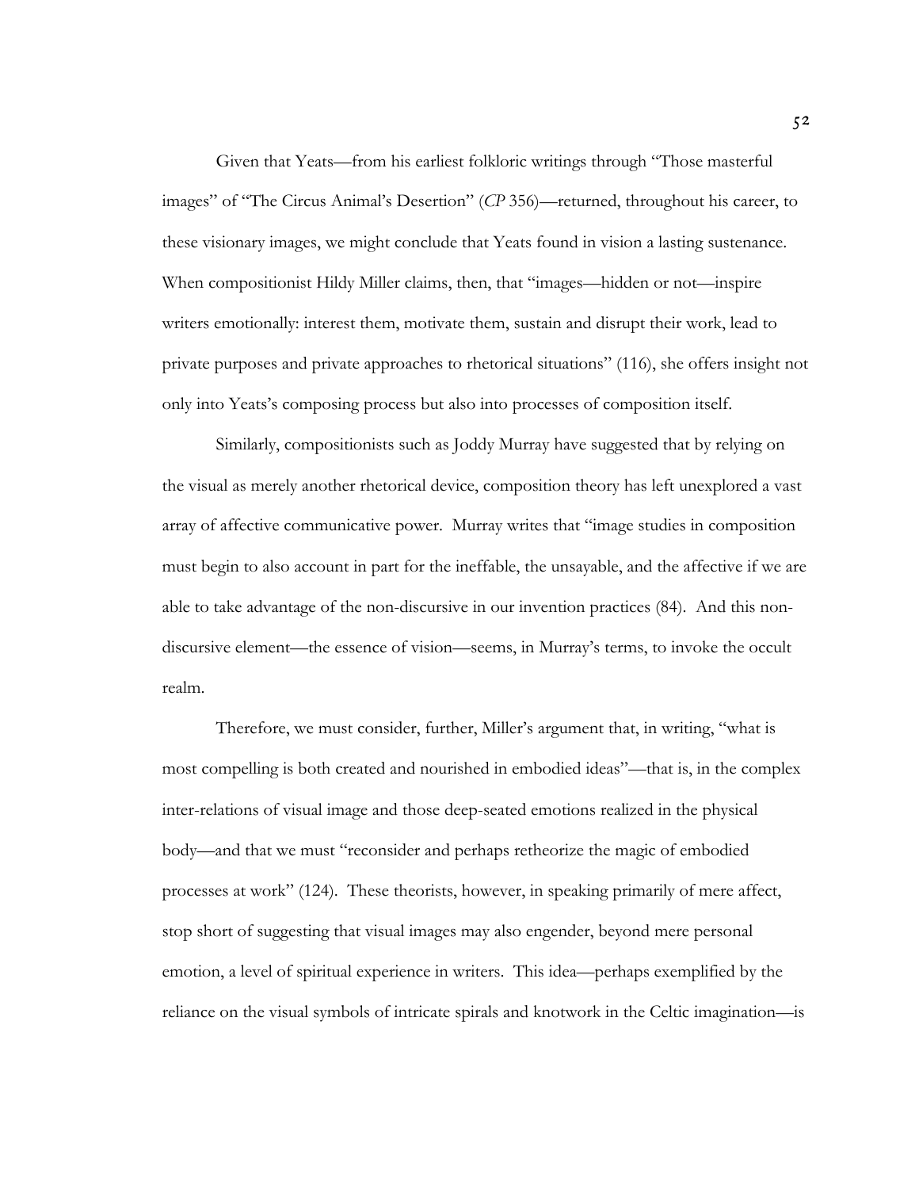Given that Yeats—from his earliest folkloric writings through "Those masterful images" of "The Circus Animal's Desertion" (*CP* 356)—returned, throughout his career, to these visionary images, we might conclude that Yeats found in vision a lasting sustenance. When compositionist Hildy Miller claims, then, that "images—hidden or not—inspire writers emotionally: interest them, motivate them, sustain and disrupt their work, lead to private purposes and private approaches to rhetorical situations" (116), she offers insight not only into Yeats's composing process but also into processes of composition itself.

Similarly, compositionists such as Joddy Murray have suggested that by relying on the visual as merely another rhetorical device, composition theory has left unexplored a vast array of affective communicative power. Murray writes that "image studies in composition must begin to also account in part for the ineffable, the unsayable, and the affective if we are able to take advantage of the non-discursive in our invention practices (84). And this non-discursive element—the essence of vision—seems, in Murray's terms, to invoke the occult realm.

Therefore, we must consider, further, Miller's argument that, in writing, "what is most compelling is both created and nourished in embodied ideas"—that is, in the complex inter-relations of visual image and those deep-seated emotions realized in the physical body—and that we must "reconsider and perhaps retheorize the magic of embodied processes at work" (124). These theorists, however, in speaking primarily of mere affect, stop short of suggesting that visual images may also engender, beyond mere personal emotion, a level of spiritual experience in writers. This idea—perhaps exemplified by the reliance on the visual symbols of intricate spirals and knotwork in the Celtic imagination—is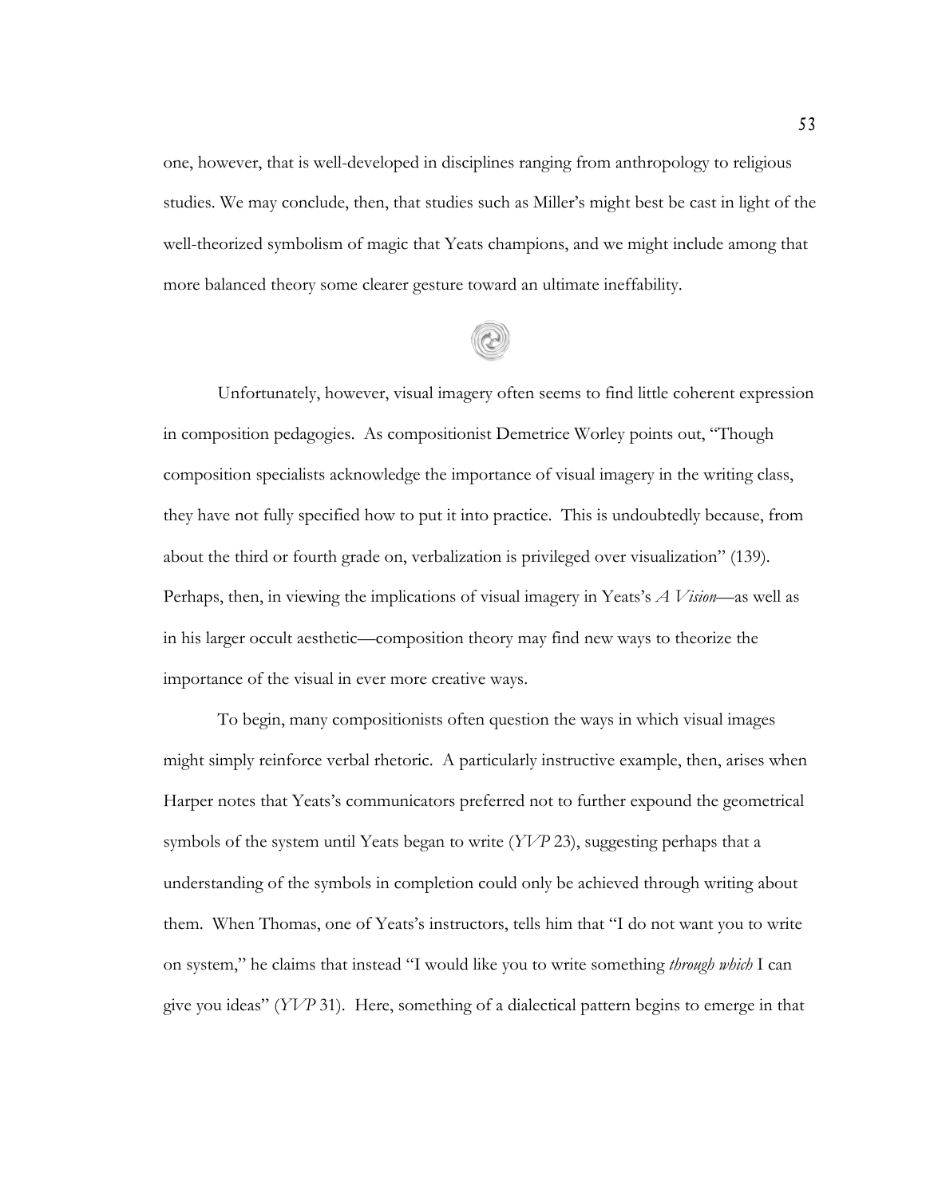one, however, that is well-developed in disciplines ranging from anthropology to religious studies. We may conclude, then, that studies such as Miller's might best be cast in light of the well-theorized symbolism of magic that Yeats champions, and we might include among that more balanced theory some clearer gesture toward an ultimate ineffability.

Unfortunately, however, visual imagery often seems to find little coherent expression in composition pedagogies. As compositionist Demetrice Worley points out, "Though composition specialists acknowledge the importance of visual imagery in the writing class, they have not fully specified how to put it into practice. This is undoubtedly because, from about the third or fourth grade on, verbalization is privileged over visualization" (139). Perhaps, then, in viewing the implications of visual imagery in Yeats's *A Vision*—as well as in his larger occult aesthetic—composition theory may find new ways to theorize the importance of the visual in ever more creative ways.

To begin, many compositionists often question the ways in which visual images might simply reinforce verbal rhetoric. A particularly instructive example, then, arises when Harper notes that Yeats's communicators preferred not to further expound the geometrical symbols of the system until Yeats began to write (*YVP* 23), suggesting perhaps that a understanding of the symbols in completion could only be achieved through writing about them. When Thomas, one of Yeats's instructors, tells him that "I do not want you to write on system," he claims that instead "I would like you to write something *through which* I can give you ideas" (*YVP* 31). Here, something of a dialectical pattern begins to emerge in that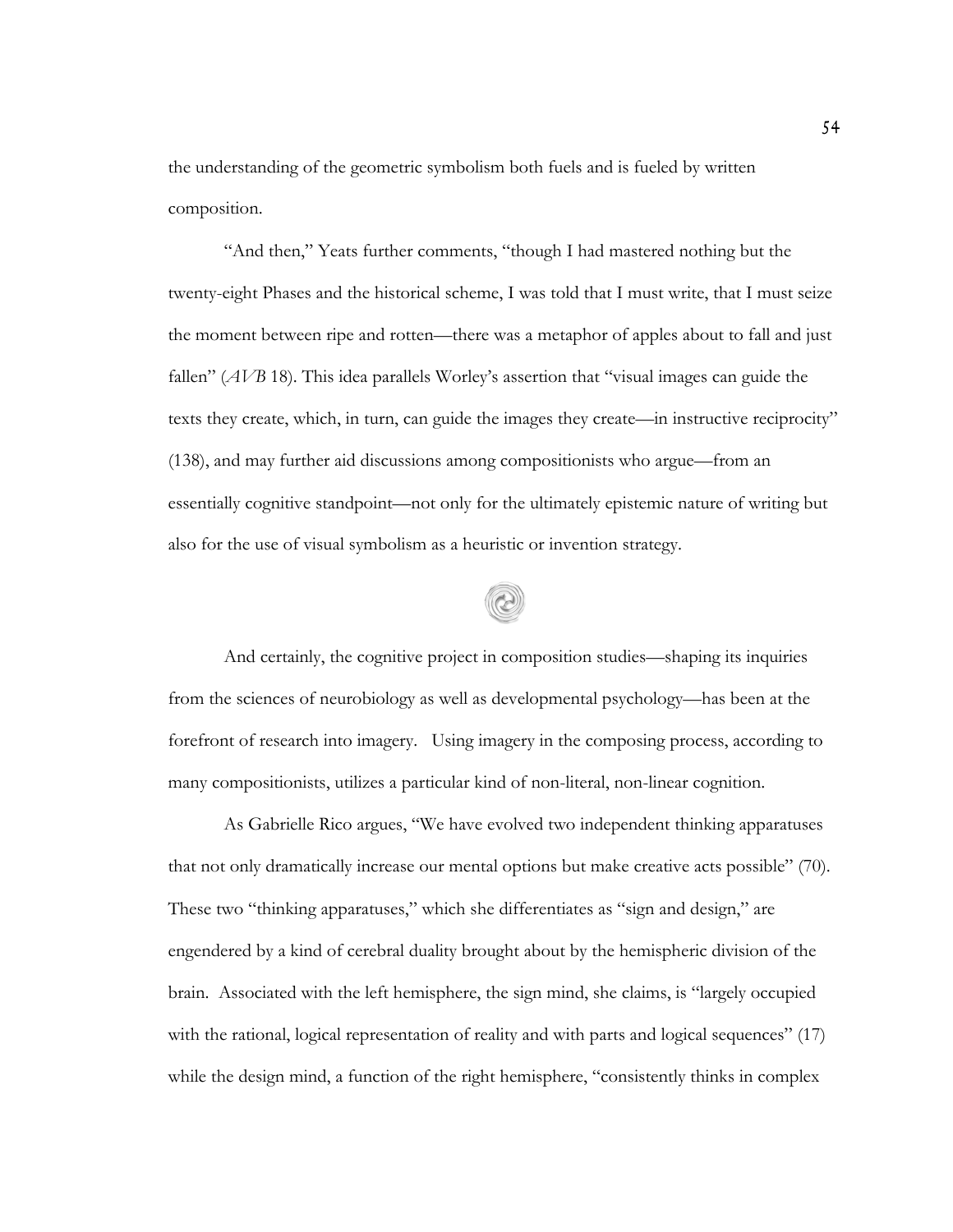the understanding of the geometric symbolism both fuels and is fueled by written composition.

"And then," Yeats further comments, "though I had mastered nothing but the twenty-eight Phases and the historical scheme, I was told that I must write, that I must seize the moment between ripe and rotten—there was a metaphor of apples about to fall and just fallen" (*AVB* 18). This idea parallels Worley's assertion that "visual images can guide the texts they create, which, in turn, can guide the images they create—in instructive reciprocity" (138), and may further aid discussions among compositionists who argue—from an essentially cognitive standpoint—not only for the ultimately epistemic nature of writing but also for the use of visual symbolism as a heuristic or invention strategy.

And certainly, the cognitive project in composition studies—shaping its inquiries from the sciences of neurobiology as well as developmental psychology—has been at the forefront of research into imagery. Using imagery in the composing process, according to many compositionists, utilizes a particular kind of non-literal, non-linear cognition.

As Gabrielle Rico argues, "We have evolved two independent thinking apparatuses that not only dramatically increase our mental options but make creative acts possible" (70). These two "thinking apparatuses," which she differentiates as "sign and design," are engendered by a kind of cerebral duality brought about by the hemispheric division of the brain. Associated with the left hemisphere, the sign mind, she claims, is "largely occupied with the rational, logical representation of reality and with parts and logical sequences" (17) while the design mind, a function of the right hemisphere, "consistently thinks in complex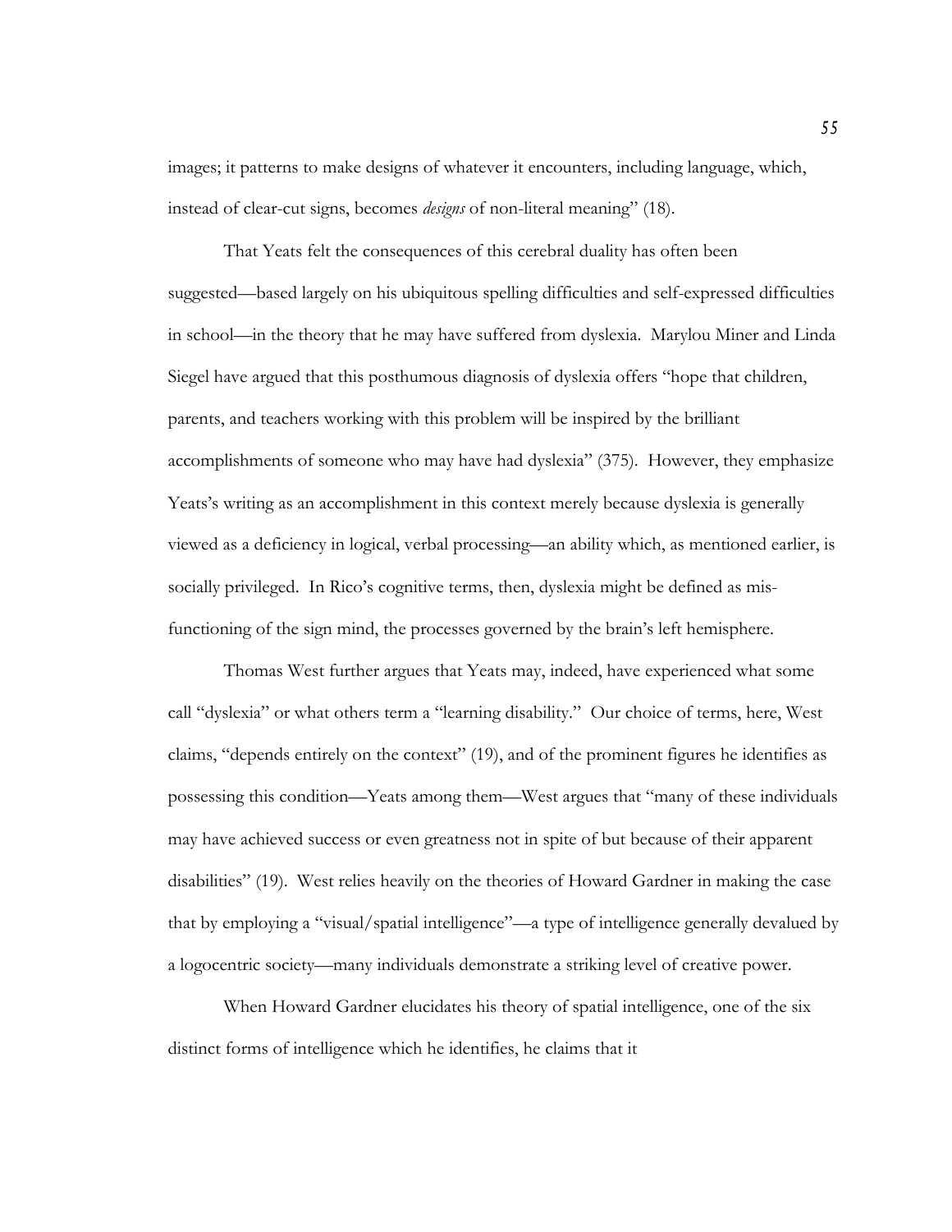images; it patterns to make designs of whatever it encounters, including language, which, instead of clear-cut signs, becomes *designs* of non-literal meaning" (18).

That Yeats felt the consequences of this cerebral duality has often been suggested—based largely on his ubiquitous spelling difficulties and self-expressed difficulties in school—in the theory that he may have suffered from dyslexia. Marylou Miner and Linda Siegel have argued that this posthumous diagnosis of dyslexia offers "hope that children, parents, and teachers working with this problem will be inspired by the brilliant accomplishments of someone who may have had dyslexia" (375). However, they emphasize Yeats's writing as an accomplishment in this context merely because dyslexia is generally viewed as a deficiency in logical, verbal processing—an ability which, as mentioned earlier, is socially privileged. In Rico's cognitive terms, then, dyslexia might be defined as mis-functioning of the sign mind, the processes governed by the brain's left hemisphere.

Thomas West further argues that Yeats may, indeed, have experienced what some call "dyslexia" or what others term a "learning disability." Our choice of terms, here, West claims, "depends entirely on the context" (19), and of the prominent figures he identifies as possessing this condition—Yeats among them—West argues that "many of these individuals may have achieved success or even greatness not in spite of but because of their apparent disabilities" (19). West relies heavily on the theories of Howard Gardner in making the case that by employing a "visual/spatial intelligence"—a type of intelligence generally devalued by a logocentric society—many individuals demonstrate a striking level of creative power.

When Howard Gardner elucidates his theory of spatial intelligence, one of the six distinct forms of intelligence which he identifies, he claims that it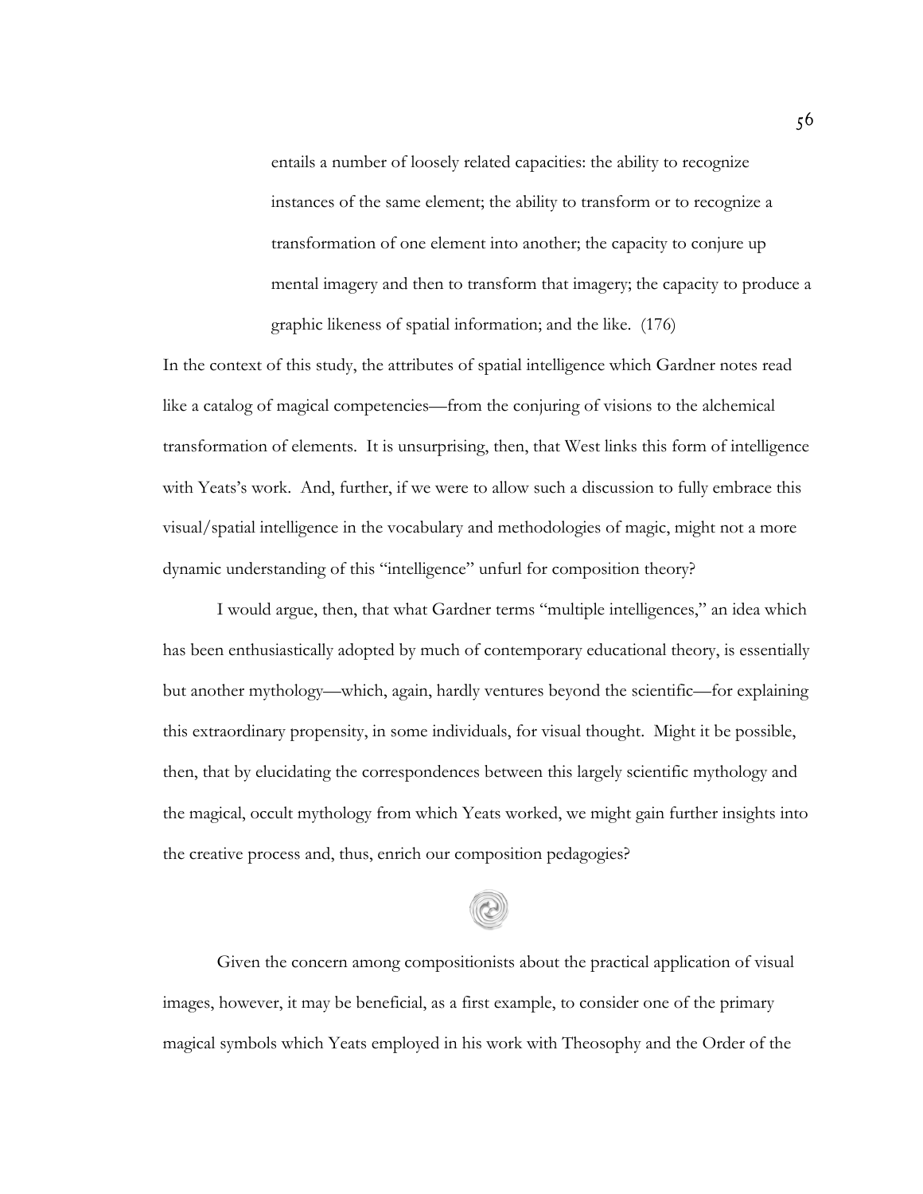> entails a number of loosely related capacities: the ability to recognize instances of the same element; the ability to transform or to recognize a transformation of one element into another; the capacity to conjure up mental imagery and then to transform that imagery; the capacity to produce a graphic likeness of spatial information; and the like. (176)

In the context of this study, the attributes of spatial intelligence which Gardner notes read like a catalog of magical competencies—from the conjuring of visions to the alchemical transformation of elements. It is unsurprising, then, that West links this form of intelligence with Yeats's work. And, further, if we were to allow such a discussion to fully embrace this visual/spatial intelligence in the vocabulary and methodologies of magic, might not a more dynamic understanding of this "intelligence" unfurl for composition theory?

I would argue, then, that what Gardner terms "multiple intelligences," an idea which has been enthusiastically adopted by much of contemporary educational theory, is essentially but another mythology—which, again, hardly ventures beyond the scientific—for explaining this extraordinary propensity, in some individuals, for visual thought. Might it be possible, then, that by elucidating the correspondences between this largely scientific mythology and the magical, occult mythology from which Yeats worked, we might gain further insights into the creative process and, thus, enrich our composition pedagogies?

Given the concern among compositionists about the practical application of visual images, however, it may be beneficial, as a first example, to consider one of the primary magical symbols which Yeats employed in his work with Theosophy and the Order of the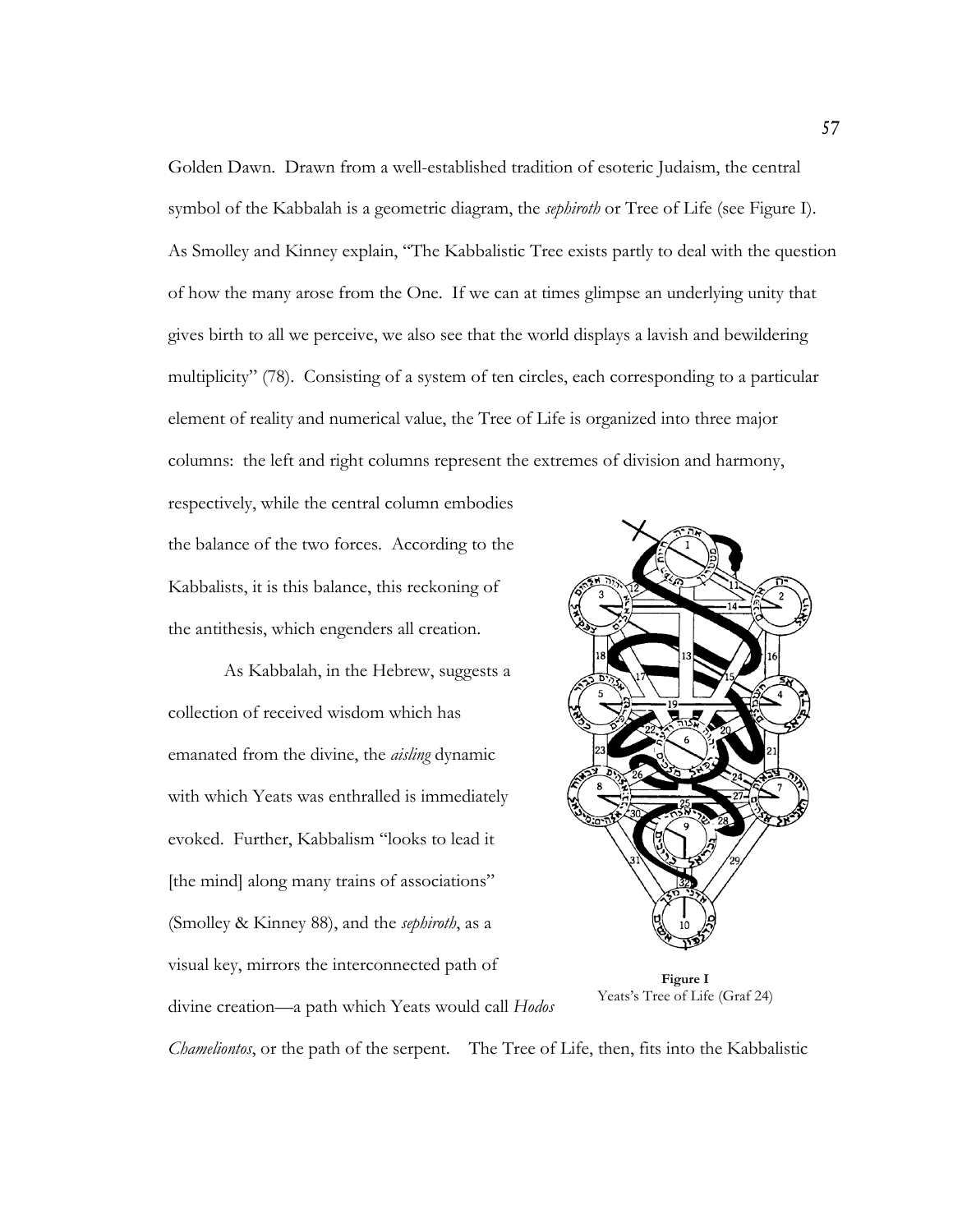Golden Dawn. Drawn from a well-established tradition of esoteric Judaism, the central symbol of the Kabbalah is a geometric diagram, the *sephiroth* or Tree of Life (see Figure I). As Smolley and Kinney explain, "The Kabbalistic Tree exists partly to deal with the question of how the many arose from the One. If we can at times glimpse an underlying unity that gives birth to all we perceive, we also see that the world displays a lavish and bewildering multiplicity" (78). Consisting of a system of ten circles, each corresponding to a particular element of reality and numerical value, the Tree of Life is organized into three major columns: the left and right columns represent the extremes of division and harmony, respectively, while the central column embodies the balance of the two forces. According to the Kabbalists, it is this balance, this reckoning of the antithesis, which engenders all creation.

As Kabbalah, in the Hebrew, suggests a collection of received wisdom which has emanated from the divine, the *aisling* dynamic with which Yeats was enthralled is immediately evoked. Further, Kabbalism "looks to lead it [the mind] along many trains of associations" (Smolley & Kinney 88), and the *sephiroth*, as a visual key, mirrors the interconnected path of divine creation—a path which Yeats would call *Hodos Chameliontos*, or the path of the serpent. The Tree of Life, then, fits into the Kabbalistic

**Figure I**
Yeats's Tree of Life (Graf 24)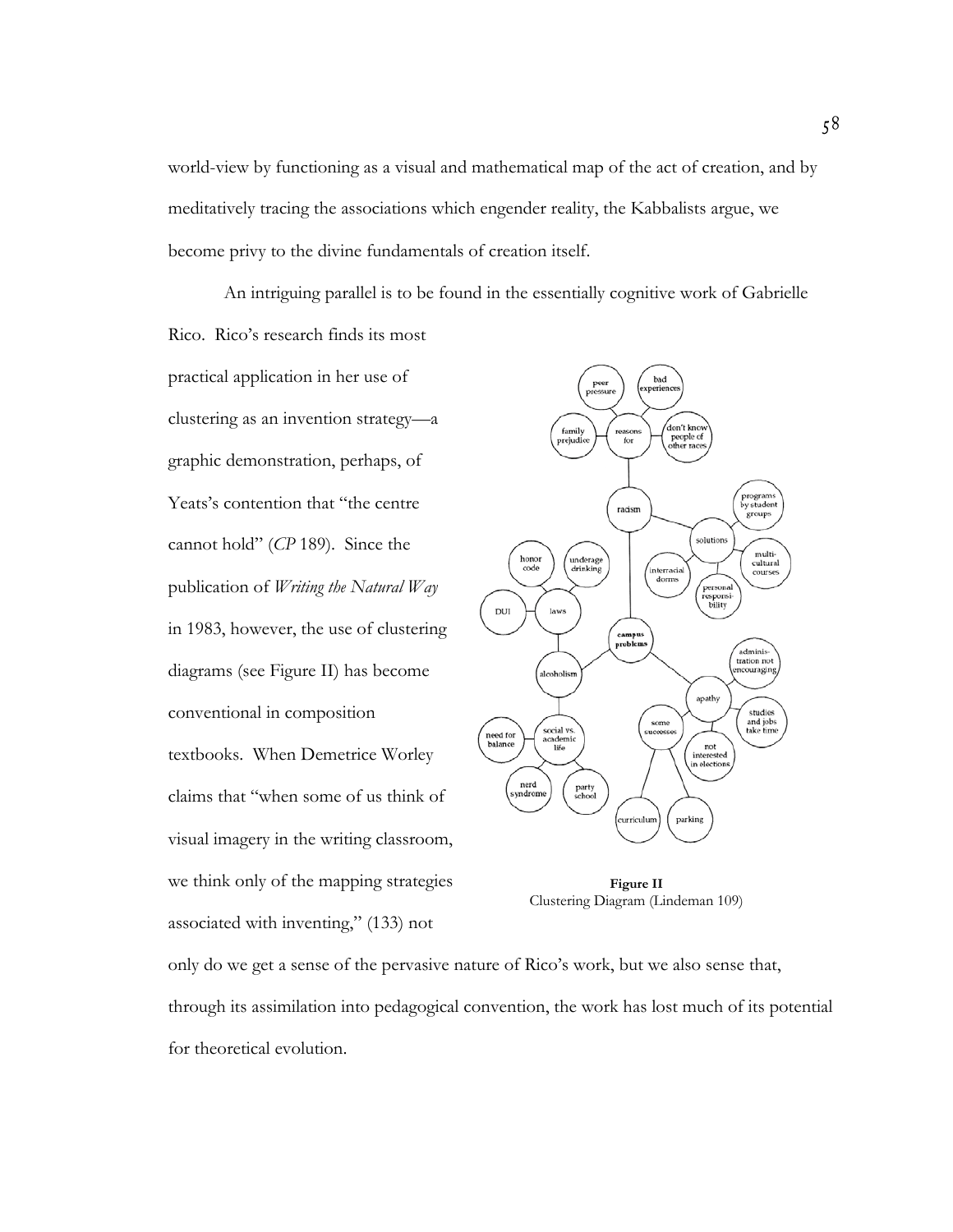world-view by functioning as a visual and mathematical map of the act of creation, and by meditatively tracing the associations which engender reality, the Kabbalists argue, we become privy to the divine fundamentals of creation itself.

An intriguing parallel is to be found in the essentially cognitive work of Gabrielle Rico. Rico's research finds its most practical application in her use of clustering as an invention strategy—a graphic demonstration, perhaps, of Yeats's contention that "the centre cannot hold" (*CP* 189). Since the publication of *Writing the Natural Way* in 1983, however, the use of clustering diagrams (see Figure II) has become conventional in composition textbooks. When Demetrice Worley claims that "when some of us think of visual imagery in the writing classroom, we think only of the mapping strategies associated with inventing," (133) not only do we get a sense of the pervasive nature of Rico's work, but we also sense that, through its assimilation into pedagogical convention, the work has lost much of its potential for theoretical evolution.

**Figure II**
Clustering Diagram (Lindeman 109)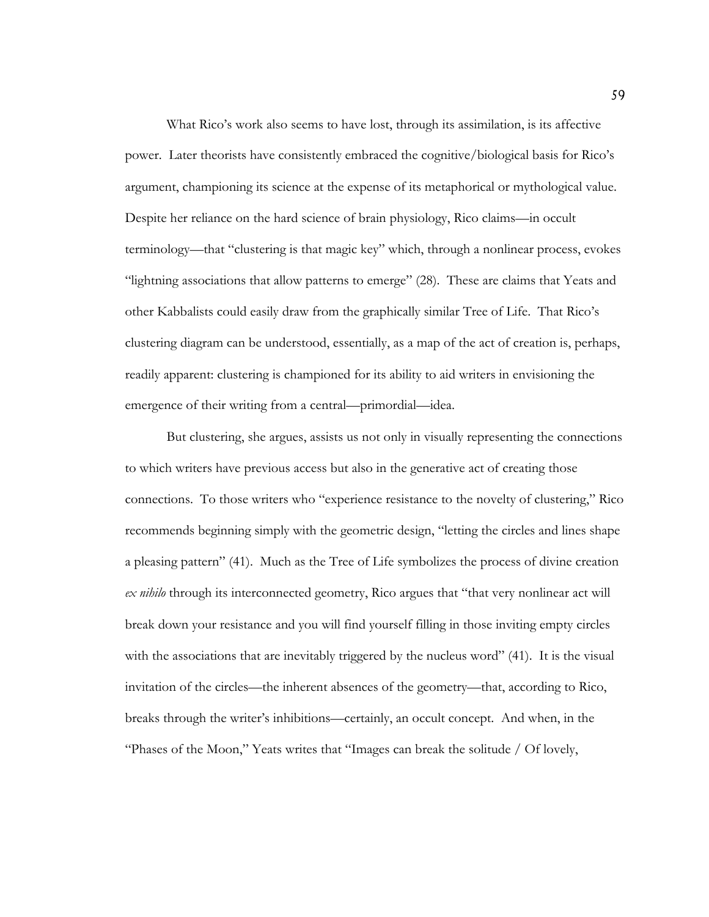What Rico's work also seems to have lost, through its assimilation, is its affective power. Later theorists have consistently embraced the cognitive/biological basis for Rico's argument, championing its science at the expense of its metaphorical or mythological value. Despite her reliance on the hard science of brain physiology, Rico claims—in occult terminology—that "clustering is that magic key" which, through a nonlinear process, evokes "lightning associations that allow patterns to emerge" (28). These are claims that Yeats and other Kabbalists could easily draw from the graphically similar Tree of Life. That Rico's clustering diagram can be understood, essentially, as a map of the act of creation is, perhaps, readily apparent: clustering is championed for its ability to aid writers in envisioning the emergence of their writing from a central—primordial—idea.

But clustering, she argues, assists us not only in visually representing the connections to which writers have previous access but also in the generative act of creating those connections. To those writers who "experience resistance to the novelty of clustering," Rico recommends beginning simply with the geometric design, "letting the circles and lines shape a pleasing pattern" (41). Much as the Tree of Life symbolizes the process of divine creation *ex nihilo* through its interconnected geometry, Rico argues that "that very nonlinear act will break down your resistance and you will find yourself filling in those inviting empty circles with the associations that are inevitably triggered by the nucleus word" (41). It is the visual invitation of the circles—the inherent absences of the geometry—that, according to Rico, breaks through the writer's inhibitions—certainly, an occult concept. And when, in the "Phases of the Moon," Yeats writes that "Images can break the solitude / Of lovely,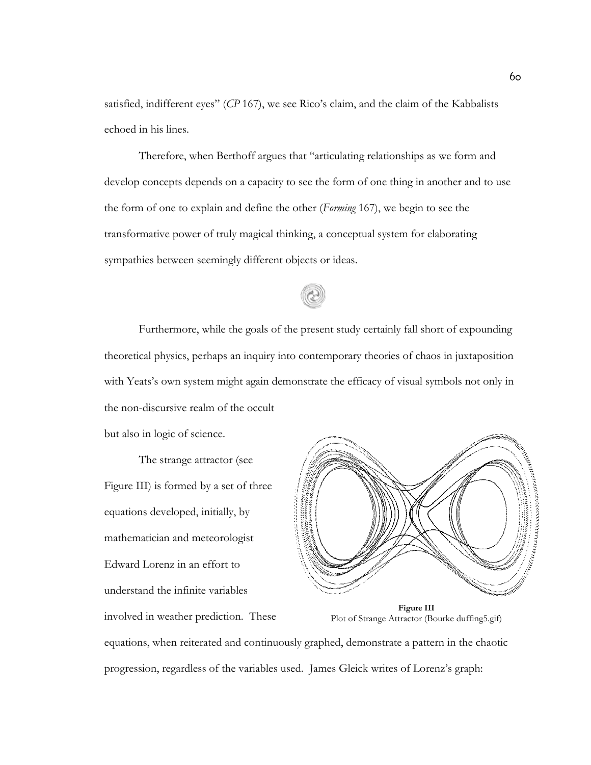satisfied, indifferent eyes" (*CP* 167), we see Rico's claim, and the claim of the Kabbalists echoed in his lines.

Therefore, when Berthoff argues that "articulating relationships as we form and develop concepts depends on a capacity to see the form of one thing in another and to use the form of one to explain and define the other (*Forming* 167), we begin to see the transformative power of truly magical thinking, a conceptual system for elaborating sympathies between seemingly different objects or ideas.

Furthermore, while the goals of the present study certainly fall short of expounding theoretical physics, perhaps an inquiry into contemporary theories of chaos in juxtaposition with Yeats's own system might again demonstrate the efficacy of visual symbols not only in the non-discursive realm of the occult but also in logic of science.

The strange attractor (see Figure III) is formed by a set of three equations developed, initially, by mathematician and meteorologist Edward Lorenz in an effort to understand the infinite variables involved in weather prediction. These equations, when reiterated and continuously graphed, demonstrate a pattern in the chaotic progression, regardless of the variables used. James Gleick writes of Lorenz's graph:

**Figure III**
Plot of Strange Attractor (Bourke duffing5.gif)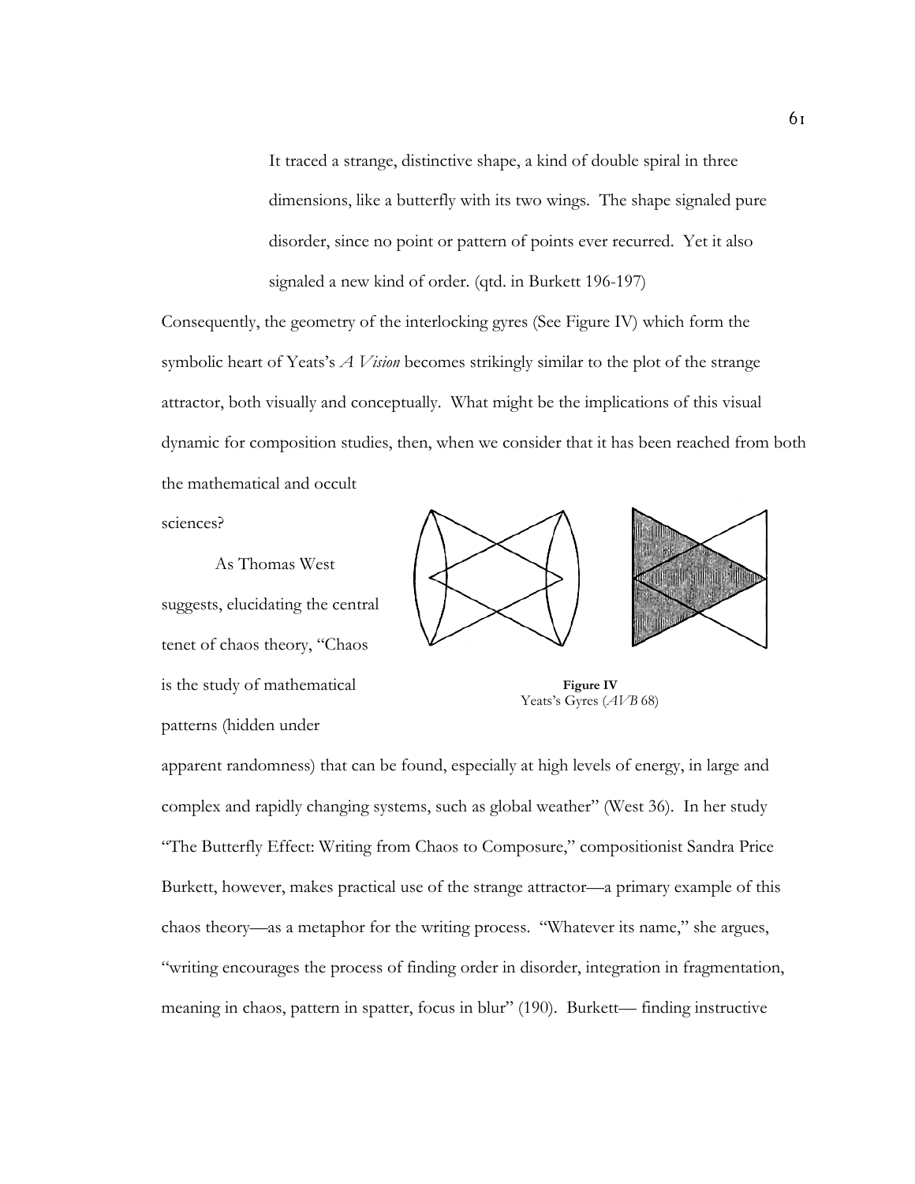> It traced a strange, distinctive shape, a kind of double spiral in three dimensions, like a butterfly with its two wings. The shape signaled pure disorder, since no point or pattern of points ever recurred. Yet it also signaled a new kind of order. (qtd. in Burkett 196-197)

Consequently, the geometry of the interlocking gyres (See Figure IV) which form the symbolic heart of Yeats's *A Vision* becomes strikingly similar to the plot of the strange attractor, both visually and conceptually. What might be the implications of this visual dynamic for composition studies, then, when we consider that it has been reached from both the mathematical and occult sciences?

**Figure IV**
Yeats's Gyres (*AVB* 68)

As Thomas West suggests, elucidating the central tenet of chaos theory, "Chaos is the study of mathematical patterns (hidden under apparent randomness) that can be found, especially at high levels of energy, in large and complex and rapidly changing systems, such as global weather" (West 36). In her study "The Butterfly Effect: Writing from Chaos to Composure," compositionist Sandra Price Burkett, however, makes practical use of the strange attractor—a primary example of this chaos theory—as a metaphor for the writing process. "Whatever its name," she argues, "writing encourages the process of finding order in disorder, integration in fragmentation, meaning in chaos, pattern in spatter, focus in blur" (190). Burkett— finding instructive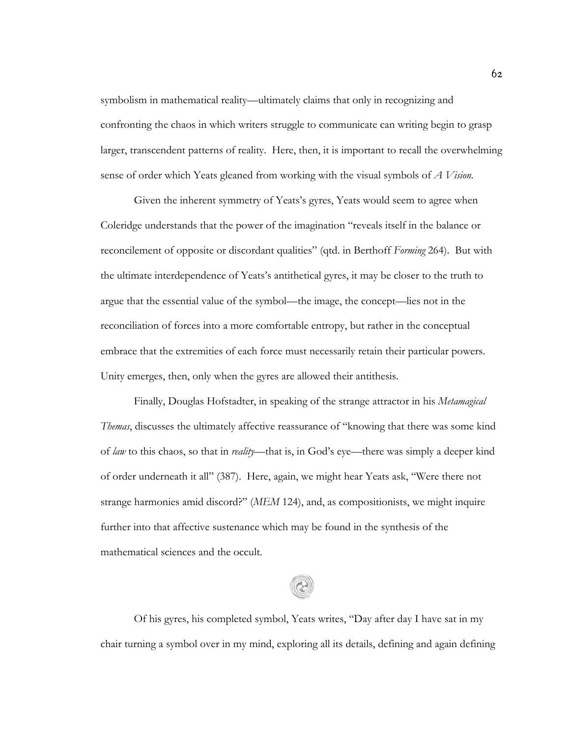symbolism in mathematical reality—ultimately claims that only in recognizing and confronting the chaos in which writers struggle to communicate can writing begin to grasp larger, transcendent patterns of reality. Here, then, it is important to recall the overwhelming sense of order which Yeats gleaned from working with the visual symbols of *A Vision*.

Given the inherent symmetry of Yeats's gyres, Yeats would seem to agree when Coleridge understands that the power of the imagination "reveals itself in the balance or reconcilement of opposite or discordant qualities" (qtd. in Berthoff *Forming* 264). But with the ultimate interdependence of Yeats's antithetical gyres, it may be closer to the truth to argue that the essential value of the symbol—the image, the concept—lies not in the reconciliation of forces into a more comfortable entropy, but rather in the conceptual embrace that the extremities of each force must necessarily retain their particular powers. Unity emerges, then, only when the gyres are allowed their antithesis.

Finally, Douglas Hofstadter, in speaking of the strange attractor in his *Metamagical Themas*, discusses the ultimately affective reassurance of "knowing that there was some kind of *law* to this chaos, so that in *reality*—that is, in God's eye—there was simply a deeper kind of order underneath it all" (387). Here, again, we might hear Yeats ask, "Were there not strange harmonies amid discord?" (*MEM* 124), and, as compositionists, we might inquire further into that affective sustenance which may be found in the synthesis of the mathematical sciences and the occult.

Of his gyres, his completed symbol, Yeats writes, "Day after day I have sat in my chair turning a symbol over in my mind, exploring all its details, defining and again defining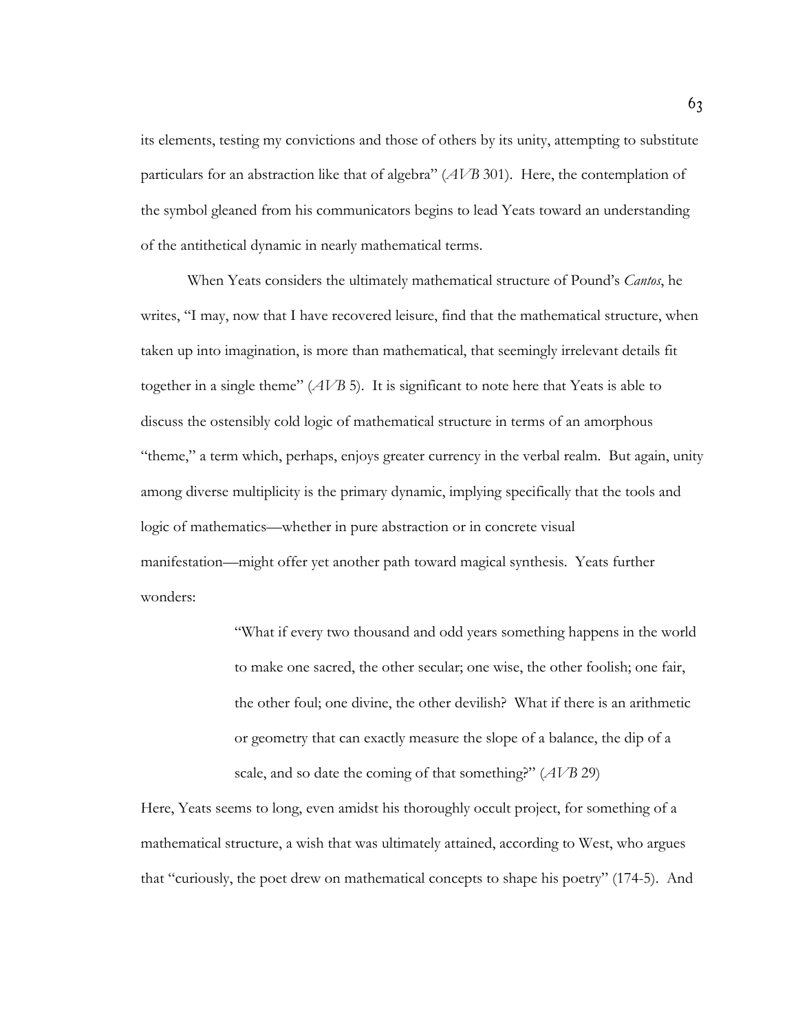its elements, testing my convictions and those of others by its unity, attempting to substitute particulars for an abstraction like that of algebra" (*AVB* 301). Here, the contemplation of the symbol gleaned from his communicators begins to lead Yeats toward an understanding of the antithetical dynamic in nearly mathematical terms.

When Yeats considers the ultimately mathematical structure of Pound's *Cantos*, he writes, "I may, now that I have recovered leisure, find that the mathematical structure, when taken up into imagination, is more than mathematical, that seemingly irrelevant details fit together in a single theme" (*AVB* 5). It is significant to note here that Yeats is able to discuss the ostensibly cold logic of mathematical structure in terms of an amorphous "theme," a term which, perhaps, enjoys greater currency in the verbal realm. But again, unity among diverse multiplicity is the primary dynamic, implying specifically that the tools and logic of mathematics—whether in pure abstraction or in concrete visual manifestation—might offer yet another path toward magical synthesis. Yeats further wonders:

> "What if every two thousand and odd years something happens in the world to make one sacred, the other secular; one wise, the other foolish; one fair, the other foul; one divine, the other devilish? What if there is an arithmetic or geometry that can exactly measure the slope of a balance, the dip of a scale, and so date the coming of that something?" (*AVB* 29)

Here, Yeats seems to long, even amidst his thoroughly occult project, for something of a mathematical structure, a wish that was ultimately attained, according to West, who argues that "curiously, the poet drew on mathematical concepts to shape his poetry" (174-5). And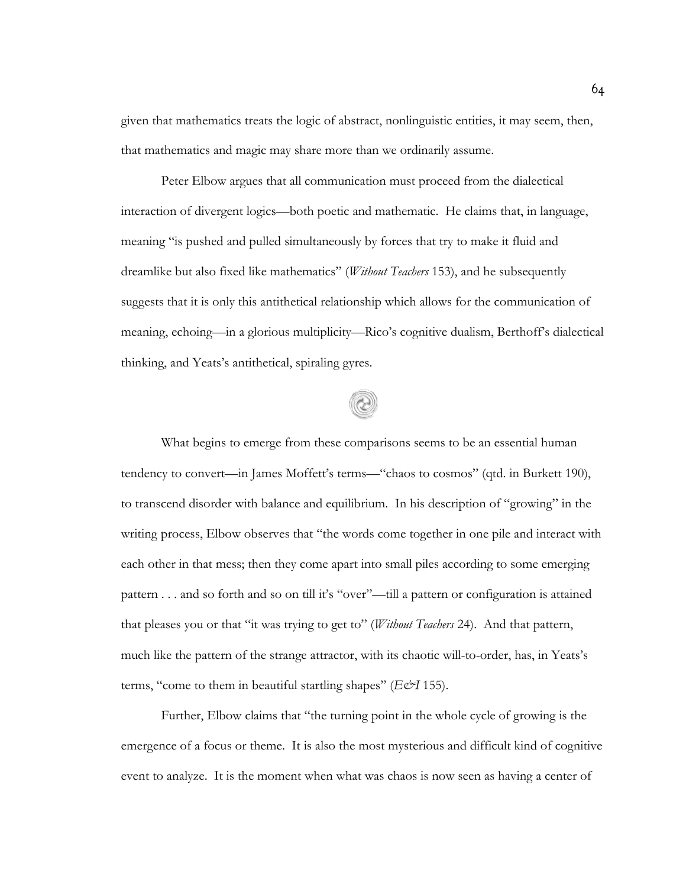given that mathematics treats the logic of abstract, nonlinguistic entities, it may seem, then, that mathematics and magic may share more than we ordinarily assume.

Peter Elbow argues that all communication must proceed from the dialectical interaction of divergent logics—both poetic and mathematic. He claims that, in language, meaning "is pushed and pulled simultaneously by forces that try to make it fluid and dreamlike but also fixed like mathematics" (*Without Teachers* 153), and he subsequently suggests that it is only this antithetical relationship which allows for the communication of meaning, echoing—in a glorious multiplicity—Rico's cognitive dualism, Berthoff's dialectical thinking, and Yeats's antithetical, spiraling gyres.

What begins to emerge from these comparisons seems to be an essential human tendency to convert—in James Moffett's terms—"chaos to cosmos" (qtd. in Burkett 190), to transcend disorder with balance and equilibrium. In his description of "growing" in the writing process, Elbow observes that "the words come together in one pile and interact with each other in that mess; then they come apart into small piles according to some emerging pattern . . . and so forth and so on till it's "over"—till a pattern or configuration is attained that pleases you or that "it was trying to get to" (*Without Teachers* 24). And that pattern, much like the pattern of the strange attractor, with its chaotic will-to-order, has, in Yeats's terms, "come to them in beautiful startling shapes" (*E&I* 155).

Further, Elbow claims that "the turning point in the whole cycle of growing is the emergence of a focus or theme. It is also the most mysterious and difficult kind of cognitive event to analyze. It is the moment when what was chaos is now seen as having a center of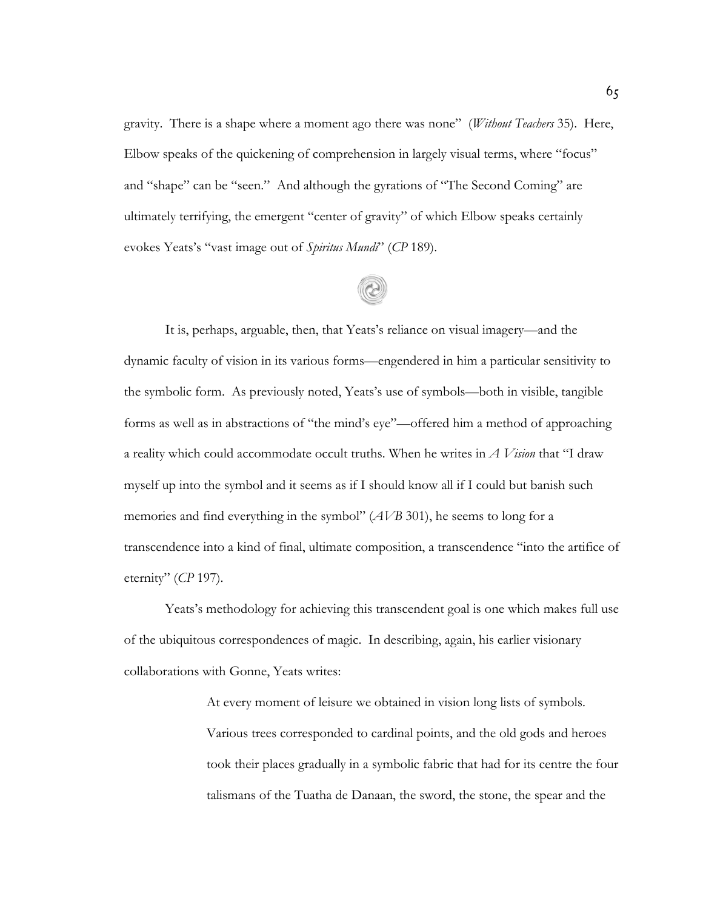gravity. There is a shape where a moment ago there was none" (*Without Teachers* 35). Here, Elbow speaks of the quickening of comprehension in largely visual terms, where "focus" and "shape" can be "seen." And although the gyrations of "The Second Coming" are ultimately terrifying, the emergent "center of gravity" of which Elbow speaks certainly evokes Yeats's "vast image out of *Spiritus Mundi*" (*CP* 189).

It is, perhaps, arguable, then, that Yeats's reliance on visual imagery—and the dynamic faculty of vision in its various forms—engendered in him a particular sensitivity to the symbolic form. As previously noted, Yeats's use of symbols—both in visible, tangible forms as well as in abstractions of "the mind's eye"—offered him a method of approaching a reality which could accommodate occult truths. When he writes in *A Vision* that "I draw myself up into the symbol and it seems as if I should know all if I could but banish such memories and find everything in the symbol" (*AVB* 301), he seems to long for a transcendence into a kind of final, ultimate composition, a transcendence "into the artifice of eternity" (*CP* 197).

Yeats's methodology for achieving this transcendent goal is one which makes full use of the ubiquitous correspondences of magic. In describing, again, his earlier visionary collaborations with Gonne, Yeats writes:

> At every moment of leisure we obtained in vision long lists of symbols. Various trees corresponded to cardinal points, and the old gods and heroes took their places gradually in a symbolic fabric that had for its centre the four talismans of the Tuatha de Danaan, the sword, the stone, the spear and the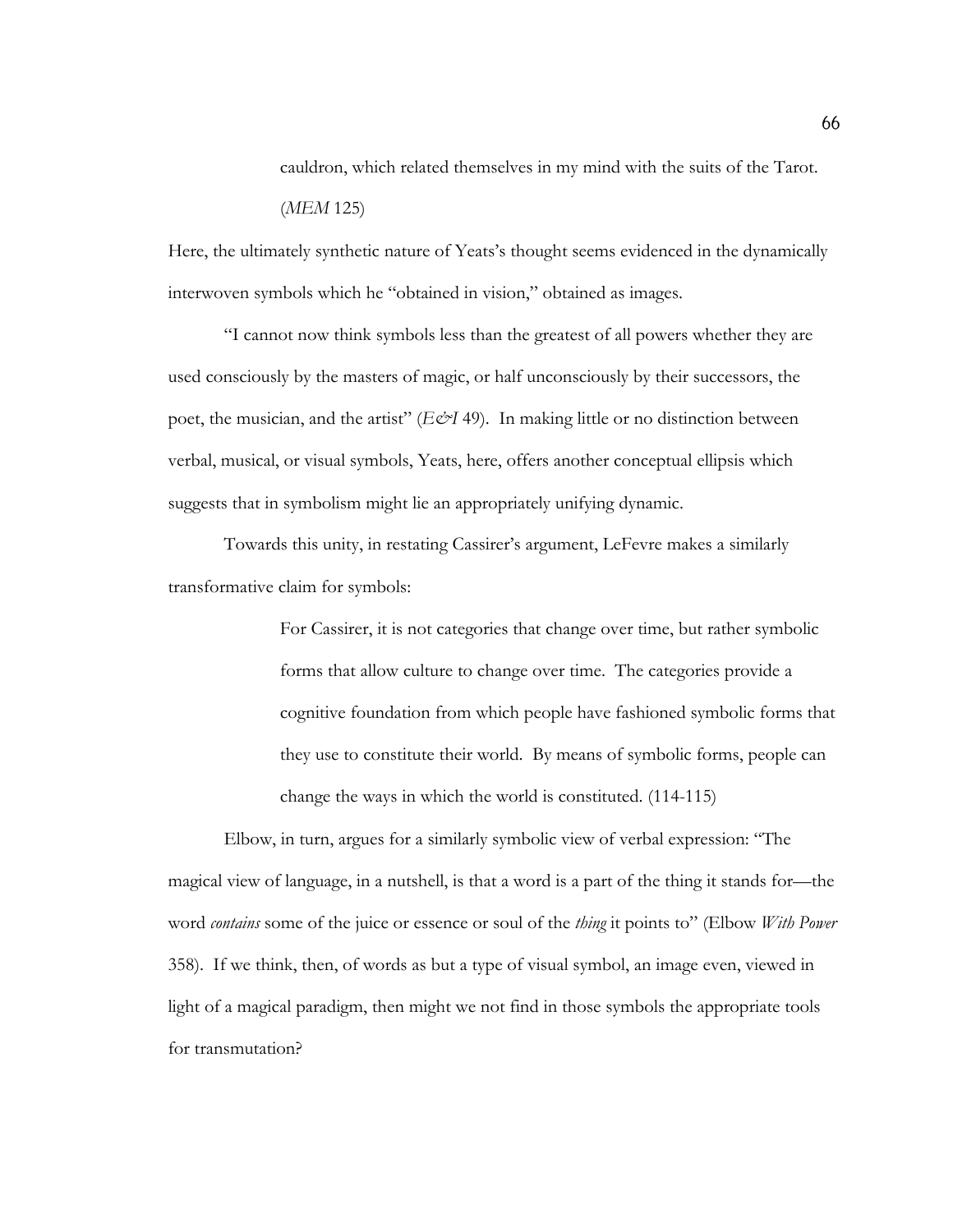> cauldron, which related themselves in my mind with the suits of the Tarot. (*MEM* 125)

Here, the ultimately synthetic nature of Yeats's thought seems evidenced in the dynamically interwoven symbols which he "obtained in vision," obtained as images.

"I cannot now think symbols less than the greatest of all powers whether they are used consciously by the masters of magic, or half unconsciously by their successors, the poet, the musician, and the artist" (*E&I* 49). In making little or no distinction between verbal, musical, or visual symbols, Yeats, here, offers another conceptual ellipsis which suggests that in symbolism might lie an appropriately unifying dynamic.

Towards this unity, in restating Cassirer's argument, LeFevre makes a similarly transformative claim for symbols:

> For Cassirer, it is not categories that change over time, but rather symbolic forms that allow culture to change over time. The categories provide a cognitive foundation from which people have fashioned symbolic forms that they use to constitute their world. By means of symbolic forms, people can change the ways in which the world is constituted. (114-115)

Elbow, in turn, argues for a similarly symbolic view of verbal expression: "The magical view of language, in a nutshell, is that a word is a part of the thing it stands for—the word *contains* some of the juice or essence or soul of the *thing* it points to" (Elbow *With Power* 358). If we think, then, of words as but a type of visual symbol, an image even, viewed in light of a magical paradigm, then might we not find in those symbols the appropriate tools for transmutation?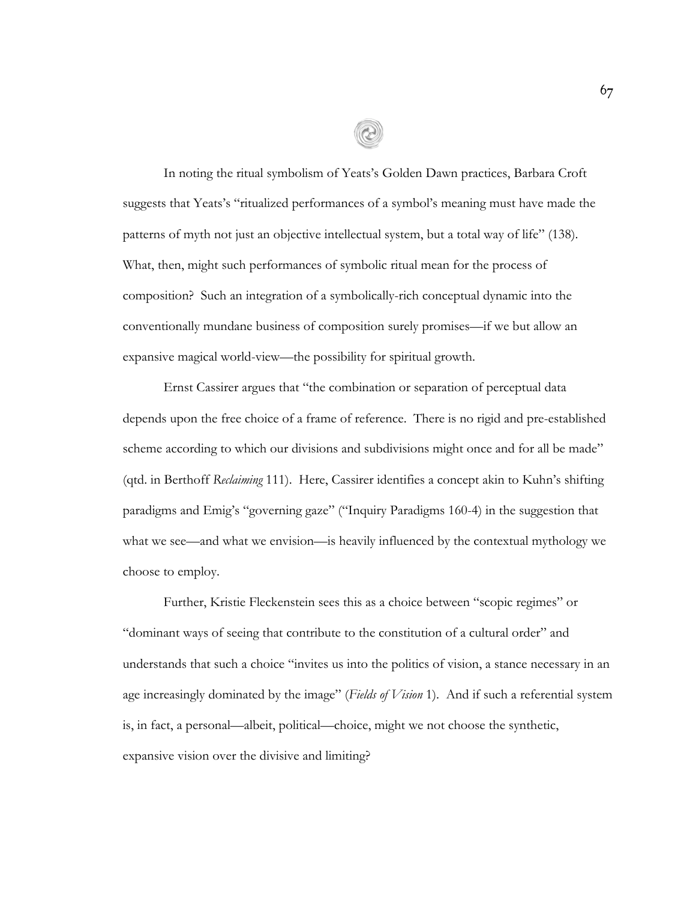In noting the ritual symbolism of Yeats's Golden Dawn practices, Barbara Croft suggests that Yeats's "ritualized performances of a symbol's meaning must have made the patterns of myth not just an objective intellectual system, but a total way of life" (138). What, then, might such performances of symbolic ritual mean for the process of composition? Such an integration of a symbolically-rich conceptual dynamic into the conventionally mundane business of composition surely promises—if we but allow an expansive magical world-view—the possibility for spiritual growth.

Ernst Cassirer argues that "the combination or separation of perceptual data depends upon the free choice of a frame of reference. There is no rigid and pre-established scheme according to which our divisions and subdivisions might once and for all be made" (qtd. in Berthoff *Reclaiming* 111). Here, Cassirer identifies a concept akin to Kuhn's shifting paradigms and Emig's "governing gaze" ("Inquiry Paradigms 160-4) in the suggestion that what we see—and what we envision—is heavily influenced by the contextual mythology we choose to employ.

Further, Kristie Fleckenstein sees this as a choice between "scopic regimes" or "dominant ways of seeing that contribute to the constitution of a cultural order" and understands that such a choice "invites us into the politics of vision, a stance necessary in an age increasingly dominated by the image" (*Fields of Vision* 1). And if such a referential system is, in fact, a personal—albeit, political—choice, might we not choose the synthetic, expansive vision over the divisive and limiting?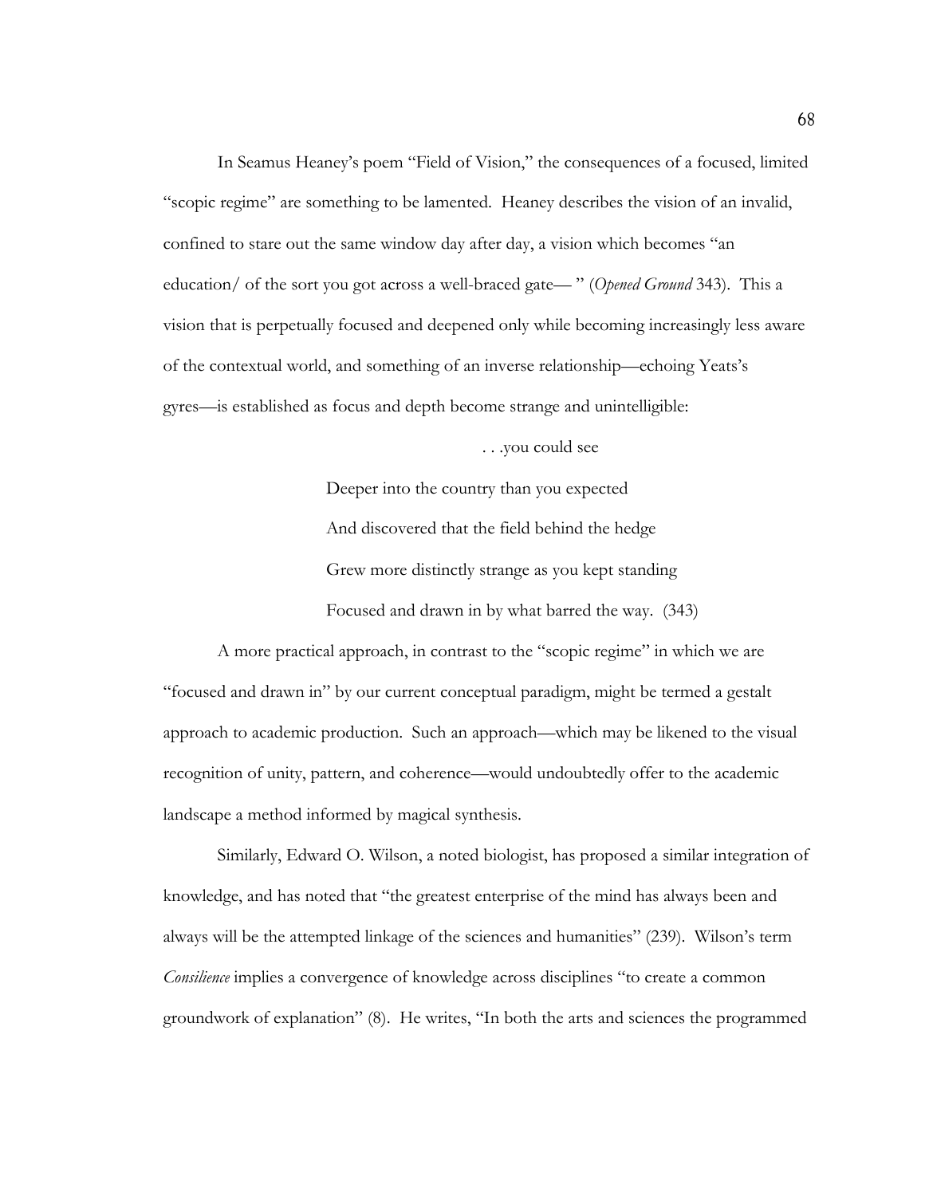In Seamus Heaney's poem "Field of Vision," the consequences of a focused, limited "scopic regime" are something to be lamented. Heaney describes the vision of an invalid, confined to stare out the same window day after day, a vision which becomes "an education/ of the sort you got across a well-braced gate— " (*Opened Ground* 343). This a vision that is perpetually focused and deepened only while becoming increasingly less aware of the contextual world, and something of an inverse relationship—echoing Yeats's gyres—is established as focus and depth become strange and unintelligible:

> . . .you could see
> Deeper into the country than you expected
> And discovered that the field behind the hedge
> Grew more distinctly strange as you kept standing
> Focused and drawn in by what barred the way. (343)

A more practical approach, in contrast to the "scopic regime" in which we are "focused and drawn in" by our current conceptual paradigm, might be termed a gestalt approach to academic production. Such an approach—which may be likened to the visual recognition of unity, pattern, and coherence—would undoubtedly offer to the academic landscape a method informed by magical synthesis.

Similarly, Edward O. Wilson, a noted biologist, has proposed a similar integration of knowledge, and has noted that "the greatest enterprise of the mind has always been and always will be the attempted linkage of the sciences and humanities" (239). Wilson's term *Consilience* implies a convergence of knowledge across disciplines "to create a common groundwork of explanation" (8). He writes, "In both the arts and sciences the programmed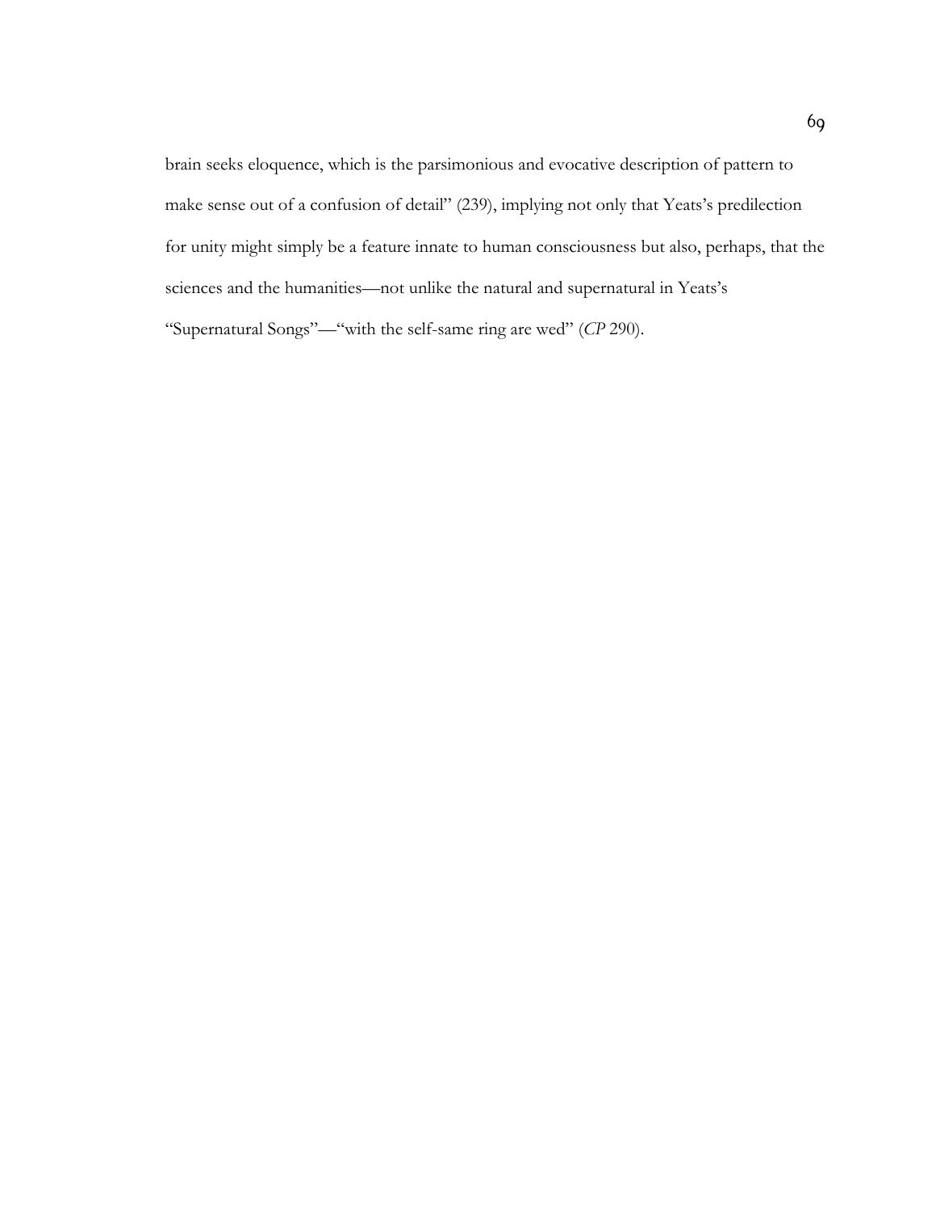brain seeks eloquence, which is the parsimonious and evocative description of pattern to make sense out of a confusion of detail" (239), implying not only that Yeats's predilection for unity might simply be a feature innate to human consciousness but also, perhaps, that the sciences and the humanities—not unlike the natural and supernatural in Yeats's "Supernatural Songs"—"with the self-same ring are wed" (*CP* 290).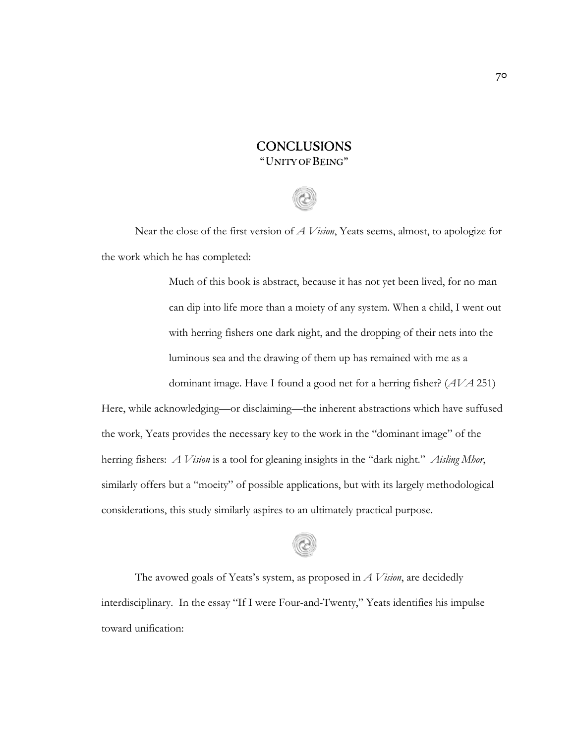# CONCLUSIONS

## "UNITY OF BEING"

Near the close of the first version of *A Vision*, Yeats seems, almost, to apologize for the work which he has completed:

> Much of this book is abstract, because it has not yet been lived, for no man can dip into life more than a moiety of any system. When a child, I went out with herring fishers one dark night, and the dropping of their nets into the luminous sea and the drawing of them up has remained with me as a dominant image. Have I found a good net for a herring fisher? (*AVA* 251)

Here, while acknowledging—or disclaiming—the inherent abstractions which have suffused the work, Yeats provides the necessary key to the work in the "dominant image" of the herring fishers: *A Vision* is a tool for gleaning insights in the "dark night." *Aisling Mhor*, similarly offers but a "moeity" of possible applications, but with its largely methodological considerations, this study similarly aspires to an ultimately practical purpose.

The avowed goals of Yeats's system, as proposed in *A Vision*, are decidedly interdisciplinary. In the essay "If I were Four-and-Twenty," Yeats identifies his impulse toward unification: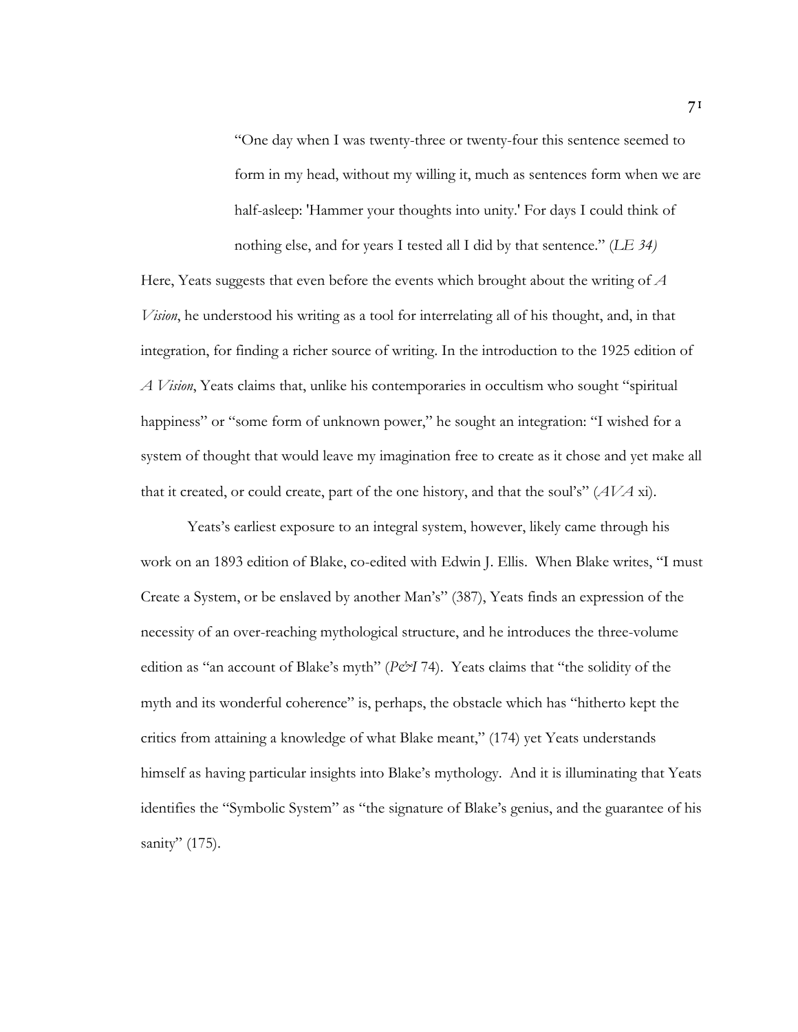> "One day when I was twenty-three or twenty-four this sentence seemed to form in my head, without my willing it, much as sentences form when we are half-asleep: 'Hammer your thoughts into unity.' For days I could think of nothing else, and for years I tested all I did by that sentence." (*LE 34)*

Here, Yeats suggests that even before the events which brought about the writing of *A Vision*, he understood his writing as a tool for interrelating all of his thought, and, in that integration, for finding a richer source of writing. In the introduction to the 1925 edition of *A Vision*, Yeats claims that, unlike his contemporaries in occultism who sought "spiritual happiness" or "some form of unknown power," he sought an integration: "I wished for a system of thought that would leave my imagination free to create as it chose and yet make all that it created, or could create, part of the one history, and that the soul's" (*AVA* xi).

Yeats's earliest exposure to an integral system, however, likely came through his work on an 1893 edition of Blake, co-edited with Edwin J. Ellis. When Blake writes, "I must Create a System, or be enslaved by another Man's" (387), Yeats finds an expression of the necessity of an over-reaching mythological structure, and he introduces the three-volume edition as "an account of Blake's myth" (*P&I* 74). Yeats claims that "the solidity of the myth and its wonderful coherence" is, perhaps, the obstacle which has "hitherto kept the critics from attaining a knowledge of what Blake meant," (174) yet Yeats understands himself as having particular insights into Blake's mythology. And it is illuminating that Yeats identifies the "Symbolic System" as "the signature of Blake's genius, and the guarantee of his sanity" (175).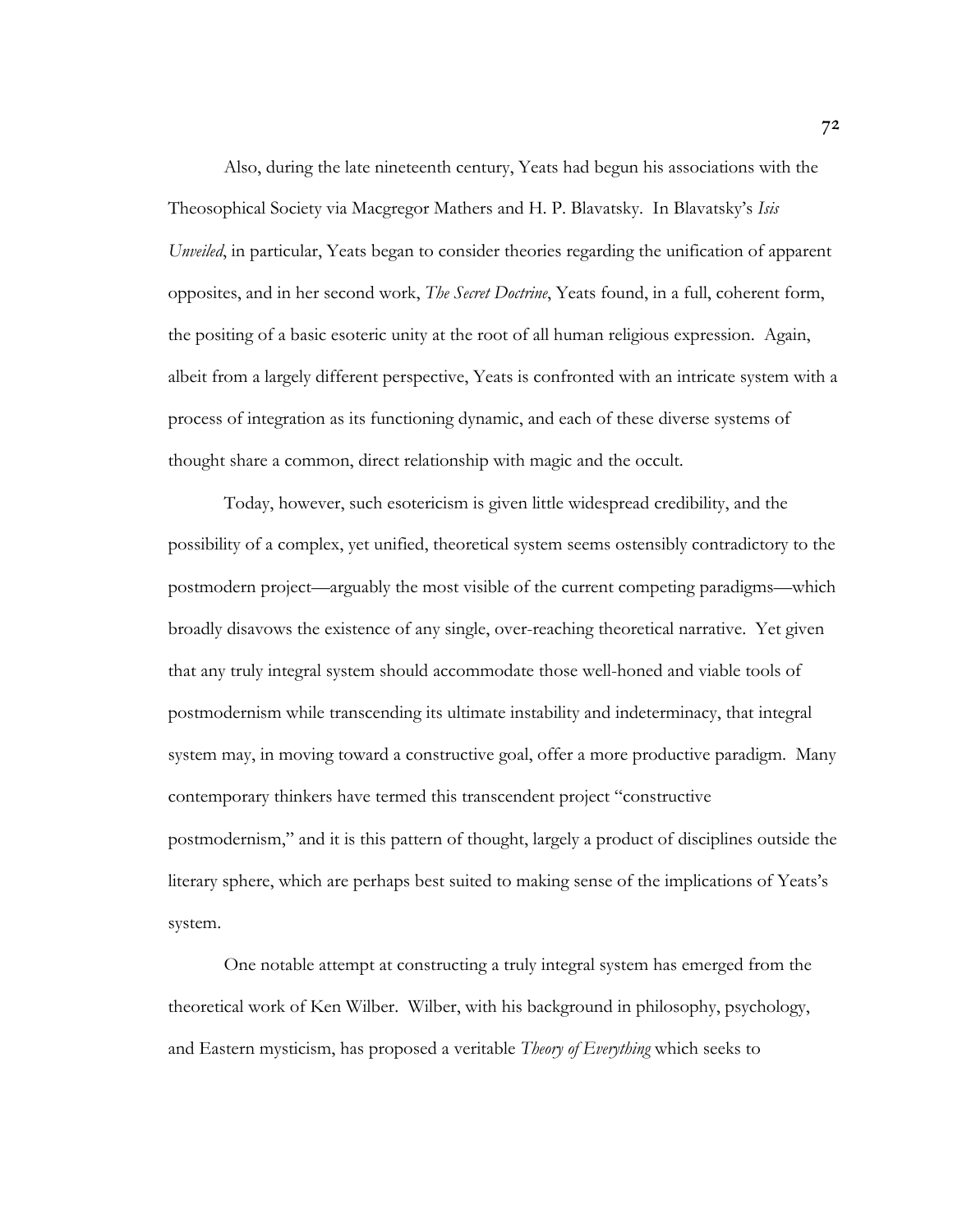Also, during the late nineteenth century, Yeats had begun his associations with the Theosophical Society via Macgregor Mathers and H. P. Blavatsky. In Blavatsky's *Isis Unveiled*, in particular, Yeats began to consider theories regarding the unification of apparent opposites, and in her second work, *The Secret Doctrine*, Yeats found, in a full, coherent form, the positing of a basic esoteric unity at the root of all human religious expression. Again, albeit from a largely different perspective, Yeats is confronted with an intricate system with a process of integration as its functioning dynamic, and each of these diverse systems of thought share a common, direct relationship with magic and the occult.

Today, however, such esotericism is given little widespread credibility, and the possibility of a complex, yet unified, theoretical system seems ostensibly contradictory to the postmodern project—arguably the most visible of the current competing paradigms—which broadly disavows the existence of any single, over-reaching theoretical narrative. Yet given that any truly integral system should accommodate those well-honed and viable tools of postmodernism while transcending its ultimate instability and indeterminacy, that integral system may, in moving toward a constructive goal, offer a more productive paradigm. Many contemporary thinkers have termed this transcendent project "constructive postmodernism," and it is this pattern of thought, largely a product of disciplines outside the literary sphere, which are perhaps best suited to making sense of the implications of Yeats's system.

One notable attempt at constructing a truly integral system has emerged from the theoretical work of Ken Wilber. Wilber, with his background in philosophy, psychology, and Eastern mysticism, has proposed a veritable *Theory of Everything* which seeks to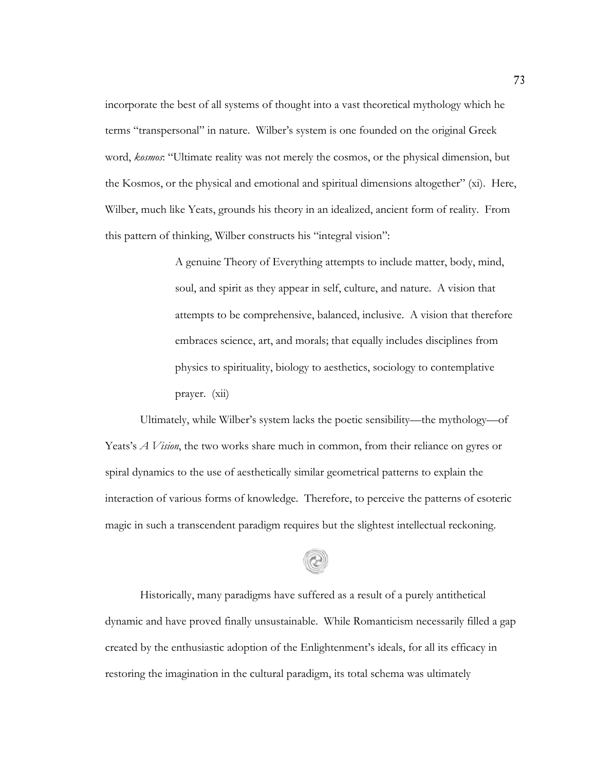incorporate the best of all systems of thought into a vast theoretical mythology which he terms "transpersonal" in nature. Wilber's system is one founded on the original Greek word, *kosmos*: "Ultimate reality was not merely the cosmos, or the physical dimension, but the Kosmos, or the physical and emotional and spiritual dimensions altogether" (xi). Here, Wilber, much like Yeats, grounds his theory in an idealized, ancient form of reality. From this pattern of thinking, Wilber constructs his "integral vision":

> A genuine Theory of Everything attempts to include matter, body, mind, soul, and spirit as they appear in self, culture, and nature. A vision that attempts to be comprehensive, balanced, inclusive. A vision that therefore embraces science, art, and morals; that equally includes disciplines from physics to spirituality, biology to aesthetics, sociology to contemplative prayer. (xii)

Ultimately, while Wilber's system lacks the poetic sensibility—the mythology—of Yeats's *A Vision*, the two works share much in common, from their reliance on gyres or spiral dynamics to the use of aesthetically similar geometrical patterns to explain the interaction of various forms of knowledge. Therefore, to perceive the patterns of esoteric magic in such a transcendent paradigm requires but the slightest intellectual reckoning.

Historically, many paradigms have suffered as a result of a purely antithetical dynamic and have proved finally unsustainable. While Romanticism necessarily filled a gap created by the enthusiastic adoption of the Enlightenment's ideals, for all its efficacy in restoring the imagination in the cultural paradigm, its total schema was ultimately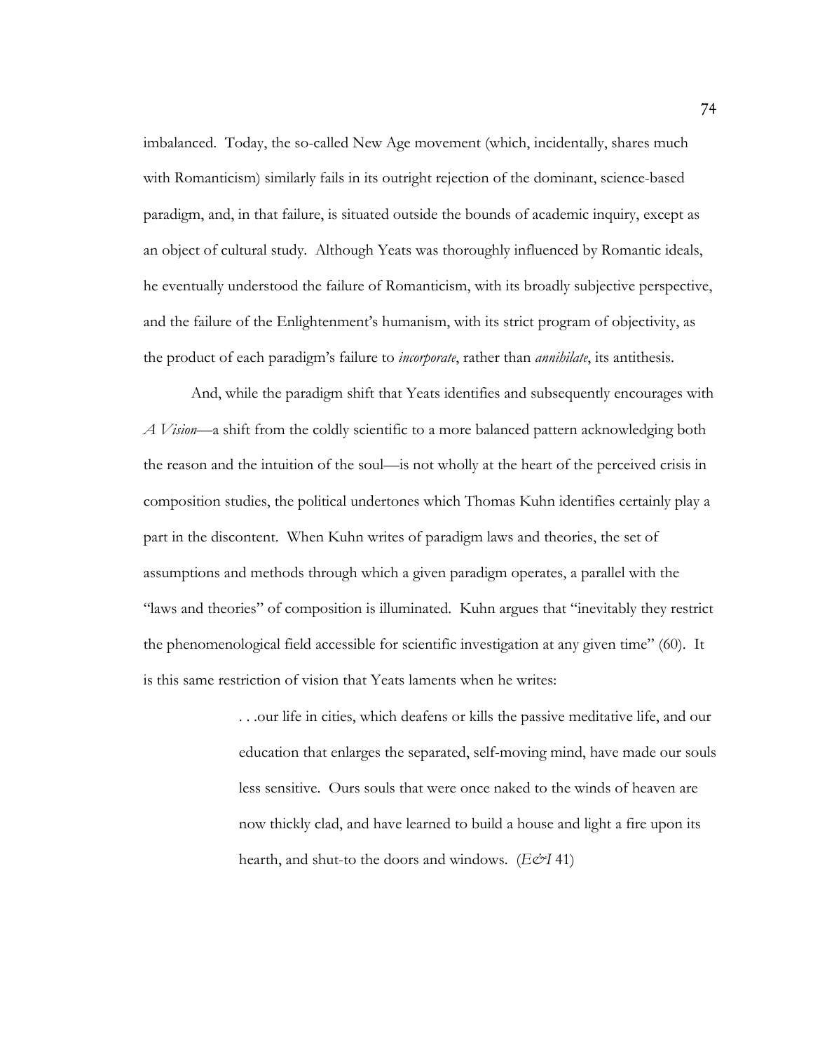imbalanced. Today, the so-called New Age movement (which, incidentally, shares much with Romanticism) similarly fails in its outright rejection of the dominant, science-based paradigm, and, in that failure, is situated outside the bounds of academic inquiry, except as an object of cultural study. Although Yeats was thoroughly influenced by Romantic ideals, he eventually understood the failure of Romanticism, with its broadly subjective perspective, and the failure of the Enlightenment's humanism, with its strict program of objectivity, as the product of each paradigm's failure to *incorporate*, rather than *annihilate*, its antithesis.

And, while the paradigm shift that Yeats identifies and subsequently encourages with *A Vision*—a shift from the coldly scientific to a more balanced pattern acknowledging both the reason and the intuition of the soul—is not wholly at the heart of the perceived crisis in composition studies, the political undertones which Thomas Kuhn identifies certainly play a part in the discontent. When Kuhn writes of paradigm laws and theories, the set of assumptions and methods through which a given paradigm operates, a parallel with the "laws and theories" of composition is illuminated. Kuhn argues that "inevitably they restrict the phenomenological field accessible for scientific investigation at any given time" (60). It is this same restriction of vision that Yeats laments when he writes:

> . . .our life in cities, which deafens or kills the passive meditative life, and our education that enlarges the separated, self-moving mind, have made our souls less sensitive. Ours souls that were once naked to the winds of heaven are now thickly clad, and have learned to build a house and light a fire upon its hearth, and shut-to the doors and windows. (*E&I* 41)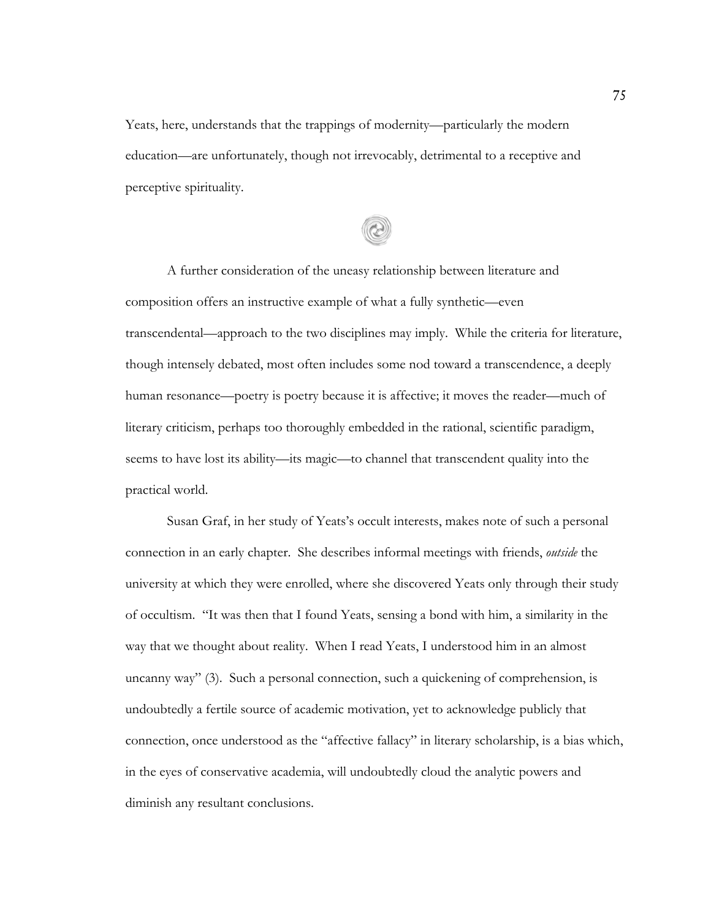Yeats, here, understands that the trappings of modernity—particularly the modern education—are unfortunately, though not irrevocably, detrimental to a receptive and perceptive spirituality.

A further consideration of the uneasy relationship between literature and composition offers an instructive example of what a fully synthetic—even transcendental—approach to the two disciplines may imply. While the criteria for literature, though intensely debated, most often includes some nod toward a transcendence, a deeply human resonance—poetry is poetry because it is affective; it moves the reader—much of literary criticism, perhaps too thoroughly embedded in the rational, scientific paradigm, seems to have lost its ability—its magic—to channel that transcendent quality into the practical world.

Susan Graf, in her study of Yeats's occult interests, makes note of such a personal connection in an early chapter. She describes informal meetings with friends, *outside* the university at which they were enrolled, where she discovered Yeats only through their study of occultism. "It was then that I found Yeats, sensing a bond with him, a similarity in the way that we thought about reality. When I read Yeats, I understood him in an almost uncanny way" (3). Such a personal connection, such a quickening of comprehension, is undoubtedly a fertile source of academic motivation, yet to acknowledge publicly that connection, once understood as the "affective fallacy" in literary scholarship, is a bias which, in the eyes of conservative academia, will undoubtedly cloud the analytic powers and diminish any resultant conclusions.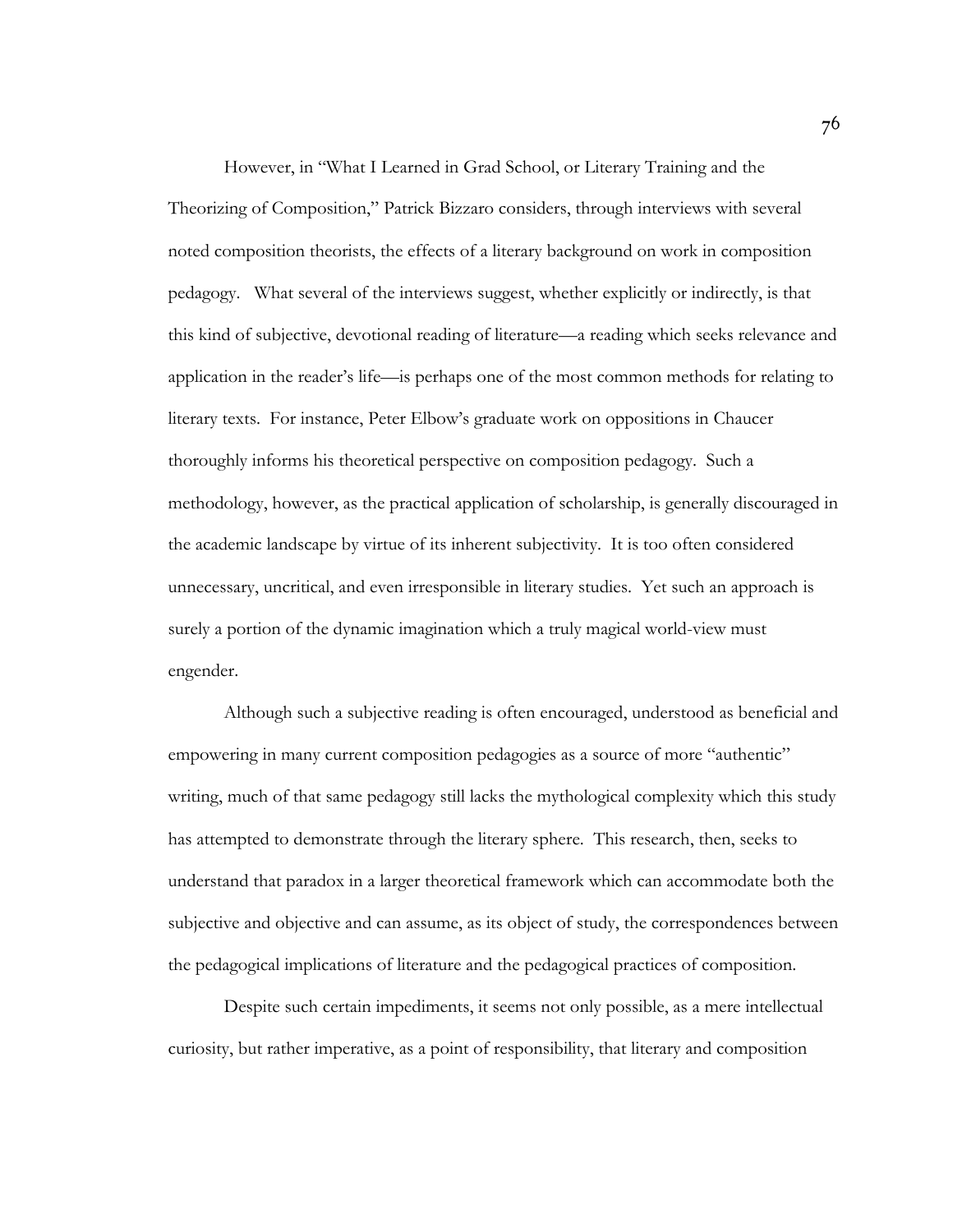However, in "What I Learned in Grad School, or Literary Training and the Theorizing of Composition," Patrick Bizzaro considers, through interviews with several noted composition theorists, the effects of a literary background on work in composition pedagogy. What several of the interviews suggest, whether explicitly or indirectly, is that this kind of subjective, devotional reading of literature—a reading which seeks relevance and application in the reader's life—is perhaps one of the most common methods for relating to literary texts. For instance, Peter Elbow's graduate work on oppositions in Chaucer thoroughly informs his theoretical perspective on composition pedagogy. Such a methodology, however, as the practical application of scholarship, is generally discouraged in the academic landscape by virtue of its inherent subjectivity. It is too often considered unnecessary, uncritical, and even irresponsible in literary studies. Yet such an approach is surely a portion of the dynamic imagination which a truly magical world-view must engender.

Although such a subjective reading is often encouraged, understood as beneficial and empowering in many current composition pedagogies as a source of more "authentic" writing, much of that same pedagogy still lacks the mythological complexity which this study has attempted to demonstrate through the literary sphere. This research, then, seeks to understand that paradox in a larger theoretical framework which can accommodate both the subjective and objective and can assume, as its object of study, the correspondences between the pedagogical implications of literature and the pedagogical practices of composition.

Despite such certain impediments, it seems not only possible, as a mere intellectual curiosity, but rather imperative, as a point of responsibility, that literary and composition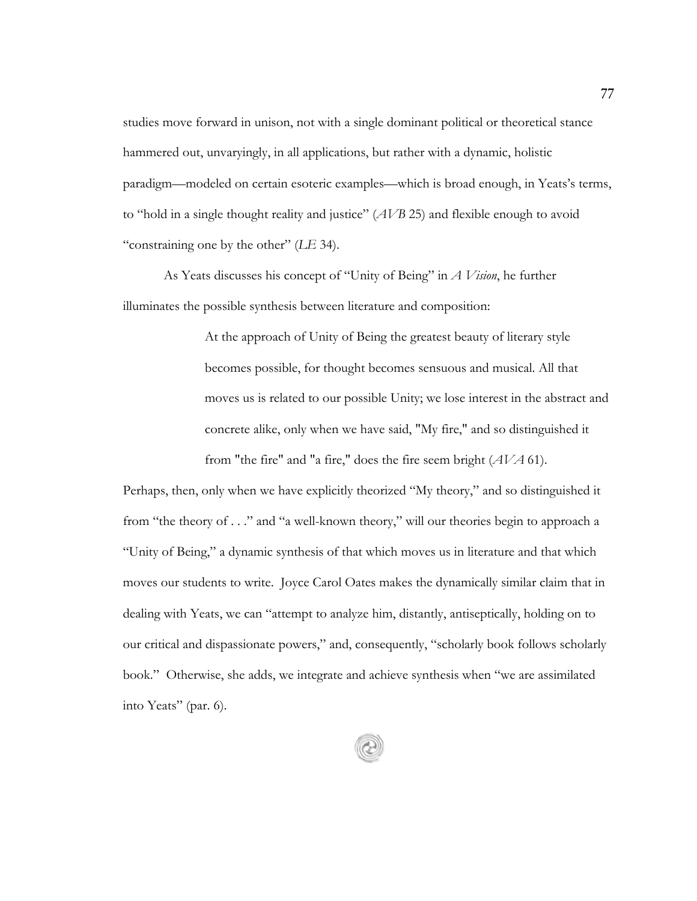studies move forward in unison, not with a single dominant political or theoretical stance hammered out, unvaryingly, in all applications, but rather with a dynamic, holistic paradigm—modeled on certain esoteric examples—which is broad enough, in Yeats's terms, to "hold in a single thought reality and justice" (*AVB* 25) and flexible enough to avoid "constraining one by the other" (*LE* 34).

As Yeats discusses his concept of "Unity of Being" in *A Vision*, he further illuminates the possible synthesis between literature and composition:

> At the approach of Unity of Being the greatest beauty of literary style becomes possible, for thought becomes sensuous and musical. All that moves us is related to our possible Unity; we lose interest in the abstract and concrete alike, only when we have said, "My fire," and so distinguished it from "the fire" and "a fire," does the fire seem bright (*AVA* 61).

Perhaps, then, only when we have explicitly theorized "My theory," and so distinguished it from "the theory of . . ." and "a well-known theory," will our theories begin to approach a "Unity of Being," a dynamic synthesis of that which moves us in literature and that which moves our students to write. Joyce Carol Oates makes the dynamically similar claim that in dealing with Yeats, we can "attempt to analyze him, distantly, antiseptically, holding on to our critical and dispassionate powers," and, consequently, "scholarly book follows scholarly book." Otherwise, she adds, we integrate and achieve synthesis when "we are assimilated into Yeats" (par. 6).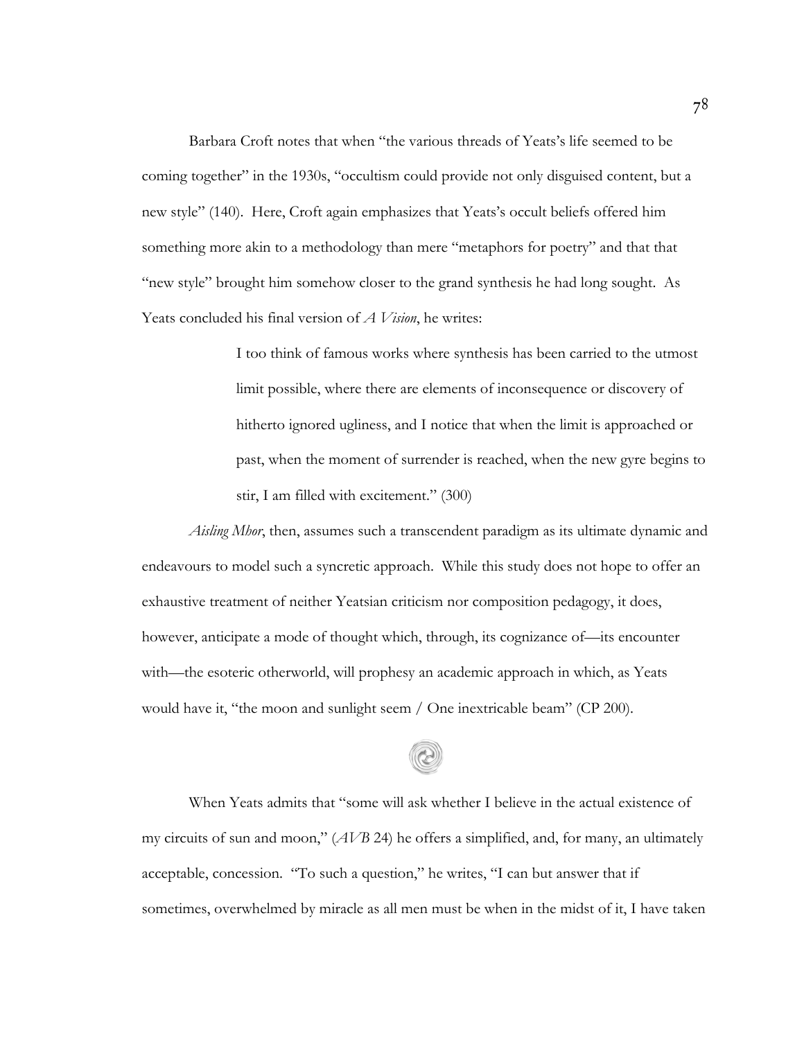Barbara Croft notes that when "the various threads of Yeats's life seemed to be coming together" in the 1930s, "occultism could provide not only disguised content, but a new style" (140). Here, Croft again emphasizes that Yeats's occult beliefs offered him something more akin to a methodology than mere "metaphors for poetry" and that that "new style" brought him somehow closer to the grand synthesis he had long sought. As Yeats concluded his final version of *A Vision*, he writes:

> I too think of famous works where synthesis has been carried to the utmost limit possible, where there are elements of inconsequence or discovery of hitherto ignored ugliness, and I notice that when the limit is approached or past, when the moment of surrender is reached, when the new gyre begins to stir, I am filled with excitement." (300)

*Aisling Mhor*, then, assumes such a transcendent paradigm as its ultimate dynamic and endeavours to model such a syncretic approach. While this study does not hope to offer an exhaustive treatment of neither Yeatsian criticism nor composition pedagogy, it does, however, anticipate a mode of thought which, through, its cognizance of—its encounter with—the esoteric otherworld, will prophesy an academic approach in which, as Yeats would have it, "the moon and sunlight seem / One inextricable beam" (CP 200).

When Yeats admits that "some will ask whether I believe in the actual existence of my circuits of sun and moon," (*AVB* 24) he offers a simplified, and, for many, an ultimately acceptable, concession. "To such a question," he writes, "I can but answer that if sometimes, overwhelmed by miracle as all men must be when in the midst of it, I have taken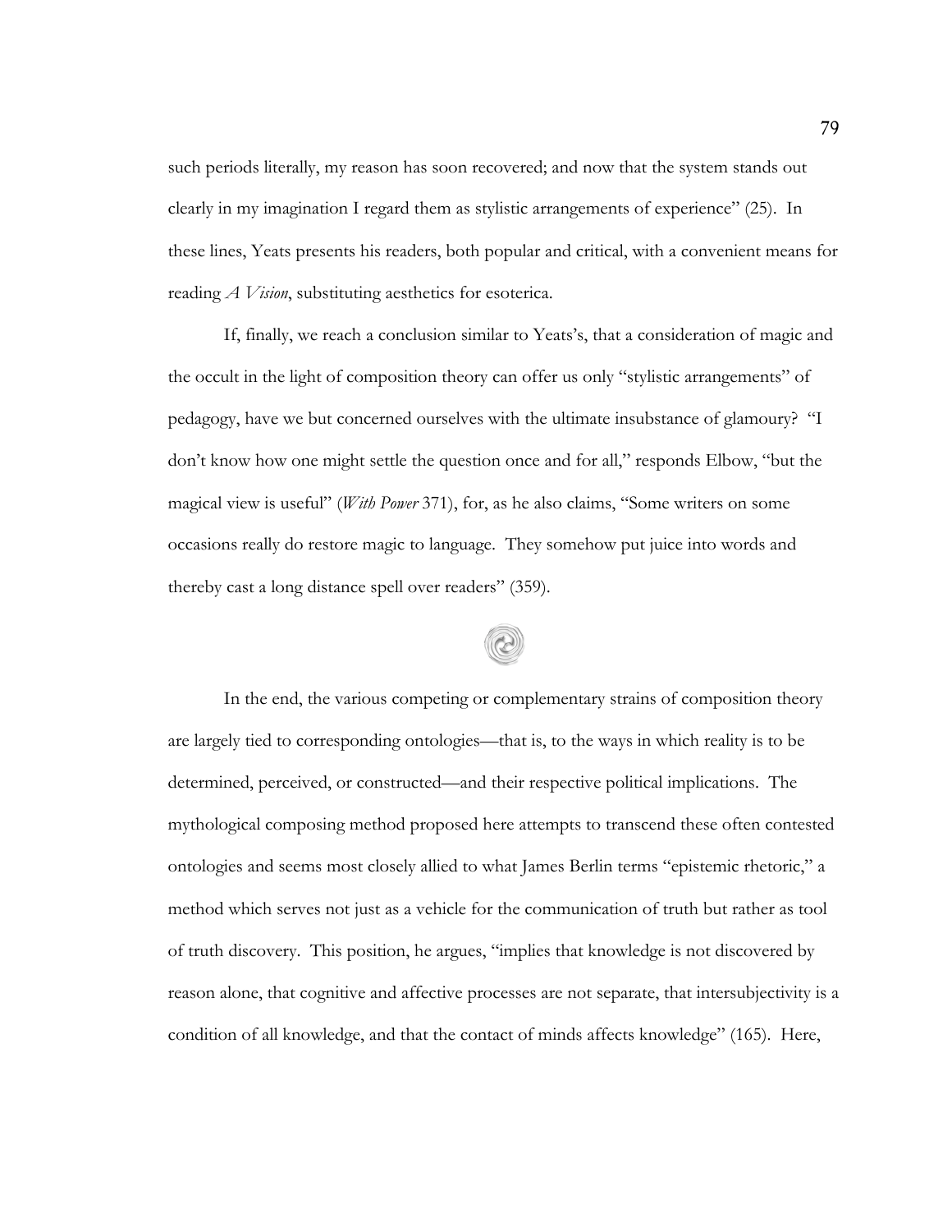such periods literally, my reason has soon recovered; and now that the system stands out clearly in my imagination I regard them as stylistic arrangements of experience" (25). In these lines, Yeats presents his readers, both popular and critical, with a convenient means for reading *A Vision*, substituting aesthetics for esoterica.

If, finally, we reach a conclusion similar to Yeats's, that a consideration of magic and the occult in the light of composition theory can offer us only "stylistic arrangements" of pedagogy, have we but concerned ourselves with the ultimate insubstance of glamoury? "I don't know how one might settle the question once and for all," responds Elbow, "but the magical view is useful" (*With Power* 371), for, as he also claims, "Some writers on some occasions really do restore magic to language. They somehow put juice into words and thereby cast a long distance spell over readers" (359).

In the end, the various competing or complementary strains of composition theory are largely tied to corresponding ontologies—that is, to the ways in which reality is to be determined, perceived, or constructed—and their respective political implications. The mythological composing method proposed here attempts to transcend these often contested ontologies and seems most closely allied to what James Berlin terms "epistemic rhetoric," a method which serves not just as a vehicle for the communication of truth but rather as tool of truth discovery. This position, he argues, "implies that knowledge is not discovered by reason alone, that cognitive and affective processes are not separate, that intersubjectivity is a condition of all knowledge, and that the contact of minds affects knowledge" (165). Here,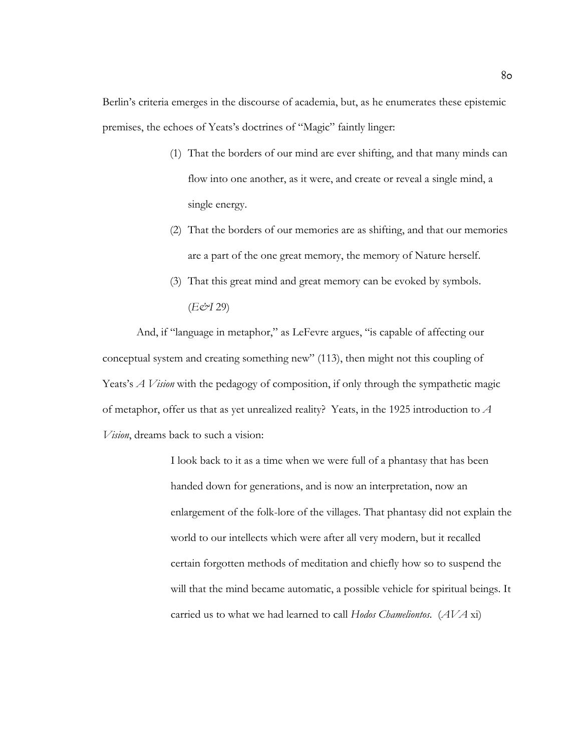Berlin's criteria emerges in the discourse of academia, but, as he enumerates these epistemic premises, the echoes of Yeats's doctrines of "Magic" faintly linger:

> (1) That the borders of our mind are ever shifting, and that many minds can flow into one another, as it were, and create or reveal a single mind, a single energy.
>
> (2) That the borders of our memories are as shifting, and that our memories are a part of the one great memory, the memory of Nature herself.
>
> (3) That this great mind and great memory can be evoked by symbols. (*E&I* 29)

And, if "language in metaphor," as LeFevre argues, "is capable of affecting our conceptual system and creating something new" (113), then might not this coupling of Yeats's *A Vision* with the pedagogy of composition, if only through the sympathetic magic of metaphor, offer us that as yet unrealized reality? Yeats, in the 1925 introduction to *A Vision*, dreams back to such a vision:

> I look back to it as a time when we were full of a phantasy that has been handed down for generations, and is now an interpretation, now an enlargement of the folk-lore of the villages. That phantasy did not explain the world to our intellects which were after all very modern, but it recalled certain forgotten methods of meditation and chiefly how so to suspend the will that the mind became automatic, a possible vehicle for spiritual beings. It carried us to what we had learned to call *Hodos Chameliontos*. (*AVA* xi)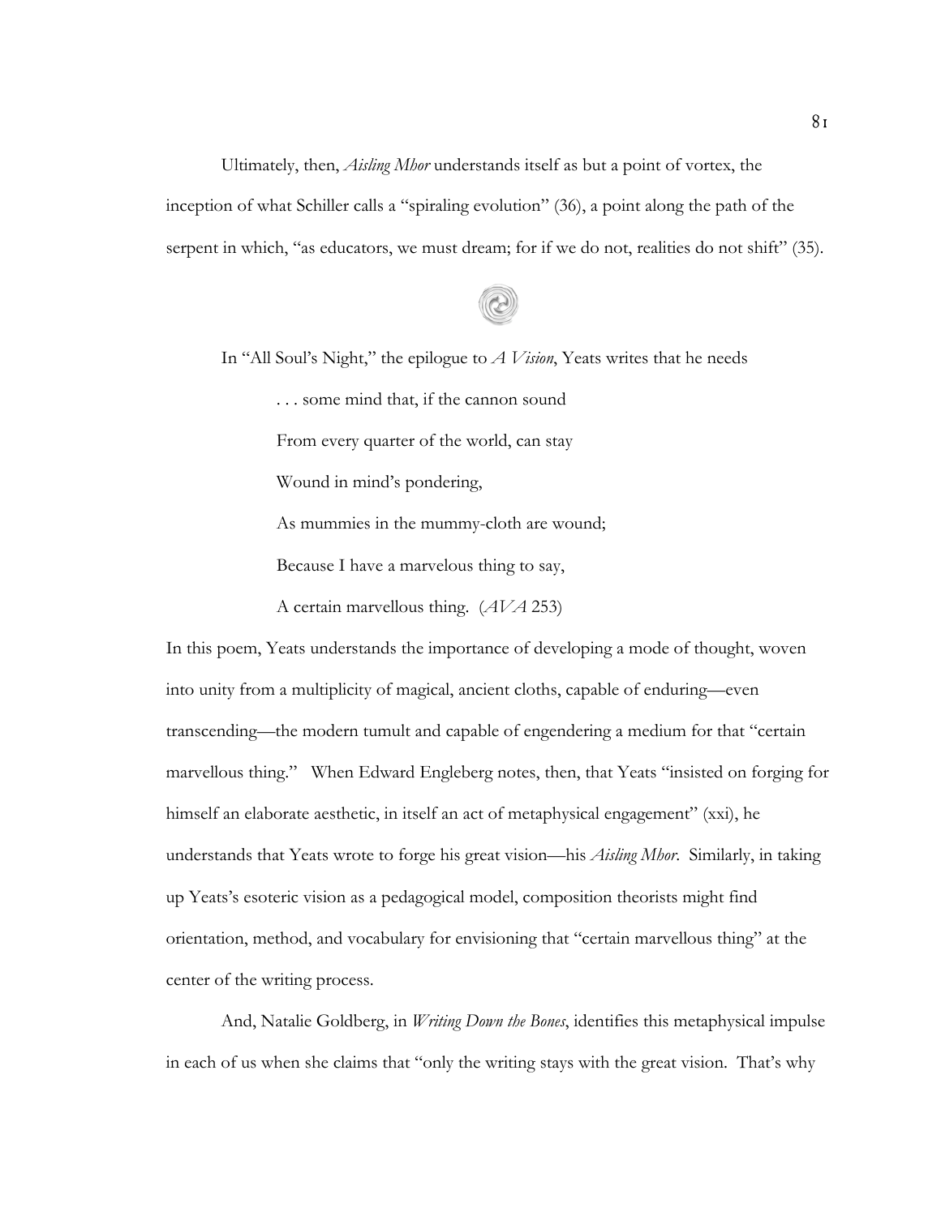Ultimately, then, *Aisling Mhor* understands itself as but a point of vortex, the inception of what Schiller calls a "spiraling evolution" (36), a point along the path of the serpent in which, "as educators, we must dream; for if we do not, realities do not shift" (35).

In "All Soul's Night," the epilogue to *A Vision*, Yeats writes that he needs

> . . . some mind that, if the cannon sound
>
> From every quarter of the world, can stay
>
> Wound in mind's pondering,
>
> As mummies in the mummy-cloth are wound;
>
> Because I have a marvelous thing to say,
>
> A certain marvellous thing. (*AVA* 253)

In this poem, Yeats understands the importance of developing a mode of thought, woven into unity from a multiplicity of magical, ancient cloths, capable of enduring—even transcending—the modern tumult and capable of engendering a medium for that "certain marvellous thing." When Edward Engleberg notes, then, that Yeats "insisted on forging for himself an elaborate aesthetic, in itself an act of metaphysical engagement" (xxi), he understands that Yeats wrote to forge his great vision—his *Aisling Mhor*. Similarly, in taking up Yeats's esoteric vision as a pedagogical model, composition theorists might find orientation, method, and vocabulary for envisioning that "certain marvellous thing" at the center of the writing process.

And, Natalie Goldberg, in *Writing Down the Bones*, identifies this metaphysical impulse in each of us when she claims that "only the writing stays with the great vision. That's why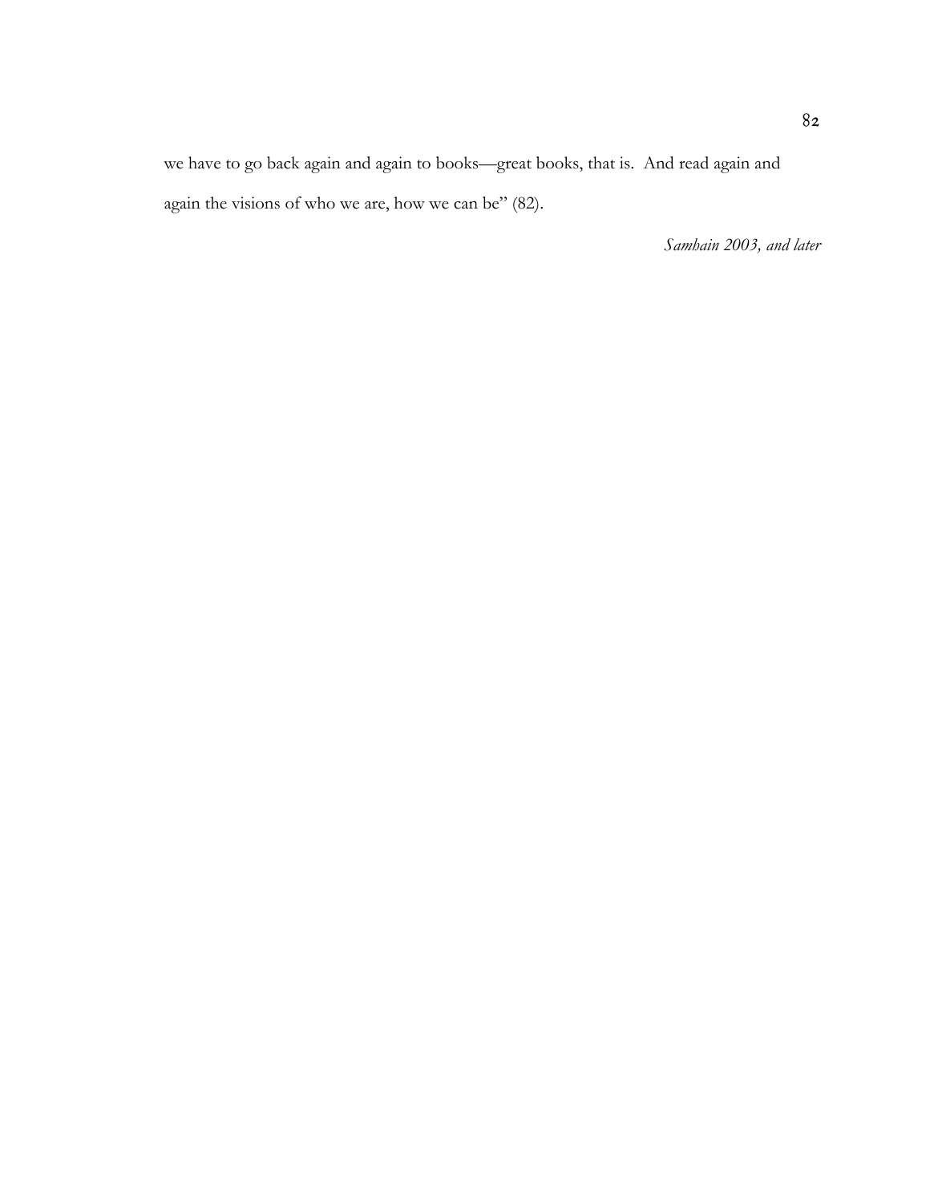we have to go back again and again to books—great books, that is. And read again and again the visions of who we are, how we can be" (82).

*Samhain 2003, and later*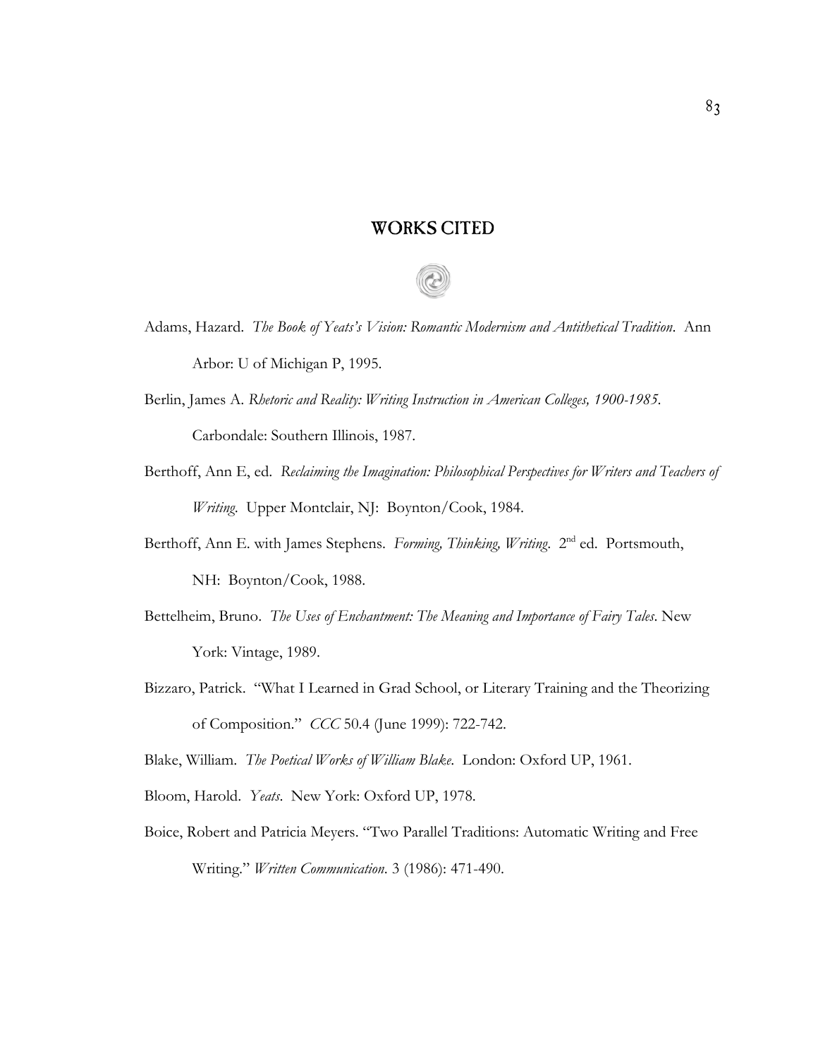# WORKS CITED

Adams, Hazard. *The Book of Yeats's Vision: Romantic Modernism and Antithetical Tradition*. Ann Arbor: U of Michigan P, 1995.

Berlin, James A. *Rhetoric and Reality: Writing Instruction in American Colleges, 1900-1985*. Carbondale: Southern Illinois, 1987.

Berthoff, Ann E, ed. *Reclaiming the Imagination: Philosophical Perspectives for Writers and Teachers of Writing*. Upper Montclair, NJ: Boynton/Cook, 1984.

Berthoff, Ann E. with James Stephens. *Forming, Thinking, Writing*. 2nd ed. Portsmouth, NH: Boynton/Cook, 1988.

Bettelheim, Bruno. *The Uses of Enchantment: The Meaning and Importance of Fairy Tales*. New York: Vintage, 1989.

Bizzaro, Patrick. "What I Learned in Grad School, or Literary Training and the Theorizing of Composition." *CCC* 50.4 (June 1999): 722-742.

Blake, William. *The Poetical Works of William Blake*. London: Oxford UP, 1961.

Bloom, Harold. *Yeats*. New York: Oxford UP, 1978.

Boice, Robert and Patricia Meyers. "Two Parallel Traditions: Automatic Writing and Free Writing." *Written Communication*. 3 (1986): 471-490.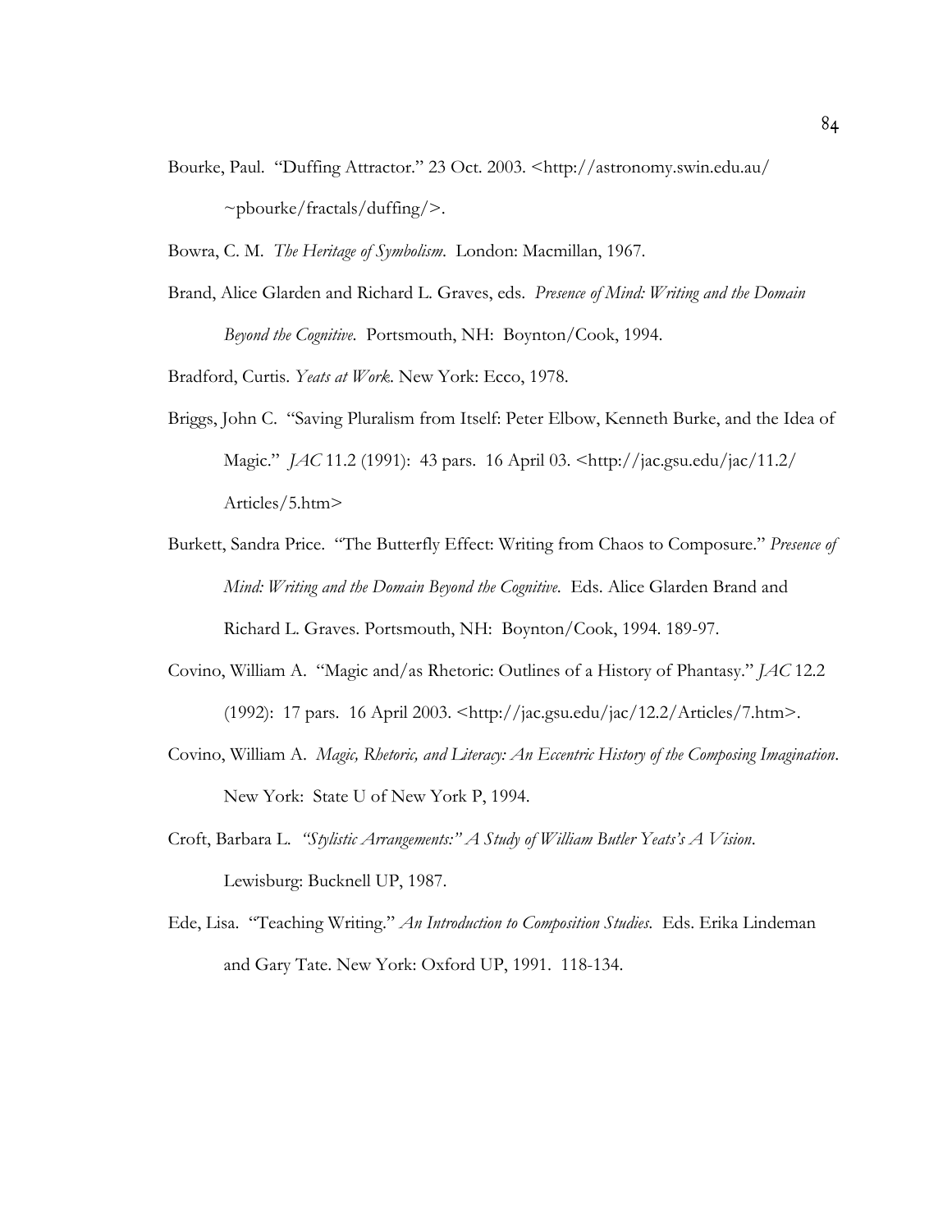Bourke, Paul. "Duffing Attractor." 23 Oct. 2003. <http://astronomy.swin.edu.au/~pbourke/fractals/duffing/>.

Bowra, C. M. *The Heritage of Symbolism*. London: Macmillan, 1967.

Brand, Alice Glarden and Richard L. Graves, eds. *Presence of Mind: Writing and the Domain Beyond the Cognitive*. Portsmouth, NH: Boynton/Cook, 1994.

Bradford, Curtis. *Yeats at Work*. New York: Ecco, 1978.

Briggs, John C. "Saving Pluralism from Itself: Peter Elbow, Kenneth Burke, and the Idea of Magic." *JAC* 11.2 (1991): 43 pars. 16 April 03. <http://jac.gsu.edu/jac/11.2/Articles/5.htm>

Burkett, Sandra Price. "The Butterfly Effect: Writing from Chaos to Composure." *Presence of Mind: Writing and the Domain Beyond the Cognitive*. Eds. Alice Glarden Brand and Richard L. Graves. Portsmouth, NH: Boynton/Cook, 1994. 189-97.

Covino, William A. "Magic and/as Rhetoric: Outlines of a History of Phantasy." *JAC* 12.2 (1992): 17 pars. 16 April 2003. <http://jac.gsu.edu/jac/12.2/Articles/7.htm>.

Covino, William A. *Magic, Rhetoric, and Literacy: An Eccentric History of the Composing Imagination*. New York: State U of New York P, 1994.

Croft, Barbara L. *"Stylistic Arrangements:" A Study of William Butler Yeats's A Vision*. Lewisburg: Bucknell UP, 1987.

Ede, Lisa. "Teaching Writing." *An Introduction to Composition Studies*. Eds. Erika Lindeman and Gary Tate. New York: Oxford UP, 1991. 118-134.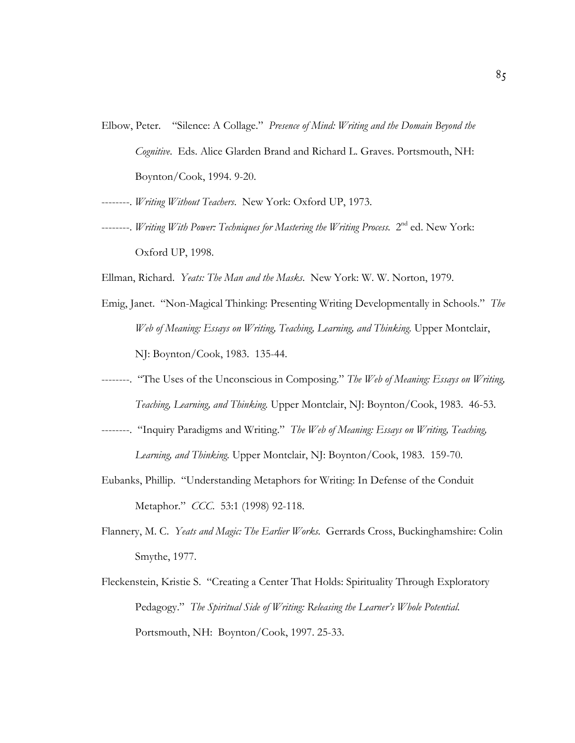Elbow, Peter. "Silence: A Collage." *Presence of Mind: Writing and the Domain Beyond the Cognitive*. Eds. Alice Glarden Brand and Richard L. Graves. Portsmouth, NH: Boynton/Cook, 1994. 9-20.

--------. *Writing Without Teachers*. New York: Oxford UP, 1973.

--------. *Writing With Power: Techniques for Mastering the Writing Process*. 2nd ed. New York: Oxford UP, 1998.

Ellman, Richard. *Yeats: The Man and the Masks*. New York: W. W. Norton, 1979.

Emig, Janet. "Non-Magical Thinking: Presenting Writing Developmentally in Schools." *The Web of Meaning: Essays on Writing, Teaching, Learning, and Thinking.* Upper Montclair, NJ: Boynton/Cook, 1983. 135-44.

--------. "The Uses of the Unconscious in Composing." *The Web of Meaning: Essays on Writing, Teaching, Learning, and Thinking.* Upper Montclair, NJ: Boynton/Cook, 1983. 46-53.

--------. "Inquiry Paradigms and Writing." *The Web of Meaning: Essays on Writing, Teaching, Learning, and Thinking.* Upper Montclair, NJ: Boynton/Cook, 1983. 159-70.

Eubanks, Phillip. "Understanding Metaphors for Writing: In Defense of the Conduit Metaphor." *CCC*. 53:1 (1998) 92-118.

Flannery, M. C. *Yeats and Magic: The Earlier Works*. Gerrards Cross, Buckinghamshire: Colin Smythe, 1977.

Fleckenstein, Kristie S. "Creating a Center That Holds: Spirituality Through Exploratory Pedagogy." *The Spiritual Side of Writing: Releasing the Learner's Whole Potential.* Portsmouth, NH: Boynton/Cook, 1997. 25-33.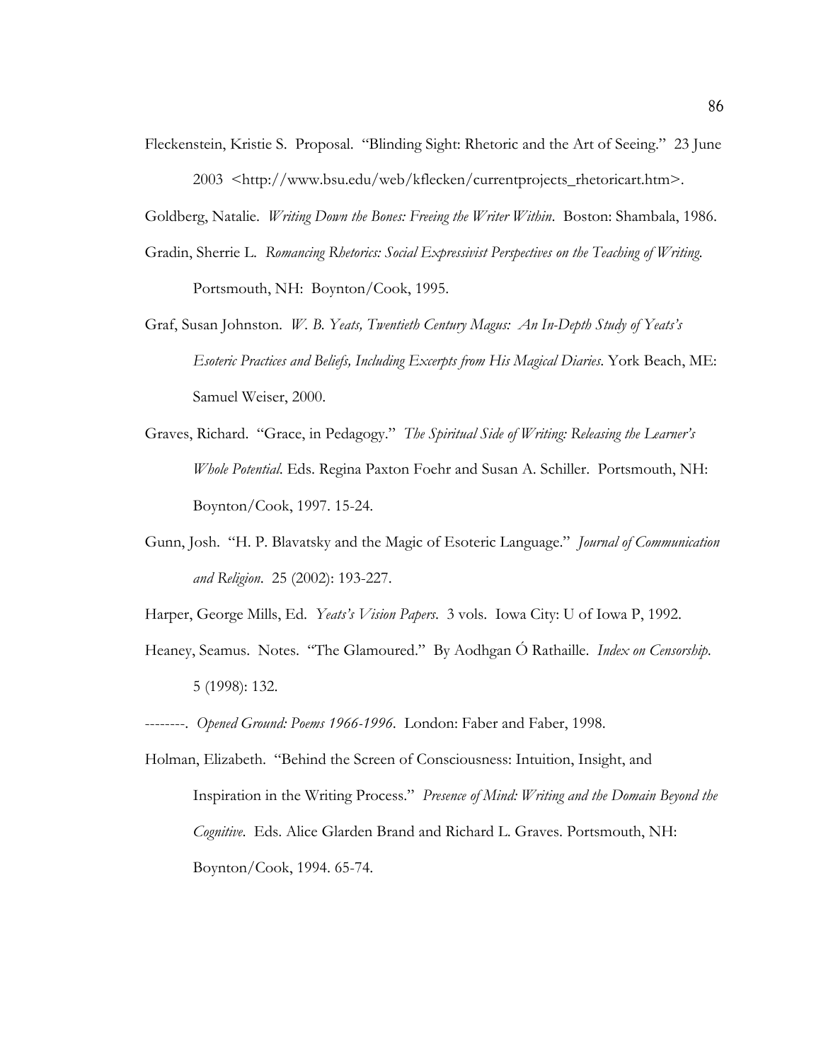Fleckenstein, Kristie S. Proposal. "Blinding Sight: Rhetoric and the Art of Seeing." 23 June 2003 <http://www.bsu.edu/web/kflecken/currentprojects_rhetoricart.htm>.

Goldberg, Natalie. *Writing Down the Bones: Freeing the Writer Within*. Boston: Shambala, 1986.

Gradin, Sherrie L. *Romancing Rhetorics: Social Expressivist Perspectives on the Teaching of Writing.* Portsmouth, NH: Boynton/Cook, 1995.

Graf, Susan Johnston. *W. B. Yeats, Twentieth Century Magus: An In-Depth Study of Yeats's Esoteric Practices and Beliefs, Including Excerpts from His Magical Diaries*. York Beach, ME: Samuel Weiser, 2000.

Graves, Richard. "Grace, in Pedagogy." *The Spiritual Side of Writing: Releasing the Learner's Whole Potential.* Eds. Regina Paxton Foehr and Susan A. Schiller. Portsmouth, NH: Boynton/Cook, 1997. 15-24.

Gunn, Josh. "H. P. Blavatsky and the Magic of Esoteric Language." *Journal of Communication and Religion*. 25 (2002): 193-227.

Harper, George Mills, Ed. *Yeats's Vision Papers*. 3 vols. Iowa City: U of Iowa P, 1992.

Heaney, Seamus. Notes. "The Glamoured." By Aodhgan Ó Rathaille. *Index on Censorship.* 5 (1998): 132.

--------. *Opened Ground: Poems 1966-1996*. London: Faber and Faber, 1998.

Holman, Elizabeth. "Behind the Screen of Consciousness: Intuition, Insight, and Inspiration in the Writing Process." *Presence of Mind: Writing and the Domain Beyond the Cognitive*. Eds. Alice Glarden Brand and Richard L. Graves. Portsmouth, NH: Boynton/Cook, 1994. 65-74.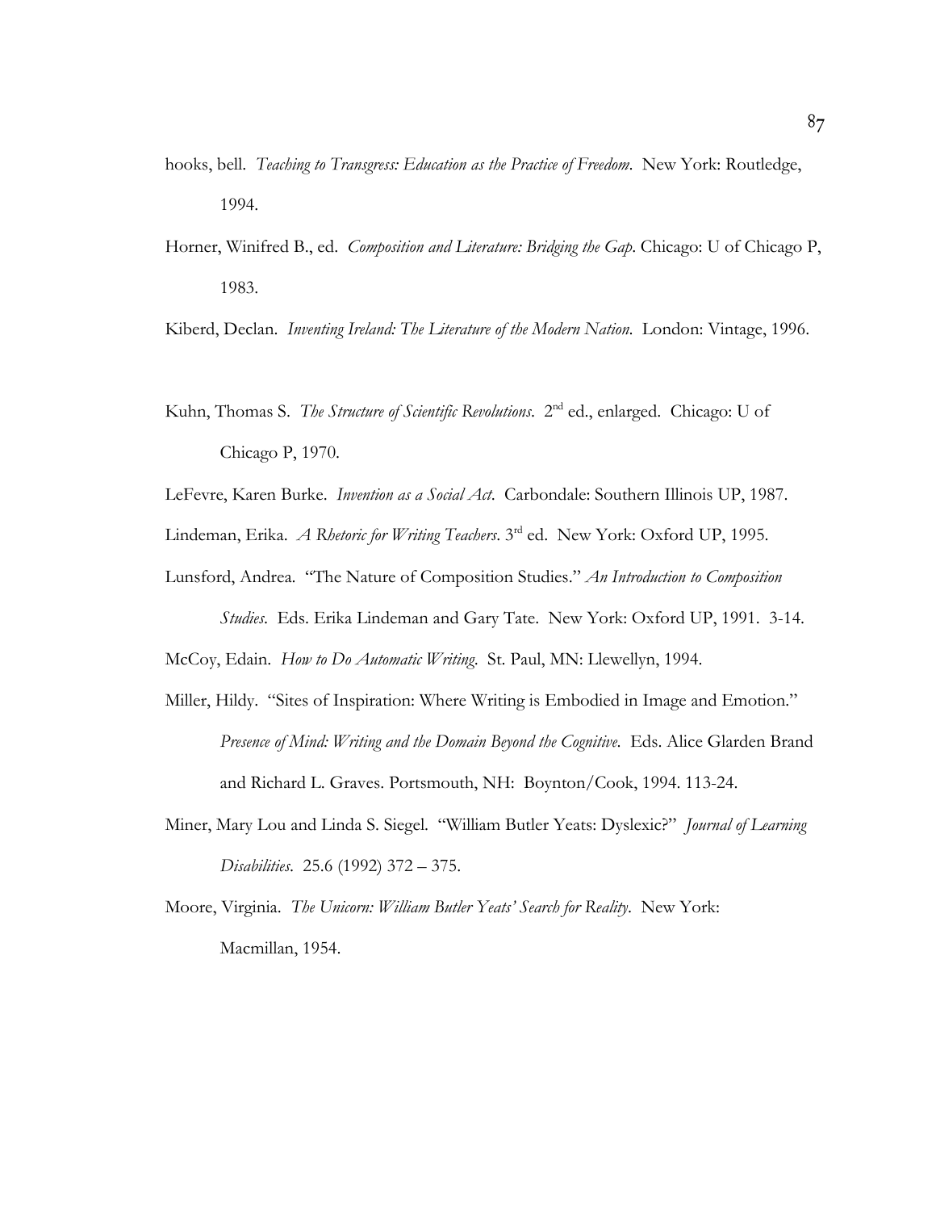hooks, bell. *Teaching to Transgress: Education as the Practice of Freedom*. New York: Routledge, 1994.

Horner, Winifred B., ed. *Composition and Literature: Bridging the Gap*. Chicago: U of Chicago P, 1983.

Kiberd, Declan. *Inventing Ireland: The Literature of the Modern Nation*. London: Vintage, 1996.

Kuhn, Thomas S. *The Structure of Scientific Revolutions*. 2nd ed., enlarged. Chicago: U of Chicago P, 1970.

LeFevre, Karen Burke. *Invention as a Social Act*. Carbondale: Southern Illinois UP, 1987.

Lindeman, Erika. *A Rhetoric for Writing Teachers*. 3rd ed. New York: Oxford UP, 1995.

Lunsford, Andrea. "The Nature of Composition Studies." *An Introduction to Composition Studies*. Eds. Erika Lindeman and Gary Tate. New York: Oxford UP, 1991. 3-14.

McCoy, Edain. *How to Do Automatic Writing*. St. Paul, MN: Llewellyn, 1994.

Miller, Hildy. "Sites of Inspiration: Where Writing is Embodied in Image and Emotion." *Presence of Mind: Writing and the Domain Beyond the Cognitive*. Eds. Alice Glarden Brand and Richard L. Graves. Portsmouth, NH: Boynton/Cook, 1994. 113-24.

Miner, Mary Lou and Linda S. Siegel. "William Butler Yeats: Dyslexic?" *Journal of Learning Disabilities*. 25.6 (1992) 372 – 375.

Moore, Virginia. *The Unicorn: William Butler Yeats' Search for Reality*. New York: Macmillan, 1954.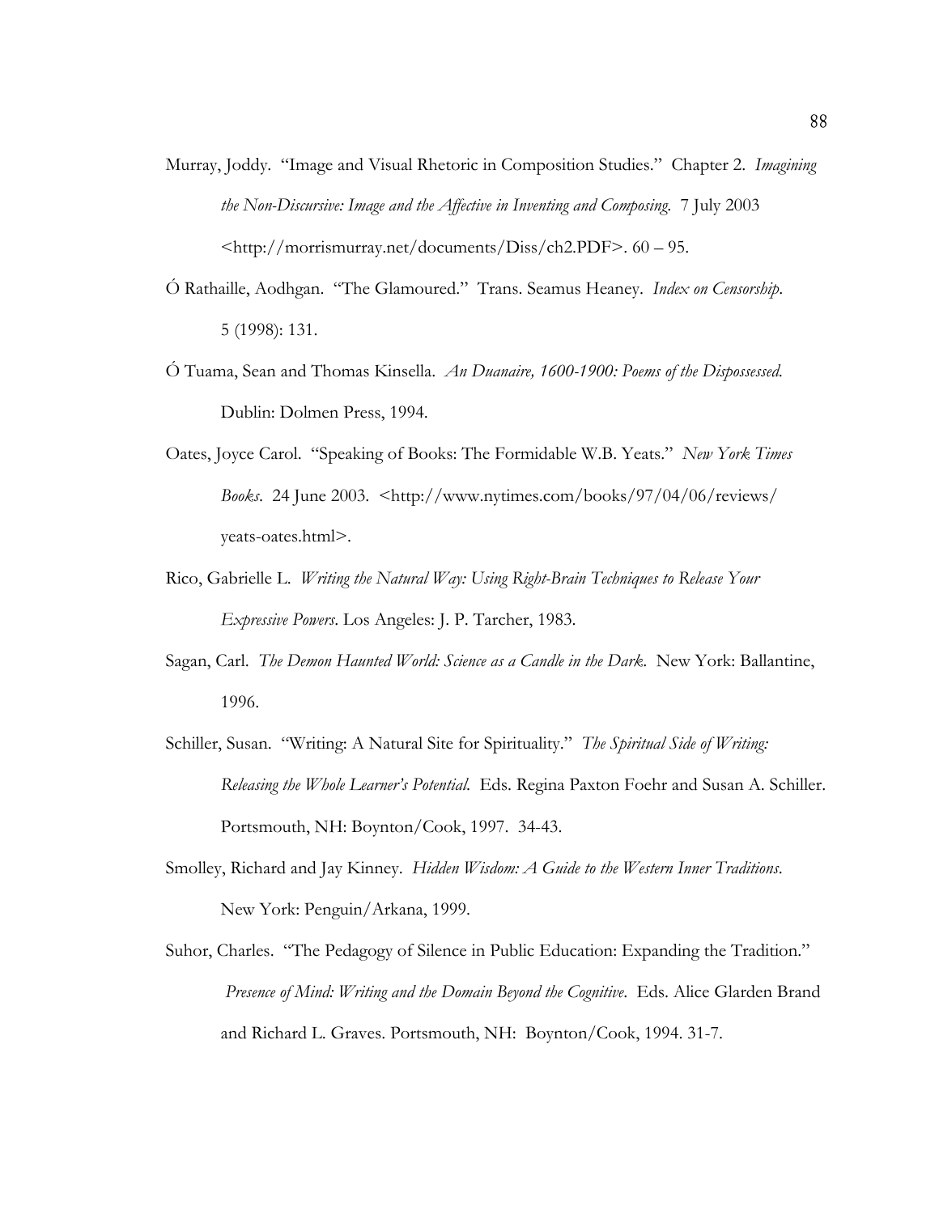Murray, Joddy. "Image and Visual Rhetoric in Composition Studies." Chapter 2. *Imagining the Non-Discursive: Image and the Affective in Inventing and Composing.* 7 July 2003 <http://morrismurray.net/documents/Diss/ch2.PDF>. 60 – 95.

Ó Rathaille, Aodhgan. "The Glamoured." Trans. Seamus Heaney. *Index on Censorship.* 5 (1998): 131.

Ó Tuama, Sean and Thomas Kinsella. *An Duanaire, 1600-1900: Poems of the Dispossessed.* Dublin: Dolmen Press, 1994.

Oates, Joyce Carol. "Speaking of Books: The Formidable W.B. Yeats." *New York Times Books.* 24 June 2003. <http://www.nytimes.com/books/97/04/06/reviews/yeats-oates.html>.

Rico, Gabrielle L. *Writing the Natural Way: Using Right-Brain Techniques to Release Your Expressive Powers.* Los Angeles: J. P. Tarcher, 1983.

Sagan, Carl. *The Demon Haunted World: Science as a Candle in the Dark.* New York: Ballantine, 1996.

Schiller, Susan. "Writing: A Natural Site for Spirituality." *The Spiritual Side of Writing: Releasing the Whole Learner's Potential.* Eds. Regina Paxton Foehr and Susan A. Schiller. Portsmouth, NH: Boynton/Cook, 1997. 34-43.

Smolley, Richard and Jay Kinney. *Hidden Wisdom: A Guide to the Western Inner Traditions.* New York: Penguin/Arkana, 1999.

Suhor, Charles. "The Pedagogy of Silence in Public Education: Expanding the Tradition." *Presence of Mind: Writing and the Domain Beyond the Cognitive.* Eds. Alice Glarden Brand and Richard L. Graves. Portsmouth, NH: Boynton/Cook, 1994. 31-7.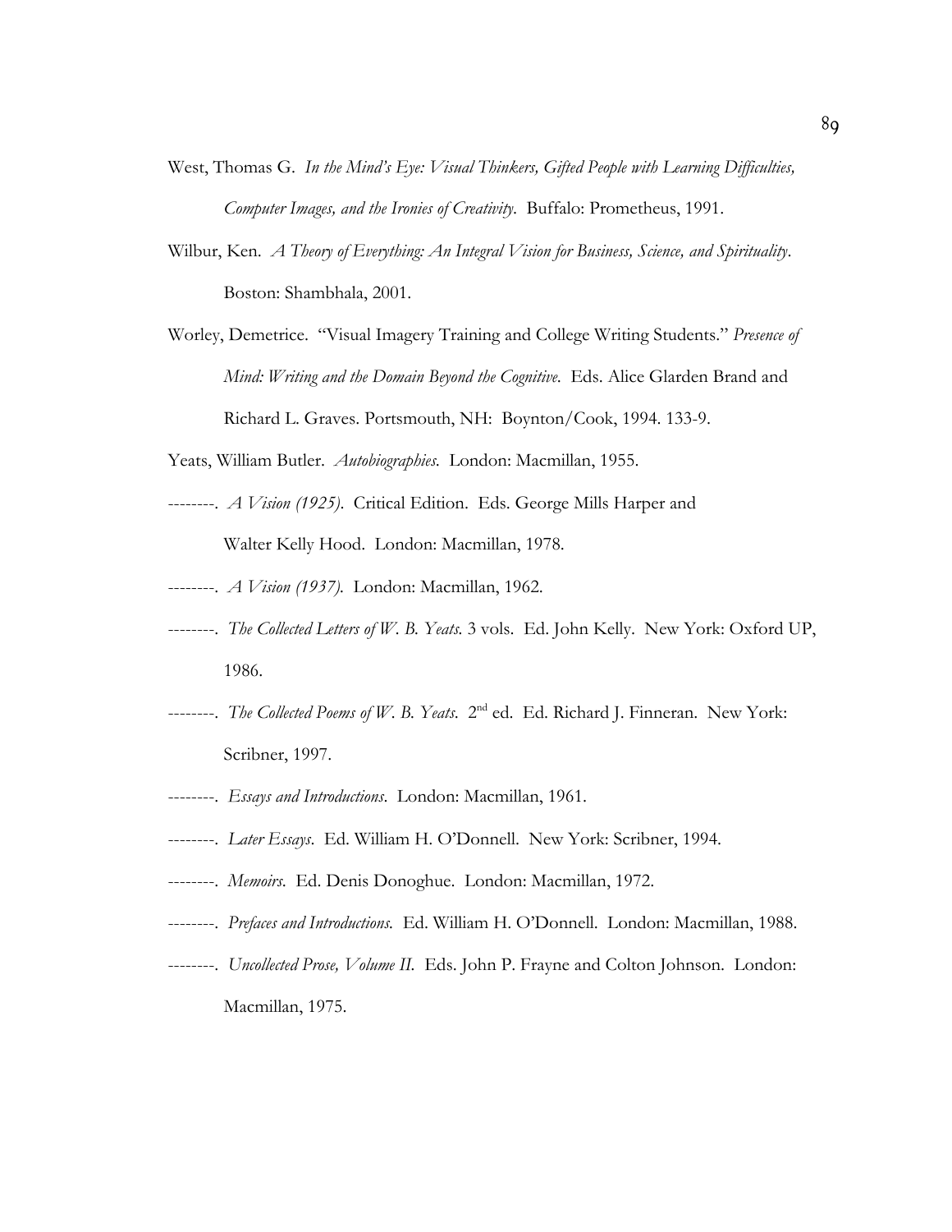West, Thomas G. *In the Mind's Eye: Visual Thinkers, Gifted People with Learning Difficulties, Computer Images, and the Ironies of Creativity.* Buffalo: Prometheus, 1991.

Wilbur, Ken. *A Theory of Everything: An Integral Vision for Business, Science, and Spirituality*. Boston: Shambhala, 2001.

Worley, Demetrice. "Visual Imagery Training and College Writing Students." *Presence of Mind: Writing and the Domain Beyond the Cognitive.* Eds. Alice Glarden Brand and Richard L. Graves. Portsmouth, NH: Boynton/Cook, 1994. 133-9.

Yeats, William Butler. *Autobiographies.* London: Macmillan, 1955.

--------. *A Vision (1925).* Critical Edition. Eds. George Mills Harper and Walter Kelly Hood. London: Macmillan, 1978.

--------. *A Vision (1937).* London: Macmillan, 1962.

--------. *The Collected Letters of W. B. Yeats.* 3 vols. Ed. John Kelly. New York: Oxford UP, 1986.

--------. *The Collected Poems of W. B. Yeats*. 2nd ed. Ed. Richard J. Finneran. New York: Scribner, 1997.

--------. *Essays and Introductions*. London: Macmillan, 1961.

--------. *Later Essays*. Ed. William H. O'Donnell. New York: Scribner, 1994.

--------. *Memoirs.* Ed. Denis Donoghue. London: Macmillan, 1972.

--------. *Prefaces and Introductions.* Ed. William H. O'Donnell. London: Macmillan, 1988.

--------. *Uncollected Prose, Volume II.* Eds. John P. Frayne and Colton Johnson. London: Macmillan, 1975.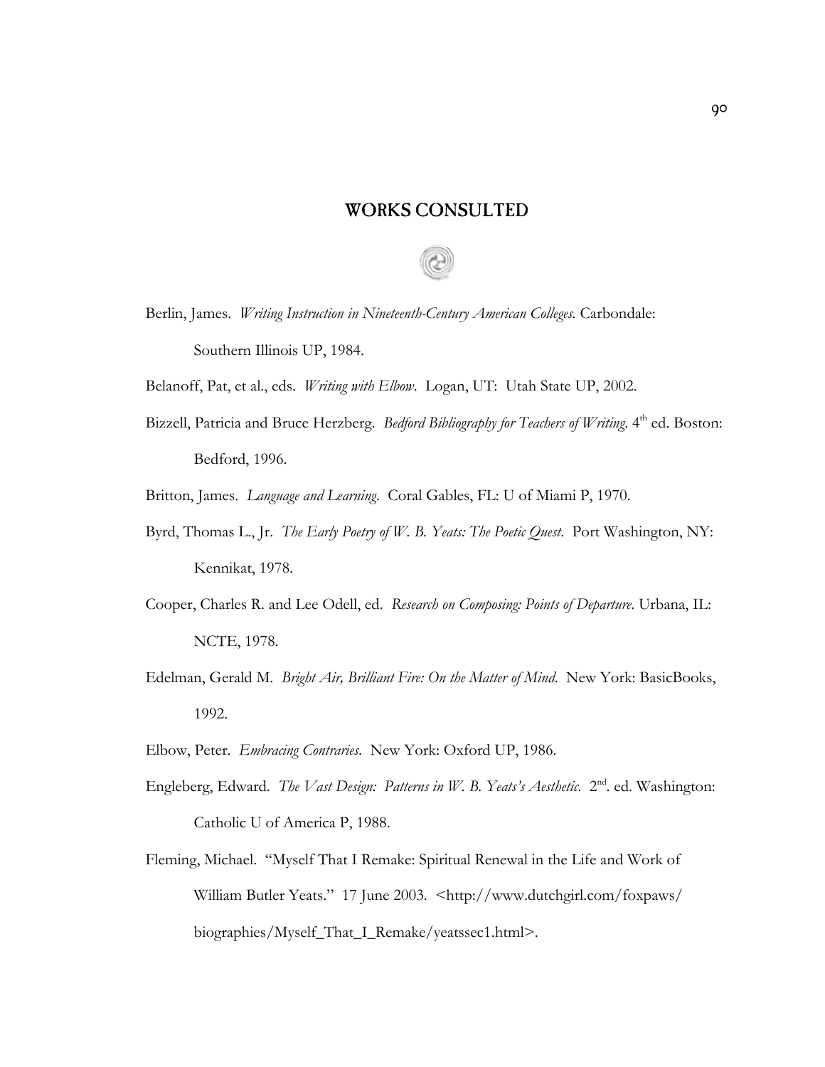# WORKS CONSULTED

Berlin, James. *Writing Instruction in Nineteenth-Century American Colleges.* Carbondale: Southern Illinois UP, 1984.

Belanoff, Pat, et al., eds. *Writing with Elbow*. Logan, UT: Utah State UP, 2002.

Bizzell, Patricia and Bruce Herzberg. *Bedford Bibliography for Teachers of Writing*. 4th ed. Boston: Bedford, 1996.

Britton, James. *Language and Learning.* Coral Gables, FL: U of Miami P, 1970.

Byrd, Thomas L., Jr. *The Early Poetry of W. B. Yeats: The Poetic Quest.* Port Washington, NY: Kennikat, 1978.

Cooper, Charles R. and Lee Odell, ed. *Research on Composing: Points of Departure.* Urbana, IL: NCTE, 1978.

Edelman, Gerald M. *Bright Air, Brilliant Fire: On the Matter of Mind.* New York: BasicBooks, 1992.

Elbow, Peter. *Embracing Contraries.* New York: Oxford UP, 1986.

Engleberg, Edward. *The Vast Design: Patterns in W. B. Yeats's Aesthetic.* 2nd. ed. Washington: Catholic U of America P, 1988.

Fleming, Michael. "Myself That I Remake: Spiritual Renewal in the Life and Work of William Butler Yeats." 17 June 2003. <http://www.dutchgirl.com/foxpaws/biographies/Myself_That_I_Remake/yeatssec1.html>.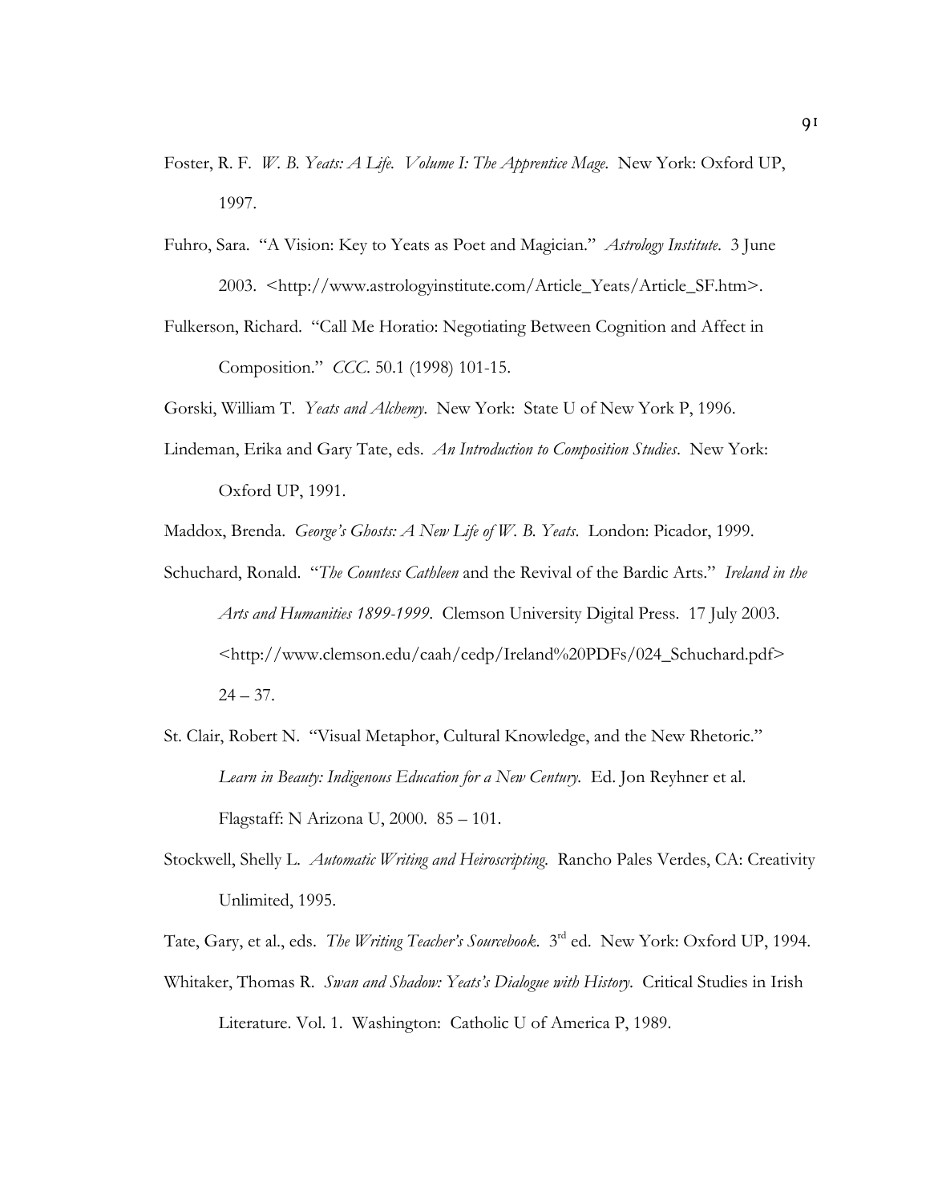Foster, R. F. *W. B. Yeats: A Life. Volume I: The Apprentice Mage.* New York: Oxford UP, 1997.

Fuhro, Sara. "A Vision: Key to Yeats as Poet and Magician." *Astrology Institute*. 3 June 2003. <http://www.astrologyinstitute.com/Article_Yeats/Article_SF.htm>.

Fulkerson, Richard. "Call Me Horatio: Negotiating Between Cognition and Affect in Composition." *CCC*. 50.1 (1998) 101-15.

Gorski, William T. *Yeats and Alchemy*. New York: State U of New York P, 1996.

Lindeman, Erika and Gary Tate, eds. *An Introduction to Composition Studies*. New York: Oxford UP, 1991.

Maddox, Brenda. *George's Ghosts: A New Life of W. B. Yeats*. London: Picador, 1999.

Schuchard, Ronald. "*The Countess Cathleen* and the Revival of the Bardic Arts." *Ireland in the Arts and Humanities 1899-1999*. Clemson University Digital Press. 17 July 2003. <http://www.clemson.edu/caah/cedp/Ireland%20PDFs/024_Schuchard.pdf> 24 – 37.

St. Clair, Robert N. "Visual Metaphor, Cultural Knowledge, and the New Rhetoric." *Learn in Beauty: Indigenous Education for a New Century.* Ed. Jon Reyhner et al. Flagstaff: N Arizona U, 2000. 85 – 101.

Stockwell, Shelly L. *Automatic Writing and Heiroscripting.* Rancho Pales Verdes, CA: Creativity Unlimited, 1995.

Tate, Gary, et al., eds. *The Writing Teacher's Sourcebook.* 3rd ed. New York: Oxford UP, 1994.

Whitaker, Thomas R. *Swan and Shadow: Yeats's Dialogue with History.* Critical Studies in Irish Literature. Vol. 1. Washington: Catholic U of America P, 1989.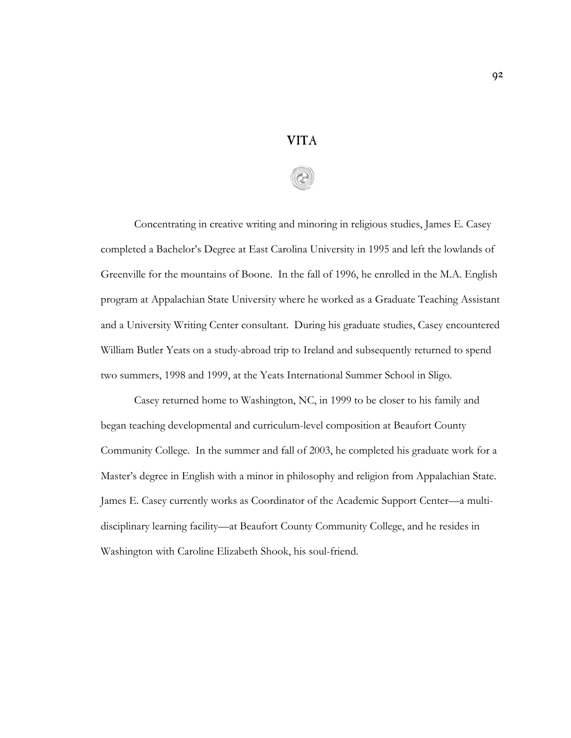# VITA

Concentrating in creative writing and minoring in religious studies, James E. Casey completed a Bachelor's Degree at East Carolina University in 1995 and left the lowlands of Greenville for the mountains of Boone. In the fall of 1996, he enrolled in the M.A. English program at Appalachian State University where he worked as a Graduate Teaching Assistant and a University Writing Center consultant. During his graduate studies, Casey encountered William Butler Yeats on a study-abroad trip to Ireland and subsequently returned to spend two summers, 1998 and 1999, at the Yeats International Summer School in Sligo.

Casey returned home to Washington, NC, in 1999 to be closer to his family and began teaching developmental and curriculum-level composition at Beaufort County Community College. In the summer and fall of 2003, he completed his graduate work for a Master's degree in English with a minor in philosophy and religion from Appalachian State. James E. Casey currently works as Coordinator of the Academic Support Center—a multi-disciplinary learning facility—at Beaufort County Community College, and he resides in Washington with Caroline Elizabeth Shook, his soul-friend.